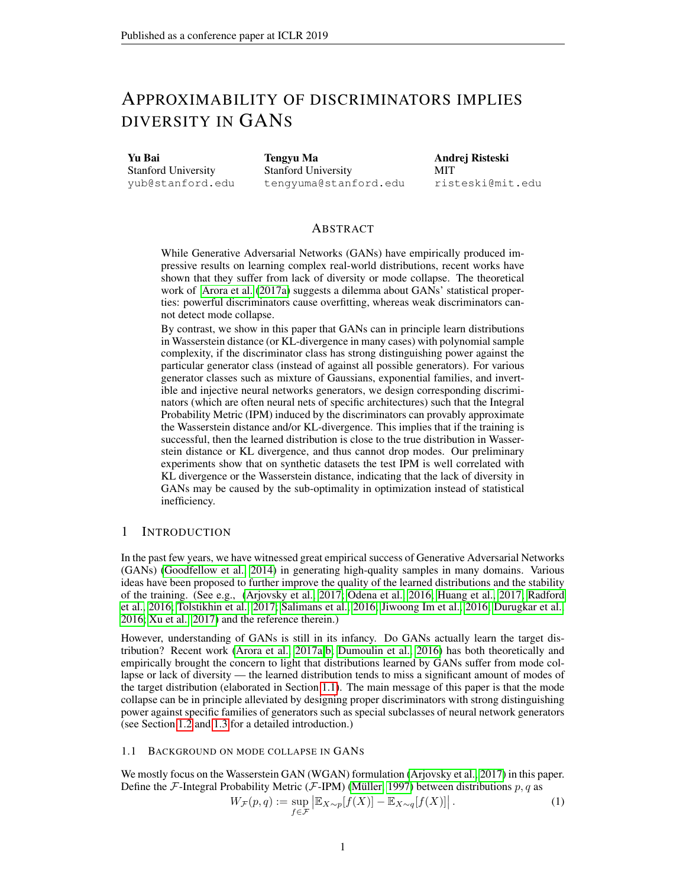# APPROXIMABILITY OF DISCRIMINATORS IMPLIES DIVERSITY IN GANS

**Yu Bai**
Stanford University
yub@stanford.edu

**Tengyu Ma**
Stanford University
tengyuma@stanford.edu

**Andrej Risteski**
MIT
risteski@mit.edu

## ABSTRACT

While Generative Adversarial Networks (GANs) have empirically produced impressive results on learning complex real-world distributions, recent works have shown that they suffer from lack of diversity or mode collapse. The theoretical work of Arora et al. (2017a) suggests a dilemma about GANs' statistical properties: powerful discriminators cause overfitting, whereas weak discriminators cannot detect mode collapse.

By contrast, we show in this paper that GANs can in principle learn distributions in Wasserstein distance (or KL-divergence in many cases) with polynomial sample complexity, if the discriminator class has strong distinguishing power against the particular generator class (instead of against all possible generators). For various generator classes such as mixture of Gaussians, exponential families, and invertible and injective neural networks generators, we design corresponding discriminators (which are often neural nets of specific architectures) such that the Integral Probability Metric (IPM) induced by the discriminators can provably approximate the Wasserstein distance and/or KL-divergence. This implies that if the training is successful, then the learned distribution is close to the true distribution in Wasserstein distance or KL divergence, and thus cannot drop modes. Our preliminary experiments show that on synthetic datasets the test IPM is well correlated with KL divergence or the Wasserstein distance, indicating that the lack of diversity in GANs may be caused by the sub-optimality in optimization instead of statistical inefficiency.

## 1 INTRODUCTION

In the past few years, we have witnessed great empirical success of Generative Adversarial Networks (GANs) (Goodfellow et al., 2014) in generating high-quality samples in many domains. Various ideas have been proposed to further improve the quality of the learned distributions and the stability of the training. (See e.g., (Arjovsky et al., 2017; Odena et al., 2016; Huang et al., 2017; Radford et al., 2016; Tolstikhin et al., 2017; Salimans et al., 2016; Jiwoong Im et al., 2016; Durugkar et al., 2016; Xu et al., 2017) and the reference therein.)

However, understanding of GANs is still in its infancy. Do GANs actually learn the target distribution? Recent work (Arora et al., 2017a;b; Dumoulin et al., 2016) has both theoretically and empirically brought the concern to light that distributions learned by GANs suffer from mode collapse or lack of diversity — the learned distribution tends to miss a significant amount of modes of the target distribution (elaborated in Section 1.1). The main message of this paper is that the mode collapse can be in principle alleviated by designing proper discriminators with strong distinguishing power against specific families of generators such as special subclasses of neural network generators (see Section 1.2 and 1.3 for a detailed introduction.)

### 1.1 BACKGROUND ON MODE COLLAPSE IN GANS

We mostly focus on the Wasserstein GAN (WGAN) formulation (Arjovsky et al., 2017) in this paper. Define the $\mathcal{F}$-Integral Probability Metric ($\mathcal{F}$-IPM) (Müller, 1997) between distributions $p, q$ as

$$W_{\mathcal{F}}(p, q) := \sup_{f \in \mathcal{F}} \left| \mathbb{E}_{X \sim p}[f(X)] - \mathbb{E}_{X \sim q}[f(X)] \right|. \tag{1}$$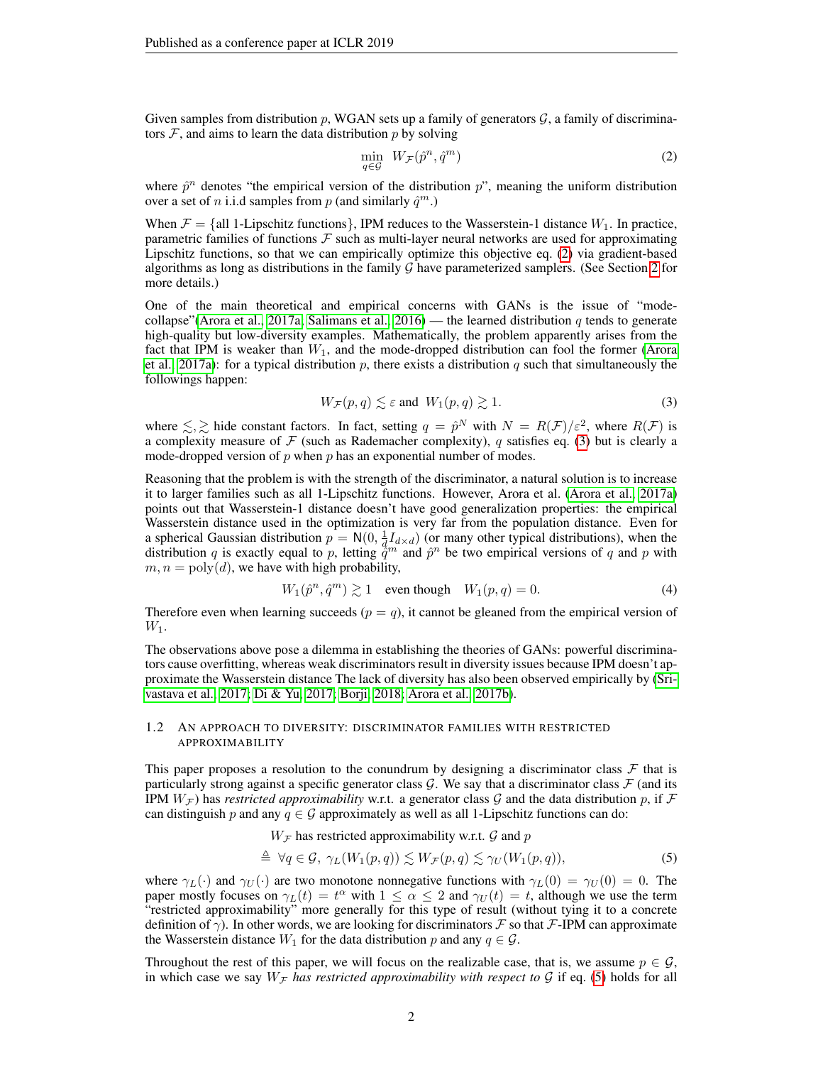Given samples from distribution $p$, WGAN sets up a family of generators $\mathcal{G}$, a family of discriminators $\mathcal{F}$, and aims to learn the data distribution $p$ by solving

$$\min_{q \in \mathcal{G}} \; W_{\mathcal{F}}(\hat{p}^n, \hat{q}^m) \tag{2}$$

where $\hat{p}^n$ denotes "the empirical version of the distribution $p$", meaning the uniform distribution over a set of $n$ i.i.d samples from $p$ (and similarly $\hat{q}^m$.)

When $\mathcal{F} = \{$all 1-Lipschitz functions$\}$, IPM reduces to the Wasserstein-1 distance $W_1$. In practice, parametric families of functions $\mathcal{F}$ such as multi-layer neural networks are used for approximating Lipschitz functions, so that we can empirically optimize this objective eq. (2) via gradient-based algorithms as long as distributions in the family $\mathcal{G}$ have parameterized samplers. (See Section 2 for more details.)

One of the main theoretical and empirical concerns with GANs is the issue of "mode-collapse"(Arora et al., 2017a; Salimans et al., 2016) — the learned distribution $q$ tends to generate high-quality but low-diversity examples. Mathematically, the problem apparently arises from the fact that IPM is weaker than $W_1$, and the mode-dropped distribution can fool the former (Arora et al., 2017a): for a typical distribution $p$, there exists a distribution $q$ such that simultaneously the followings happen:

$$W_{\mathcal{F}}(p, q) \lesssim \varepsilon \text{ and } \; W_1(p, q) \gtrsim 1. \tag{3}$$

where $\lesssim, \gtrsim$ hide constant factors. In fact, setting $q = \hat{p}^N$ with $N = R(\mathcal{F})/\varepsilon^2$, where $R(\mathcal{F})$ is a complexity measure of $\mathcal{F}$ (such as Rademacher complexity), $q$ satisfies eq. (3) but is clearly a mode-dropped version of $p$ when $p$ has an exponential number of modes.

Reasoning that the problem is with the strength of the discriminator, a natural solution is to increase it to larger families such as all 1-Lipschitz functions. However, Arora et al. (Arora et al., 2017a) points out that Wasserstein-1 distance doesn't have good generalization properties: the empirical Wasserstein distance used in the optimization is very far from the population distance. Even for a spherical Gaussian distribution $p = \mathsf{N}(0, \frac{1}{d} I_{d \times d})$ (or many other typical distributions), when the distribution $q$ is exactly equal to $p$, letting $\hat{q}^m$ and $\hat{p}^n$ be two empirical versions of $q$ and $p$ with $m, n = \text{poly}(d)$, we have with high probability,

$$W_1(\hat{p}^n, \hat{q}^m) \gtrsim 1 \quad \text{even though} \quad W_1(p, q) = 0. \tag{4}$$

Therefore even when learning succeeds ($p = q$), it cannot be gleaned from the empirical version of $W_1$.

The observations above pose a dilemma in establishing the theories of GANs: powerful discriminators cause overfitting, whereas weak discriminators result in diversity issues because IPM doesn't approximate the Wasserstein distance The lack of diversity has also been observed empirically by (Srivastava et al., 2017; Di & Yu, 2017; Borji, 2018; Arora et al., 2017b).

### 1.2 An approach to diversity: discriminator families with restricted approximability

This paper proposes a resolution to the conundrum by designing a discriminator class $\mathcal{F}$ that is particularly strong against a specific generator class $\mathcal{G}$. We say that a discriminator class $\mathcal{F}$ (and its IPM $W_{\mathcal{F}}$) has *restricted approximability* w.r.t. a generator class $\mathcal{G}$ and the data distribution $p$, if $\mathcal{F}$ can distinguish $p$ and any $q \in \mathcal{G}$ approximately as well as all 1-Lipschitz functions can do:

$$\begin{aligned} & W_{\mathcal{F}} \text{ has restricted approximability w.r.t. } \mathcal{G} \text{ and } p \\ \triangleq \; & \forall q \in \mathcal{G}, \; \gamma_L(W_1(p, q)) \lesssim W_{\mathcal{F}}(p, q) \lesssim \gamma_U(W_1(p, q)), \end{aligned} \tag{5}$$

where $\gamma_L(\cdot)$ and $\gamma_U(\cdot)$ are two monotone nonnegative functions with $\gamma_L(0) = \gamma_U(0) = 0$. The paper mostly focuses on $\gamma_L(t) = t^\alpha$ with $1 \le \alpha \le 2$ and $\gamma_U(t) = t$, although we use the term "restricted approximability" more generally for this type of result (without tying it to a concrete definition of $\gamma$). In other words, we are looking for discriminators $\mathcal{F}$ so that $\mathcal{F}$-IPM can approximate the Wasserstein distance $W_1$ for the data distribution $p$ and any $q \in \mathcal{G}$.

Throughout the rest of this paper, we will focus on the realizable case, that is, we assume $p \in \mathcal{G}$, in which case we say $W_{\mathcal{F}}$ *has restricted approximability with respect to* $\mathcal{G}$ if eq. (5) holds for all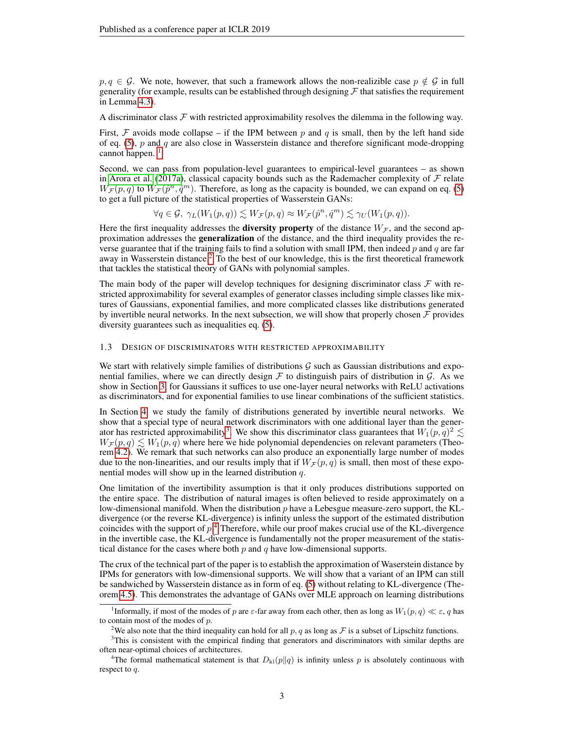$p, q \in \mathcal{G}$. We note, however, that such a framework allows the non-realizable case $p \notin \mathcal{G}$ in full generality (for example, results can be established through designing $\mathcal{F}$ that satisfies the requirement in Lemma 4.3).

A discriminator class $\mathcal{F}$ with restricted approximability resolves the dilemma in the following way.

First, $\mathcal{F}$ avoids mode collapse – if the IPM between $p$ and $q$ is small, then by the left hand side of eq. (5), $p$ and $q$ are also close in Wasserstein distance and therefore significant mode-dropping cannot happen. [1]

Second, we can pass from population-level guarantees to empirical-level guarantees – as shown in Arora et al. (2017a), classical capacity bounds such as the Rademacher complexity of $\mathcal{F}$ relate $W_{\mathcal{F}}(p, q)$ to $W_{\mathcal{F}}(\hat{p}^n, \hat{q}^m)$. Therefore, as long as the capacity is bounded, we can expand on eq. (5) to get a full picture of the statistical properties of Wasserstein GANs:

$$\forall q \in \mathcal{G},\ \gamma_L(W_1(p, q)) \lesssim W_{\mathcal{F}}(p, q) \approx W_{\mathcal{F}}(\hat{p}^n, \hat{q}^m) \lesssim \gamma_U(W_1(p, q)).$$

Here the first inequality addresses the **diversity property** of the distance $W_{\mathcal{F}}$, and the second approximation addresses the **generalization** of the distance, and the third inequality provides the reverse guarantee that if the training fails to find a solution with small IPM, then indeed $p$ and $q$ are far away in Wasserstein distance.[2] To the best of our knowledge, this is the first theoretical framework that tackles the statistical theory of GANs with polynomial samples.

The main body of the paper will develop techniques for designing discriminator class $\mathcal{F}$ with restricted approximability for several examples of generator classes including simple classes like mixtures of Gaussians, exponential families, and more complicated classes like distributions generated by invertible neural networks. In the next subsection, we will show that properly chosen $\mathcal{F}$ provides diversity guarantees such as inequalities eq. (5).

### 1.3 Design of discriminators with restricted approximability

We start with relatively simple families of distributions $\mathcal{G}$ such as Gaussian distributions and exponential families, where we can directly design $\mathcal{F}$ to distinguish pairs of distribution in $\mathcal{G}$. As we show in Section 3, for Gaussians it suffices to use one-layer neural networks with ReLU activations as discriminators, and for exponential families to use linear combinations of the sufficient statistics.

In Section 4, we study the family of distributions generated by invertible neural networks. We show that a special type of neural network discriminators with one additional layer than the generator has restricted approximability[3]. We show this discriminator class guarantees that $W_1(p, q)^2 \lesssim W_{\mathcal{F}}(p, q) \lesssim W_1(p, q)$ where here we hide polynomial dependencies on relevant parameters (Theorem 4.2). We remark that such networks can also produce an exponentially large number of modes due to the non-linearities, and our results imply that if $W_{\mathcal{F}}(p, q)$ is small, then most of these exponential modes will show up in the learned distribution $q$.

One limitation of the invertibility assumption is that it only produces distributions supported on the entire space. The distribution of natural images is often believed to reside approximately on a low-dimensional manifold. When the distribution $p$ have a Lebesgue measure-zero support, the KL-divergence (or the reverse KL-divergence) is infinity unless the support of the estimated distribution coincides with the support of $p$.[4] Therefore, while our proof makes crucial use of the KL-divergence in the invertible case, the KL-divergence is fundamentally not the proper measurement of the statistical distance for the cases where both $p$ and $q$ have low-dimensional supports.

The crux of the technical part of the paper is to establish the approximation of Waserstein distance by IPMs for generators with low-dimensional supports. We will show that a variant of an IPM can still be sandwiched by Wasserstein distance as in form of eq. (5) without relating to KL-divergence (Theorem 4.5). This demonstrates the advantage of GANs over MLE approach on learning distributions

---

[1] Informally, if most of the modes of $p$ are $\varepsilon$-far away from each other, then as long as $W_1(p, q) \ll \varepsilon$, $q$ has to contain most of the modes of $p$.

[2] We also note that the third inequality can hold for all $p, q$ as long as $\mathcal{F}$ is a subset of Lipschitz functions.

[3] This is consistent with the empirical finding that generators and discriminators with similar depths are often near-optimal choices of architectures.

[4] The formal mathematical statement is that $D_{\text{kl}}(p\|q)$ is infinity unless $p$ is absolutely continuous with respect to $q$.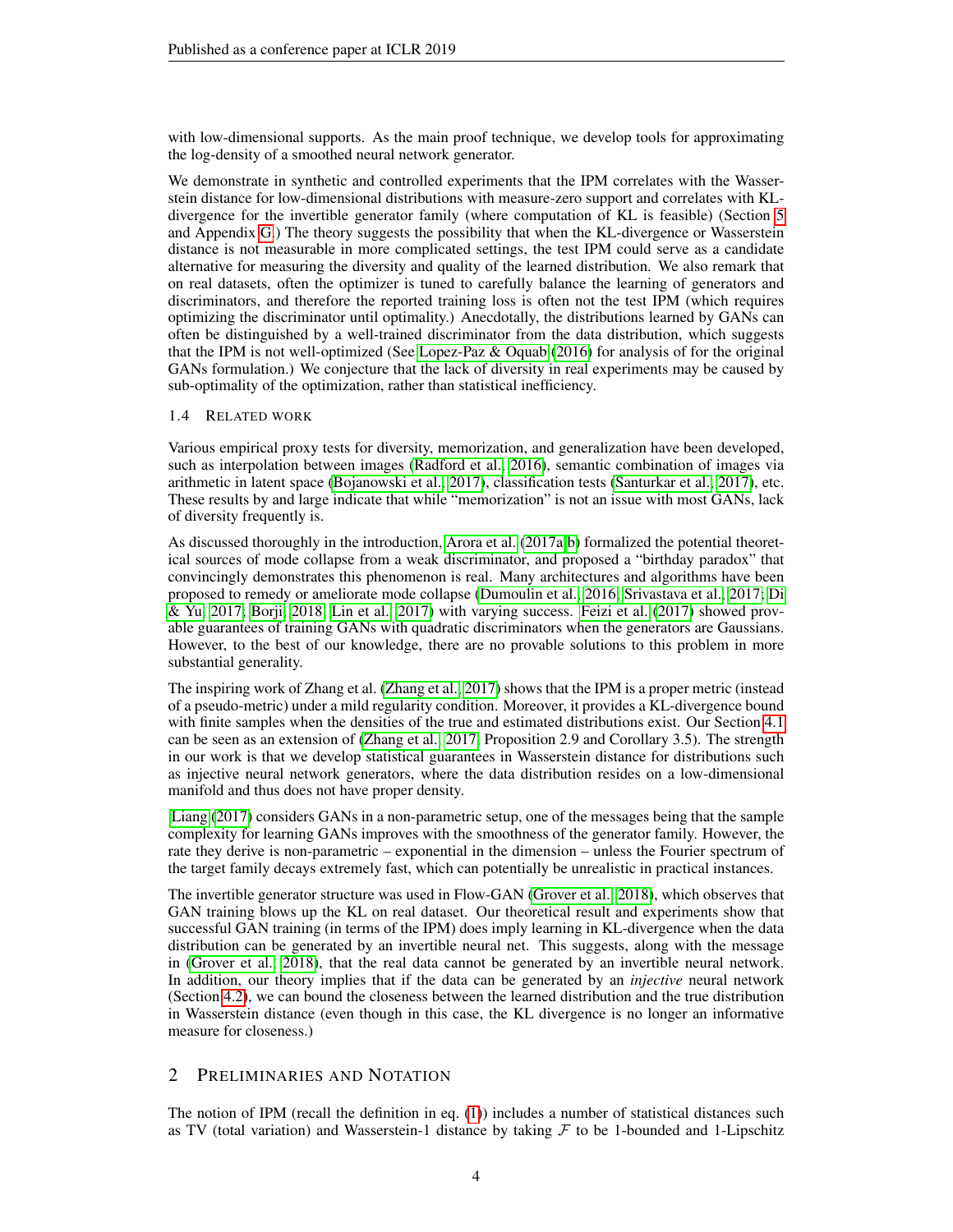with low-dimensional supports. As the main proof technique, we develop tools for approximating the log-density of a smoothed neural network generator.

We demonstrate in synthetic and controlled experiments that the IPM correlates with the Wasserstein distance for low-dimensional distributions with measure-zero support and correlates with KL-divergence for the invertible generator family (where computation of KL is feasible) (Section 5 and Appendix G.) The theory suggests the possibility that when the KL-divergence or Wasserstein distance is not measurable in more complicated settings, the test IPM could serve as a candidate alternative for measuring the diversity and quality of the learned distribution. We also remark that on real datasets, often the optimizer is tuned to carefully balance the learning of generators and discriminators, and therefore the reported training loss is often not the test IPM (which requires optimizing the discriminator until optimality.) Anecdotally, the distributions learned by GANs can often be distinguished by a well-trained discriminator from the data distribution, which suggests that the IPM is not well-optimized (See Lopez-Paz & Oquab (2016) for analysis of for the original GANs formulation.) We conjecture that the lack of diversity in real experiments may be caused by sub-optimality of the optimization, rather than statistical inefficiency.

### 1.4 Related work

Various empirical proxy tests for diversity, memorization, and generalization have been developed, such as interpolation between images (Radford et al., 2016), semantic combination of images via arithmetic in latent space (Bojanowski et al., 2017), classification tests (Santurkar et al., 2017), etc. These results by and large indicate that while "memorization" is not an issue with most GANs, lack of diversity frequently is.

As discussed thoroughly in the introduction, Arora et al. (2017a;b) formalized the potential theoretical sources of mode collapse from a weak discriminator, and proposed a "birthday paradox" that convincingly demonstrates this phenomenon is real. Many architectures and algorithms have been proposed to remedy or ameliorate mode collapse (Dumoulin et al., 2016; Srivastava et al., 2017; Di & Yu, 2017; Borji, 2018; Lin et al., 2017) with varying success. Feizi et al. (2017) showed provable guarantees of training GANs with quadratic discriminators when the generators are Gaussians. However, to the best of our knowledge, there are no provable solutions to this problem in more substantial generality.

The inspiring work of Zhang et al. (Zhang et al., 2017) shows that the IPM is a proper metric (instead of a pseudo-metric) under a mild regularity condition. Moreover, it provides a KL-divergence bound with finite samples when the densities of the true and estimated distributions exist. Our Section 4.1 can be seen as an extension of (Zhang et al., 2017, Proposition 2.9 and Corollary 3.5). The strength in our work is that we develop statistical guarantees in Wasserstein distance for distributions such as injective neural network generators, where the data distribution resides on a low-dimensional manifold and thus does not have proper density.

Liang (2017) considers GANs in a non-parametric setup, one of the messages being that the sample complexity for learning GANs improves with the smoothness of the generator family. However, the rate they derive is non-parametric – exponential in the dimension – unless the Fourier spectrum of the target family decays extremely fast, which can potentially be unrealistic in practical instances.

The invertible generator structure was used in Flow-GAN (Grover et al., 2018), which observes that GAN training blows up the KL on real dataset. Our theoretical result and experiments show that successful GAN training (in terms of the IPM) does imply learning in KL-divergence when the data distribution can be generated by an invertible neural net. This suggests, along with the message in (Grover et al., 2018), that the real data cannot be generated by an invertible neural network. In addition, our theory implies that if the data can be generated by an *injective* neural network (Section 4.2), we can bound the closeness between the learned distribution and the true distribution in Wasserstein distance (even though in this case, the KL divergence is no longer an informative measure for closeness.)

## 2 Preliminaries and Notation

The notion of IPM (recall the definition in eq. (1)) includes a number of statistical distances such as TV (total variation) and Wasserstein-1 distance by taking $\mathcal{F}$ to be 1-bounded and 1-Lipschitz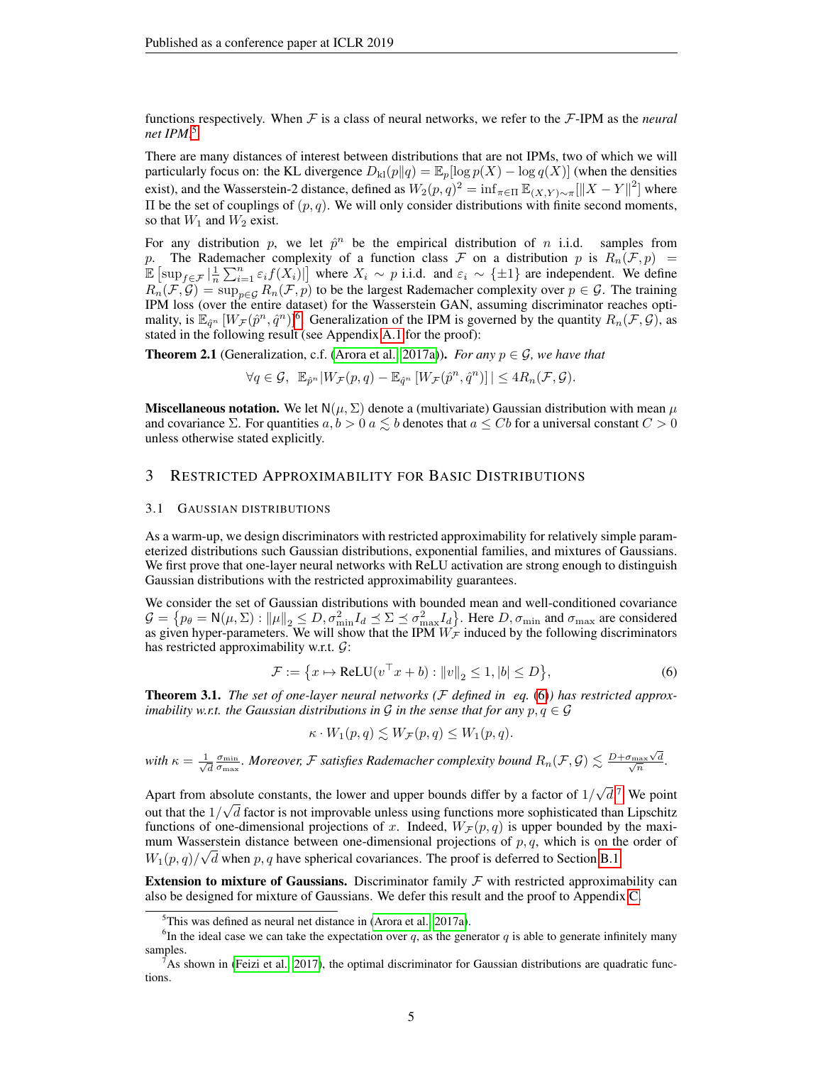functions respectively. When $\mathcal{F}$ is a class of neural networks, we refer to the $\mathcal{F}$-IPM as the *neural net IPM*.[5]

There are many distances of interest between distributions that are not IPMs, two of which we will particularly focus on: the KL divergence $D_{\rm kl}(p\|q) = \mathbb{E}_p[\log p(X) - \log q(X)]$ (when the densities exist), and the Wasserstein-2 distance, defined as $W_2(p,q)^2 = \inf_{\pi\in\Pi} \mathbb{E}_{(X,Y)\sim\pi}[\|X-Y\|^2]$ where $\Pi$ be the set of couplings of $(p,q)$. We will only consider distributions with finite second moments, so that $W_1$ and $W_2$ exist.

For any distribution $p$, we let $\hat{p}^n$ be the empirical distribution of $n$ i.i.d. samples from $p$. The Rademacher complexity of a function class $\mathcal{F}$ on a distribution $p$ is $R_n(\mathcal{F}, p) = \mathbb{E}\left[\sup_{f\in\mathcal{F}} \left|\frac{1}{n}\sum_{i=1}^n \varepsilon_i f(X_i)\right|\right]$ where $X_i \sim p$ i.i.d. and $\varepsilon_i \sim \{\pm 1\}$ are independent. We define $R_n(\mathcal{F}, \mathcal{G}) = \sup_{p\in\mathcal{G}} R_n(\mathcal{F}, p)$ to be the largest Rademacher complexity over $p \in \mathcal{G}$. The training IPM loss (over the entire dataset) for the Wasserstein GAN, assuming discriminator reaches optimality, is $\mathbb{E}_{\hat{q}^n}\left[W_{\mathcal{F}}(\hat{p}^n, \hat{q}^n)\right]$[6]. Generalization of the IPM is governed by the quantity $R_n(\mathcal{F}, \mathcal{G})$, as stated in the following result (see Appendix A.1 for the proof):

**Theorem 2.1** (Generalization, c.f. (Arora et al., 2017a))**.** *For any $p \in \mathcal{G}$, we have that*

$$\forall q \in \mathcal{G},\ \ \mathbb{E}_{\hat{p}^n}|W_{\mathcal{F}}(p,q) - \mathbb{E}_{\hat{q}^n}\left[W_{\mathcal{F}}(\hat{p}^n, \hat{q}^n)\right]| \le 4R_n(\mathcal{F}, \mathcal{G}).$$

**Miscellaneous notation.** We let $\mathsf{N}(\mu, \Sigma)$ denote a (multivariate) Gaussian distribution with mean $\mu$ and covariance $\Sigma$. For quantities $a, b > 0$ $a \lesssim b$ denotes that $a \le Cb$ for a universal constant $C > 0$ unless otherwise stated explicitly.

# 3 Restricted Approximability for Basic Distributions

## 3.1 Gaussian distributions

As a warm-up, we design discriminators with restricted approximability for relatively simple parameterized distributions such Gaussian distributions, exponential families, and mixtures of Gaussians. We first prove that one-layer neural networks with ReLU activation are strong enough to distinguish Gaussian distributions with the restricted approximability guarantees.

We consider the set of Gaussian distributions with bounded mean and well-conditioned covariance $\mathcal{G} = \left\{p_\theta = \mathsf{N}(\mu, \Sigma) : \|\mu\|_2 \le D, \sigma_{\min}^2 I_d \preceq \Sigma \preceq \sigma_{\max}^2 I_d\right\}$. Here $D, \sigma_{\min}$ and $\sigma_{\max}$ are considered as given hyper-parameters. We will show that the IPM $W_{\mathcal{F}}$ induced by the following discriminators has restricted approximability w.r.t. $\mathcal{G}$:

$$\mathcal{F} := \left\{x \mapsto \mathrm{ReLU}(v^\top x + b) : \|v\|_2 \le 1, |b| \le D\right\}, \tag{6}$$

**Theorem 3.1.** *The set of one-layer neural networks ($\mathcal{F}$ defined in eq. (6)) has restricted approximability w.r.t. the Gaussian distributions in $\mathcal{G}$ in the sense that for any $p, q \in \mathcal{G}$*

$$\kappa \cdot W_1(p,q) \lesssim W_{\mathcal{F}}(p,q) \le W_1(p,q).$$

*with $\kappa = \frac{1}{\sqrt{d}}\frac{\sigma_{\min}}{\sigma_{\max}}$. Moreover, $\mathcal{F}$ satisfies Rademacher complexity bound $R_n(\mathcal{F}, \mathcal{G}) \lesssim \frac{D + \sigma_{\max}\sqrt{d}}{\sqrt{n}}$.*

Apart from absolute constants, the lower and upper bounds differ by a factor of $1/\sqrt{d}$.[7] We point out that the $1/\sqrt{d}$ factor is not improvable unless using functions more sophisticated than Lipschitz functions of one-dimensional projections of $x$. Indeed, $W_{\mathcal{F}}(p,q)$ is upper bounded by the maximum Wasserstein distance between one-dimensional projections of $p, q$, which is on the order of $W_1(p,q)/\sqrt{d}$ when $p, q$ have spherical covariances. The proof is deferred to Section B.1.

**Extension to mixture of Gaussians.** Discriminator family $\mathcal{F}$ with restricted approximability can also be designed for mixture of Gaussians. We defer this result and the proof to Appendix C.

[5] This was defined as neural net distance in (Arora et al., 2017a).

[6] In the ideal case we can take the expectation over $q$, as the generator $q$ is able to generate infinitely many samples.

[7] As shown in (Feizi et al., 2017), the optimal discriminator for Gaussian distributions are quadratic functions.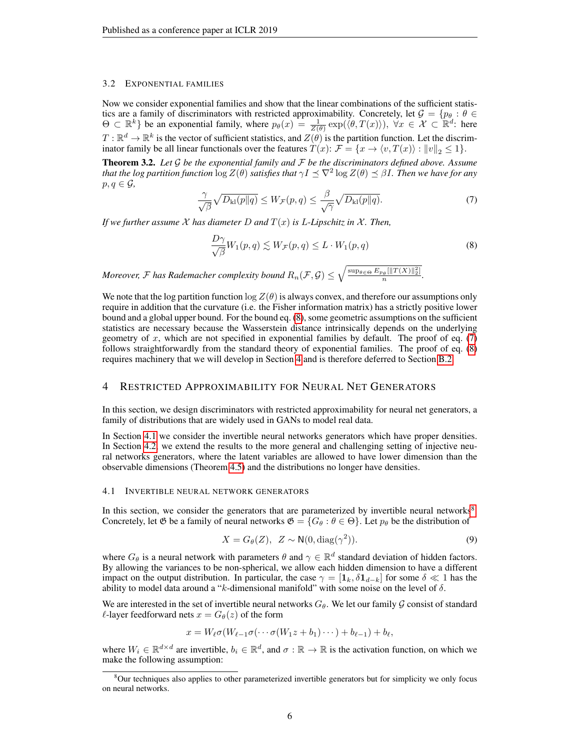### 3.2 Exponential families

Now we consider exponential families and show that the linear combinations of the sufficient statistics are a family of discriminators with restricted approximability. Concretely, let $\mathcal{G} = \{p_\theta : \theta \in \Theta \subset \mathbb{R}^k\}$ be an exponential family, where $p_\theta(x) = \frac{1}{Z(\theta)} \exp(\langle \theta, T(x) \rangle)$, $\forall x \in \mathcal{X} \subset \mathbb{R}^d$: here $T : \mathbb{R}^d \to \mathbb{R}^k$ is the vector of sufficient statistics, and $Z(\theta)$ is the partition function. Let the discriminator family be all linear functionals over the features $T(x)$: $\mathcal{F} = \{x \to \langle v, T(x) \rangle : \|v\|_2 \le 1\}$.

**Theorem 3.2.** *Let $\mathcal{G}$ be the exponential family and $\mathcal{F}$ be the discriminators defined above. Assume that the log partition function $\log Z(\theta)$ satisfies that $\gamma I \preceq \nabla^2 \log Z(\theta) \preceq \beta I$. Then we have for any $p, q \in \mathcal{G}$,*

$$\frac{\gamma}{\sqrt{\beta}} \sqrt{D_{\mathrm{kl}}(p\|q)} \le W_{\mathcal{F}}(p, q) \le \frac{\beta}{\sqrt{\gamma}} \sqrt{D_{\mathrm{kl}}(p\|q)}. \tag{7}$$

*If we further assume $\mathcal{X}$ has diameter $D$ and $T(x)$ is $L$-Lipschitz in $\mathcal{X}$. Then,*

$$\frac{D\gamma}{\sqrt{\beta}} W_1(p, q) \lesssim W_{\mathcal{F}}(p, q) \le L \cdot W_1(p, q) \tag{8}$$

*Moreover, $\mathcal{F}$ has Rademacher complexity bound $R_n(\mathcal{F}, \mathcal{G}) \le \sqrt{\frac{\sup_{\theta \in \Theta} E_{p_\theta}[\|T(X)\|_2^2]}{n}}$.*

We note that the log partition function $\log Z(\theta)$ is always convex, and therefore our assumptions only require in addition that the curvature (i.e. the Fisher information matrix) has a strictly positive lower bound and a global upper bound. For the bound eq. (8), some geometric assumptions on the sufficient statistics are necessary because the Wasserstein distance intrinsically depends on the underlying geometry of $x$, which are not specified in exponential families by default. The proof of eq. (7) follows straightforwardly from the standard theory of exponential families. The proof of eq. (8) requires machinery that we will develop in Section 4 and is therefore deferred to Section B.2.

## 4 Restricted Approximability for Neural Net Generators

In this section, we design discriminators with restricted approximability for neural net generators, a family of distributions that are widely used in GANs to model real data.

In Section 4.1 we consider the invertible neural networks generators which have proper densities. In Section 4.2, we extend the results to the more general and challenging setting of injective neural networks generators, where the latent variables are allowed to have lower dimension than the observable dimensions (Theorem 4.5) and the distributions no longer have densities.

### 4.1 Invertible neural network generators

In this section, we consider the generators that are parameterized by invertible neural networks[8]. Concretely, let $\mathfrak{G}$ be a family of neural networks $\mathfrak{G} = \{G_\theta : \theta \in \Theta\}$. Let $p_\theta$ be the distribution of

$$X = G_\theta(Z), \quad Z \sim \mathsf{N}(0, \mathrm{diag}(\gamma^2)). \tag{9}$$

where $G_\theta$ is a neural network with parameters $\theta$ and $\gamma \in \mathbb{R}^d$ standard deviation of hidden factors. By allowing the variances to be non-spherical, we allow each hidden dimension to have a different impact on the output distribution. In particular, the case $\gamma = [\mathbf{1}_k, \delta \mathbf{1}_{d-k}]$ for some $\delta \ll 1$ has the ability to model data around a "$k$-dimensional manifold" with some noise on the level of $\delta$.

We are interested in the set of invertible neural networks $G_\theta$. We let our family $\mathcal{G}$ consist of standard $\ell$-layer feedforward nets $x = G_\theta(z)$ of the form

$$x = W_\ell \sigma(W_{\ell-1} \sigma(\cdots \sigma(W_1 z + b_1) \cdots) + b_{\ell-1}) + b_\ell,$$

where $W_i \in \mathbb{R}^{d \times d}$ are invertible, $b_i \in \mathbb{R}^d$, and $\sigma : \mathbb{R} \to \mathbb{R}$ is the activation function, on which we make the following assumption:

[8] Our techniques also applies to other parameterized invertible generators but for simplicity we only focus on neural networks.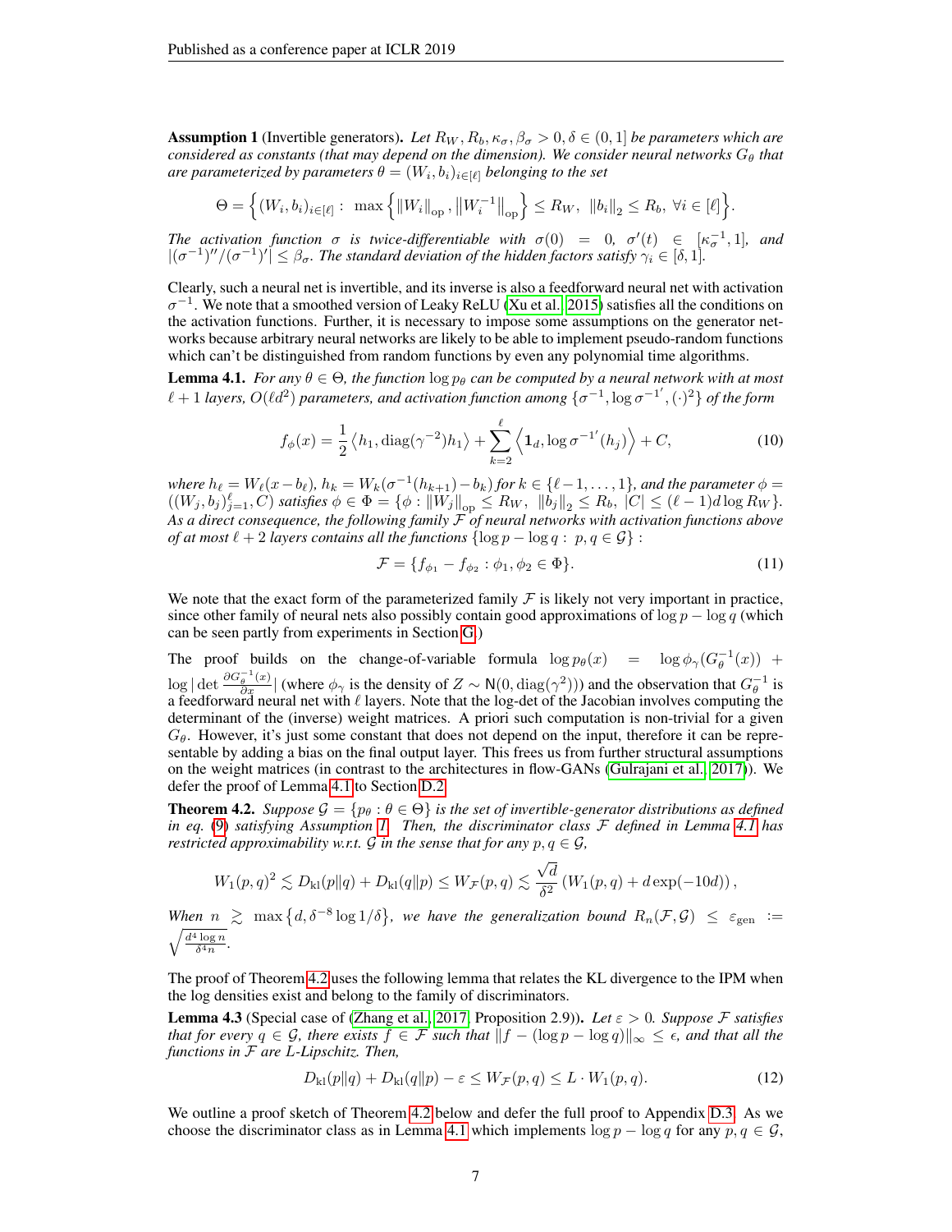**Assumption 1** (Invertible generators). *Let $R_W, R_b, \kappa_\sigma, \beta_\sigma > 0, \delta \in (0, 1]$ be parameters which are considered as constants (that may depend on the dimension). We consider neural networks $G_\theta$ that are parameterized by parameters $\theta = (W_i, b_i)_{i\in[\ell]}$ belonging to the set*

$$\Theta = \Big\{(W_i, b_i)_{i\in[\ell]} : \ \max\Big\{\|W_i\|_{\rm op}, \big\|W_i^{-1}\big\|_{\rm op}\Big\} \le R_W, \ \|b_i\|_2 \le R_b, \ \forall i \in [\ell]\Big\}.$$

*The activation function $\sigma$ is twice-differentiable with $\sigma(0) = 0$, $\sigma'(t) \in [\kappa_\sigma^{-1}, 1]$, and $|(\sigma^{-1})''/(\sigma^{-1})'| \le \beta_\sigma$. The standard deviation of the hidden factors satisfy $\gamma_i \in [\delta, 1]$.*

Clearly, such a neural net is invertible, and its inverse is also a feedforward neural net with activation $\sigma^{-1}$. We note that a smoothed version of Leaky ReLU (Xu et al., 2015) satisfies all the conditions on the activation functions. Further, it is necessary to impose some assumptions on the generator networks because arbitrary neural networks are likely to be able to implement pseudo-random functions which can't be distinguished from random functions by even any polynomial time algorithms.

**Lemma 4.1.** *For any $\theta \in \Theta$, the function $\log p_\theta$ can be computed by a neural network with at most $\ell + 1$ layers, $O(\ell d^2)$ parameters, and activation function among $\{\sigma^{-1}, \log \sigma^{-1'}, (\cdot)^2\}$ of the form*

$$f_\phi(x) = \frac{1}{2}\left\langle h_1, \mathrm{diag}(\gamma^{-2})h_1\right\rangle + \sum_{k=2}^{\ell}\left\langle \mathbf{1}_d, \log \sigma^{-1'}(h_j)\right\rangle + C, \tag{10}$$

*where $h_\ell = W_\ell(x - b_\ell)$, $h_k = W_k(\sigma^{-1}(h_{k+1}) - b_k)$ for $k \in \{\ell-1, \dots, 1\}$, and the parameter $\phi = ((W_j, b_j)_{j=1}^{\ell}, C)$ satisfies $\phi \in \Phi = \{\phi : \|W_j\|_{\rm op} \le R_W, \ \|b_j\|_2 \le R_b, \ |C| \le (\ell-1)d\log R_W\}$. As a direct consequence, the following family $\mathcal{F}$ of neural networks with activation functions above of at most $\ell + 2$ layers contains all the functions $\{\log p - \log q : \ p, q \in \mathcal{G}\}$ :*

$$\mathcal{F} = \{f_{\phi_1} - f_{\phi_2} : \phi_1, \phi_2 \in \Phi\}. \tag{11}$$

We note that the exact form of the parameterized family $\mathcal{F}$ is likely not very important in practice, since other family of neural nets also possibly contain good approximations of $\log p - \log q$ (which can be seen partly from experiments in Section G.)

The proof builds on the change-of-variable formula $\log p_\theta(x) = \log \phi_\gamma(G_\theta^{-1}(x)) + \log|\det \frac{\partial G_\theta^{-1}(x)}{\partial x}|$ (where $\phi_\gamma$ is the density of $Z \sim \mathsf{N}(0, \mathrm{diag}(\gamma^2))$) and the observation that $G_\theta^{-1}$ is a feedforward neural net with $\ell$ layers. Note that the log-det of the Jacobian involves computing the determinant of the (inverse) weight matrices. A priori such computation is non-trivial for a given $G_\theta$. However, it's just some constant that does not depend on the input, therefore it can be representable by adding a bias on the final output layer. This frees us from further structural assumptions on the weight matrices (in contrast to the architectures in flow-GANs (Gulrajani et al., 2017)). We defer the proof of Lemma 4.1 to Section D.2.

**Theorem 4.2.** *Suppose $\mathcal{G} = \{p_\theta : \theta \in \Theta\}$ is the set of invertible-generator distributions as defined in eq. (9) satisfying Assumption 1. Then, the discriminator class $\mathcal{F}$ defined in Lemma 4.1 has restricted approximability w.r.t. $\mathcal{G}$ in the sense that for any $p, q \in \mathcal{G}$,*

$$W_1(p, q)^2 \lesssim D_{\rm kl}(p\|q) + D_{\rm kl}(q\|p) \le W_{\mathcal{F}}(p, q) \lesssim \frac{\sqrt{d}}{\delta^2}\left(W_1(p, q) + d\exp(-10d)\right),$$

*When $n \gtrsim \max\left\{d, \delta^{-8}\log 1/\delta\right\}$, we have the generalization bound $R_n(\mathcal{F}, \mathcal{G}) \le \varepsilon_{\rm gen} := \sqrt{\frac{d^4\log n}{\delta^4 n}}$.*

The proof of Theorem 4.2 uses the following lemma that relates the KL divergence to the IPM when the log densities exist and belong to the family of discriminators.

**Lemma 4.3** (Special case of (Zhang et al., 2017, Proposition 2.9)). *Let $\varepsilon > 0$. Suppose $\mathcal{F}$ satisfies that for every $q \in \mathcal{G}$, there exists $f \in \mathcal{F}$ such that $\|f - (\log p - \log q)\|_\infty \le \epsilon$, and that all the functions in $\mathcal{F}$ are $L$-Lipschitz. Then,*

$$D_{\rm kl}(p\|q) + D_{\rm kl}(q\|p) - \varepsilon \le W_{\mathcal{F}}(p, q) \le L \cdot W_1(p, q). \tag{12}$$

We outline a proof sketch of Theorem 4.2 below and defer the full proof to Appendix D.3. As we choose the discriminator class as in Lemma 4.1 which implements $\log p - \log q$ for any $p, q \in \mathcal{G}$,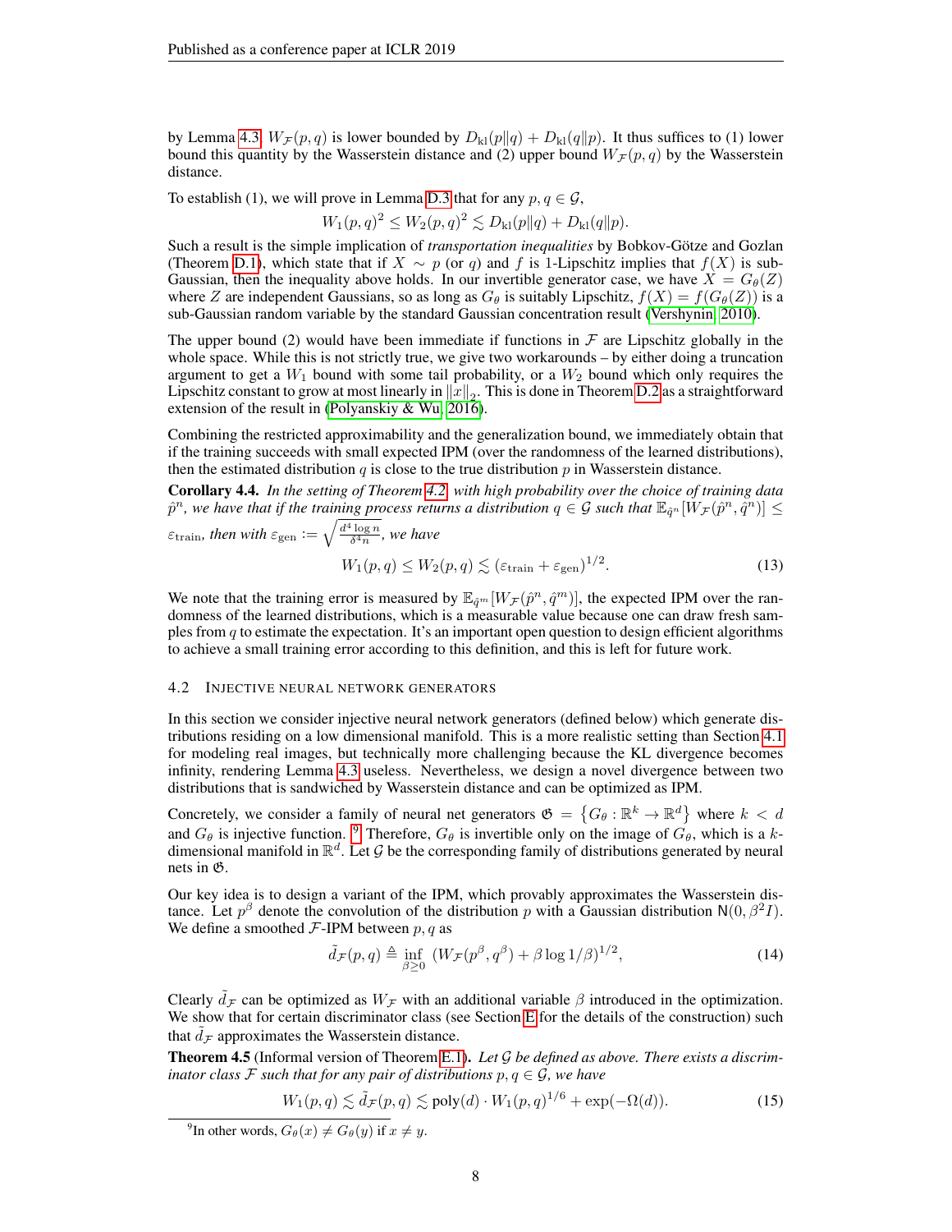by Lemma 4.3, $W_{\mathcal{F}}(p,q)$ is lower bounded by $D_{\rm kl}(p\|q) + D_{\rm kl}(q\|p)$. It thus suffices to (1) lower bound this quantity by the Wasserstein distance and (2) upper bound $W_{\mathcal{F}}(p,q)$ by the Wasserstein distance.

To establish (1), we will prove in Lemma D.3 that for any $p, q \in \mathcal{G}$,

$$W_1(p,q)^2 \le W_2(p,q)^2 \lesssim D_{\rm kl}(p\|q) + D_{\rm kl}(q\|p).$$

Such a result is the simple implication of *transportation inequalities* by Bobkov-Götze and Gozlan (Theorem D.1), which state that if $X \sim p$ (or $q$) and $f$ is 1-Lipschitz implies that $f(X)$ is sub-Gaussian, then the inequality above holds. In our invertible generator case, we have $X = G_\theta(Z)$ where $Z$ are independent Gaussians, so as long as $G_\theta$ is suitably Lipschitz, $f(X) = f(G_\theta(Z))$ is a sub-Gaussian random variable by the standard Gaussian concentration result (Vershynin, 2010).

The upper bound (2) would have been immediate if functions in $\mathcal{F}$ are Lipschitz globally in the whole space. While this is not strictly true, we give two workarounds – by either doing a truncation argument to get a $W_1$ bound with some tail probability, or a $W_2$ bound which only requires the Lipschitz constant to grow at most linearly in $\|x\|_2$. This is done in Theorem D.2 as a straightforward extension of the result in (Polyanskiy & Wu, 2016).

Combining the restricted approximability and the generalization bound, we immediately obtain that if the training succeeds with small expected IPM (over the randomness of the learned distributions), then the estimated distribution $q$ is close to the true distribution $p$ in Wasserstein distance.

**Corollary 4.4.** *In the setting of Theorem 4.2, with high probability over the choice of training data $\hat{p}^n$, we have that if the training process returns a distribution $q \in \mathcal{G}$ such that $\mathbb{E}_{\hat{q}^n}[W_{\mathcal{F}}(\hat{p}^n, \hat{q}^n)] \le \varepsilon_{\rm train}$, then with $\varepsilon_{\rm gen} := \sqrt{\frac{d^4 \log n}{\delta^4 n}}$, we have*

$$W_1(p,q) \le W_2(p,q) \lesssim (\varepsilon_{\rm train} + \varepsilon_{\rm gen})^{1/2}. \tag{13}$$

We note that the training error is measured by $\mathbb{E}_{\hat{q}^m}[W_{\mathcal{F}}(\hat{p}^n, \hat{q}^m)]$, the expected IPM over the randomness of the learned distributions, which is a measurable value because one can draw fresh samples from $q$ to estimate the expectation. It's an important open question to design efficient algorithms to achieve a small training error according to this definition, and this is left for future work.

### 4.2 Injective neural network generators

In this section we consider injective neural network generators (defined below) which generate distributions residing on a low dimensional manifold. This is a more realistic setting than Section 4.1 for modeling real images, but technically more challenging because the KL divergence becomes infinity, rendering Lemma 4.3 useless. Nevertheless, we design a novel divergence between two distributions that is sandwiched by Wasserstein distance and can be optimized as IPM.

Concretely, we consider a family of neural net generators $\mathfrak{G} = \{G_\theta : \mathbb{R}^k \to \mathbb{R}^d\}$ where $k < d$ and $G_\theta$ is injective function.[9] Therefore, $G_\theta$ is invertible only on the image of $G_\theta$, which is a $k$-dimensional manifold in $\mathbb{R}^d$. Let $\mathcal{G}$ be the corresponding family of distributions generated by neural nets in $\mathfrak{G}$.

Our key idea is to design a variant of the IPM, which provably approximates the Wasserstein distance. Let $p^\beta$ denote the convolution of the distribution $p$ with a Gaussian distribution $\mathsf{N}(0, \beta^2 I)$. We define a smoothed $\mathcal{F}$-IPM between $p, q$ as

$$\tilde{d}_{\mathcal{F}}(p,q) \triangleq \inf_{\beta \ge 0} \left(W_{\mathcal{F}}(p^\beta, q^\beta) + \beta \log 1/\beta\right)^{1/2}, \tag{14}$$

Clearly $\tilde{d}_{\mathcal{F}}$ can be optimized as $W_{\mathcal{F}}$ with an additional variable $\beta$ introduced in the optimization. We show that for certain discriminator class (see Section E for the details of the construction) such that $\tilde{d}_{\mathcal{F}}$ approximates the Wasserstein distance.

**Theorem 4.5** (Informal version of Theorem E.1)**.** *Let $\mathcal{G}$ be defined as above. There exists a discriminator class $\mathcal{F}$ such that for any pair of distributions $p, q \in \mathcal{G}$, we have*

$$W_1(p,q) \lesssim \tilde{d}_{\mathcal{F}}(p,q) \lesssim \mathrm{poly}(d) \cdot W_1(p,q)^{1/6} + \exp(-\Omega(d)). \tag{15}$$

[9] In other words, $G_\theta(x) \ne G_\theta(y)$ if $x \ne y$.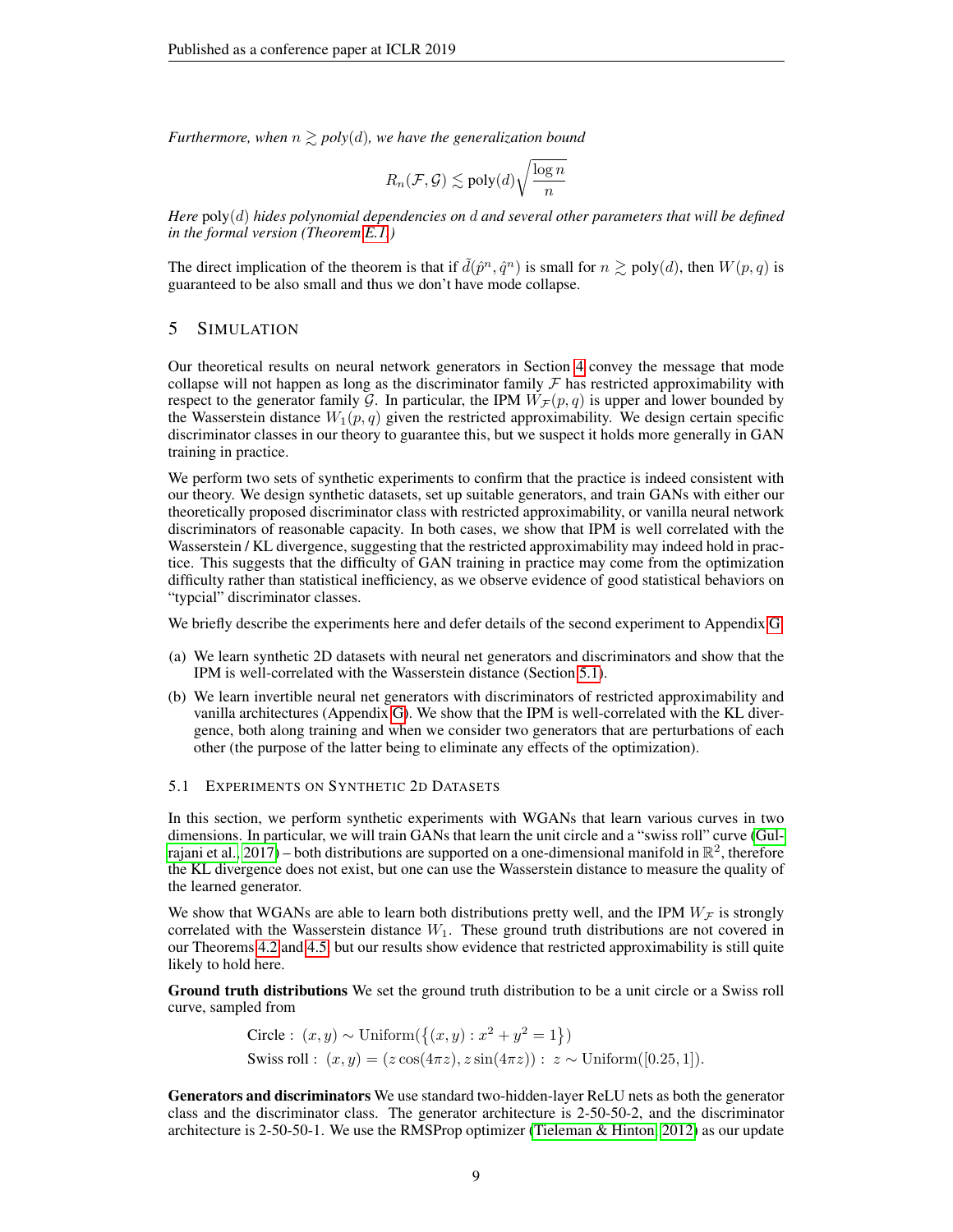*Furthermore, when $n \gtrsim poly(d)$, we have the generalization bound*

$$R_n(\mathcal{F}, \mathcal{G}) \lesssim \text{poly}(d)\sqrt{\frac{\log n}{n}}$$

*Here* poly$(d)$ *hides polynomial dependencies on $d$ and several other parameters that will be defined in the formal version (Theorem E.1.)*

The direct implication of the theorem is that if $\tilde{d}(\hat{p}^n, \hat{q}^n)$ is small for $n \gtrsim \text{poly}(d)$, then $W(p, q)$ is guaranteed to be also small and thus we don't have mode collapse.

## 5 Simulation

Our theoretical results on neural network generators in Section 4 convey the message that mode collapse will not happen as long as the discriminator family $\mathcal{F}$ has restricted approximability with respect to the generator family $\mathcal{G}$. In particular, the IPM $W_{\mathcal{F}}(p, q)$ is upper and lower bounded by the Wasserstein distance $W_1(p, q)$ given the restricted approximability. We design certain specific discriminator classes in our theory to guarantee this, but we suspect it holds more generally in GAN training in practice.

We perform two sets of synthetic experiments to confirm that the practice is indeed consistent with our theory. We design synthetic datasets, set up suitable generators, and train GANs with either our theoretically proposed discriminator class with restricted approximability, or vanilla neural network discriminators of reasonable capacity. In both cases, we show that IPM is well correlated with the Wasserstein / KL divergence, suggesting that the restricted approximability may indeed hold in practice. This suggests that the difficulty of GAN training in practice may come from the optimization difficulty rather than statistical inefficiency, as we observe evidence of good statistical behaviors on "typcial" discriminator classes.

We briefly describe the experiments here and defer details of the second experiment to Appendix G.

(a) We learn synthetic 2D datasets with neural net generators and discriminators and show that the IPM is well-correlated with the Wasserstein distance (Section 5.1).

(b) We learn invertible neural net generators with discriminators of restricted approximability and vanilla architectures (Appendix G). We show that the IPM is well-correlated with the KL divergence, both along training and when we consider two generators that are perturbations of each other (the purpose of the latter being to eliminate any effects of the optimization).

### 5.1 Experiments on Synthetic 2D Datasets

In this section, we perform synthetic experiments with WGANs that learn various curves in two dimensions. In particular, we will train GANs that learn the unit circle and a "swiss roll" curve (Gulrajani et al., 2017) – both distributions are supported on a one-dimensional manifold in $\mathbb{R}^2$, therefore the KL divergence does not exist, but one can use the Wasserstein distance to measure the quality of the learned generator.

We show that WGANs are able to learn both distributions pretty well, and the IPM $W_{\mathcal{F}}$ is strongly correlated with the Wasserstein distance $W_1$. These ground truth distributions are not covered in our Theorems 4.2 and 4.5, but our results show evidence that restricted approximability is still quite likely to hold here.

**Ground truth distributions** We set the ground truth distribution to be a unit circle or a Swiss roll curve, sampled from

$$\begin{aligned}
&\text{Circle}: \ (x, y) \sim \text{Uniform}(\{(x, y) : x^2 + y^2 = 1\}) \\
&\text{Swiss roll}: \ (x, y) = (z\cos(4\pi z), z\sin(4\pi z)) : \ z \sim \text{Uniform}([0.25, 1]).
\end{aligned}$$

**Generators and discriminators** We use standard two-hidden-layer ReLU nets as both the generator class and the discriminator class. The generator architecture is 2-50-50-2, and the discriminator architecture is 2-50-50-1. We use the RMSProp optimizer (Tieleman & Hinton, 2012) as our update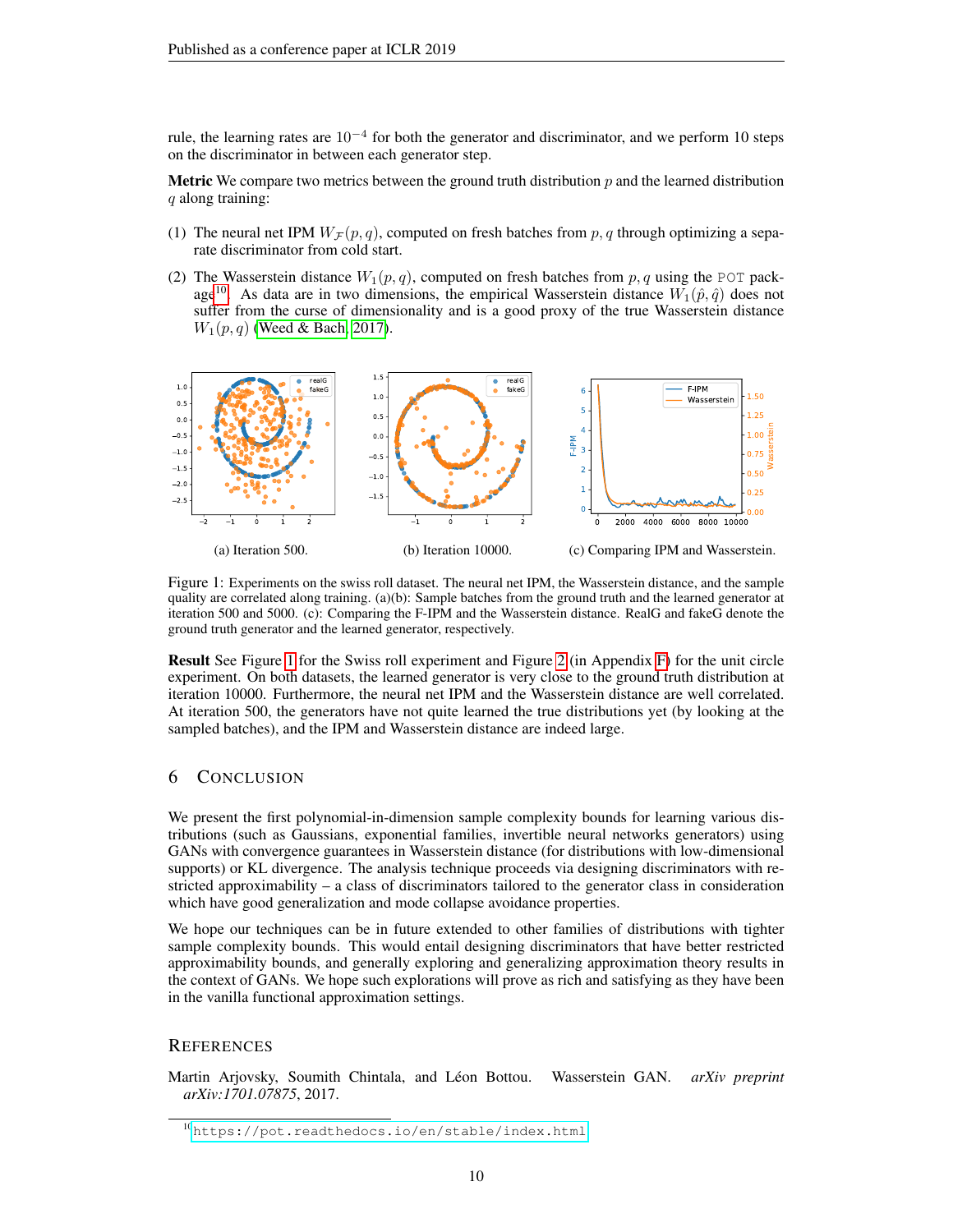rule, the learning rates are $10^{-4}$ for both the generator and discriminator, and we perform 10 steps on the discriminator in between each generator step.

**Metric** We compare two metrics between the ground truth distribution $p$ and the learned distribution $q$ along training:

(1) The neural net IPM $W_{\mathcal{F}}(p, q)$, computed on fresh batches from $p, q$ through optimizing a separate discriminator from cold start.

(2) The Wasserstein distance $W_1(p, q)$, computed on fresh batches from $p, q$ using the POT package[10]. As data are in two dimensions, the empirical Wasserstein distance $W_1(\hat{p}, \hat{q})$ does not suffer from the curse of dimensionality and is a good proxy of the true Wasserstein distance $W_1(p, q)$ (Weed & Bach, 2017).

(a) Iteration 500.

(b) Iteration 10000.

(c) Comparing IPM and Wasserstein.

Figure 1: Experiments on the swiss roll dataset. The neural net IPM, the Wasserstein distance, and the sample quality are correlated along training. (a)(b): Sample batches from the ground truth and the learned generator at iteration 500 and 5000. (c): Comparing the F-IPM and the Wasserstein distance. RealG and fakeG denote the ground truth generator and the learned generator, respectively.

**Result** See Figure 1 for the Swiss roll experiment and Figure 2 (in Appendix F) for the unit circle experiment. On both datasets, the learned generator is very close to the ground truth distribution at iteration 10000. Furthermore, the neural net IPM and the Wasserstein distance are well correlated. At iteration 500, the generators have not quite learned the true distributions yet (by looking at the sampled batches), and the IPM and Wasserstein distance are indeed large.

## 6 Conclusion

We present the first polynomial-in-dimension sample complexity bounds for learning various distributions (such as Gaussians, exponential families, invertible neural networks generators) using GANs with convergence guarantees in Wasserstein distance (for distributions with low-dimensional supports) or KL divergence. The analysis technique proceeds via designing discriminators with restricted approximability – a class of discriminators tailored to the generator class in consideration which have good generalization and mode collapse avoidance properties.

We hope our techniques can be in future extended to other families of distributions with tighter sample complexity bounds. This would entail designing discriminators that have better restricted approximability bounds, and generally exploring and generalizing approximation theory results in the context of GANs. We hope such explorations will prove as rich and satisfying as they have been in the vanilla functional approximation settings.

## References

Martin Arjovsky, Soumith Chintala, and Léon Bottou. Wasserstein GAN. *arXiv preprint arXiv:1701.07875*, 2017.

[10] https://pot.readthedocs.io/en/stable/index.html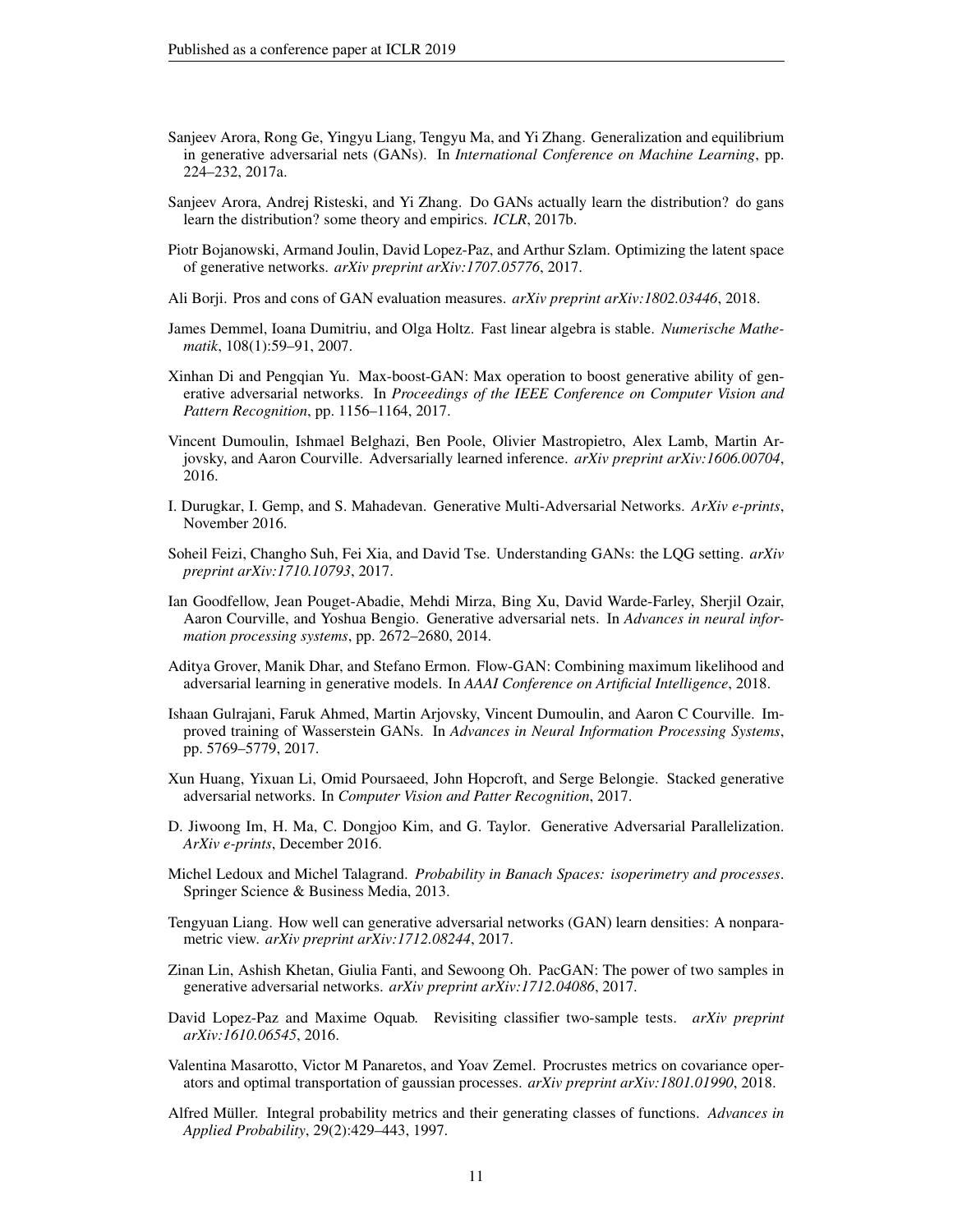Sanjeev Arora, Rong Ge, Yingyu Liang, Tengyu Ma, and Yi Zhang. Generalization and equilibrium in generative adversarial nets (GANs). In *International Conference on Machine Learning*, pp. 224–232, 2017a.

Sanjeev Arora, Andrej Risteski, and Yi Zhang. Do GANs actually learn the distribution? do gans learn the distribution? some theory and empirics. *ICLR*, 2017b.

Piotr Bojanowski, Armand Joulin, David Lopez-Paz, and Arthur Szlam. Optimizing the latent space of generative networks. *arXiv preprint arXiv:1707.05776*, 2017.

Ali Borji. Pros and cons of GAN evaluation measures. *arXiv preprint arXiv:1802.03446*, 2018.

James Demmel, Ioana Dumitriu, and Olga Holtz. Fast linear algebra is stable. *Numerische Mathematik*, 108(1):59–91, 2007.

Xinhan Di and Pengqian Yu. Max-boost-GAN: Max operation to boost generative ability of generative adversarial networks. In *Proceedings of the IEEE Conference on Computer Vision and Pattern Recognition*, pp. 1156–1164, 2017.

Vincent Dumoulin, Ishmael Belghazi, Ben Poole, Olivier Mastropietro, Alex Lamb, Martin Arjovsky, and Aaron Courville. Adversarially learned inference. *arXiv preprint arXiv:1606.00704*, 2016.

I. Durugkar, I. Gemp, and S. Mahadevan. Generative Multi-Adversarial Networks. *ArXiv e-prints*, November 2016.

Soheil Feizi, Changho Suh, Fei Xia, and David Tse. Understanding GANs: the LQG setting. *arXiv preprint arXiv:1710.10793*, 2017.

Ian Goodfellow, Jean Pouget-Abadie, Mehdi Mirza, Bing Xu, David Warde-Farley, Sherjil Ozair, Aaron Courville, and Yoshua Bengio. Generative adversarial nets. In *Advances in neural information processing systems*, pp. 2672–2680, 2014.

Aditya Grover, Manik Dhar, and Stefano Ermon. Flow-GAN: Combining maximum likelihood and adversarial learning in generative models. In *AAAI Conference on Artificial Intelligence*, 2018.

Ishaan Gulrajani, Faruk Ahmed, Martin Arjovsky, Vincent Dumoulin, and Aaron C Courville. Improved training of Wasserstein GANs. In *Advances in Neural Information Processing Systems*, pp. 5769–5779, 2017.

Xun Huang, Yixuan Li, Omid Poursaeed, John Hopcroft, and Serge Belongie. Stacked generative adversarial networks. In *Computer Vision and Patter Recognition*, 2017.

D. Jiwoong Im, H. Ma, C. Dongjoo Kim, and G. Taylor. Generative Adversarial Parallelization. *ArXiv e-prints*, December 2016.

Michel Ledoux and Michel Talagrand. *Probability in Banach Spaces: isoperimetry and processes*. Springer Science & Business Media, 2013.

Tengyuan Liang. How well can generative adversarial networks (GAN) learn densities: A nonparametric view. *arXiv preprint arXiv:1712.08244*, 2017.

Zinan Lin, Ashish Khetan, Giulia Fanti, and Sewoong Oh. PacGAN: The power of two samples in generative adversarial networks. *arXiv preprint arXiv:1712.04086*, 2017.

David Lopez-Paz and Maxime Oquab. Revisiting classifier two-sample tests. *arXiv preprint arXiv:1610.06545*, 2016.

Valentina Masarotto, Victor M Panaretos, and Yoav Zemel. Procrustes metrics on covariance operators and optimal transportation of gaussian processes. *arXiv preprint arXiv:1801.01990*, 2018.

Alfred Müller. Integral probability metrics and their generating classes of functions. *Advances in Applied Probability*, 29(2):429–443, 1997.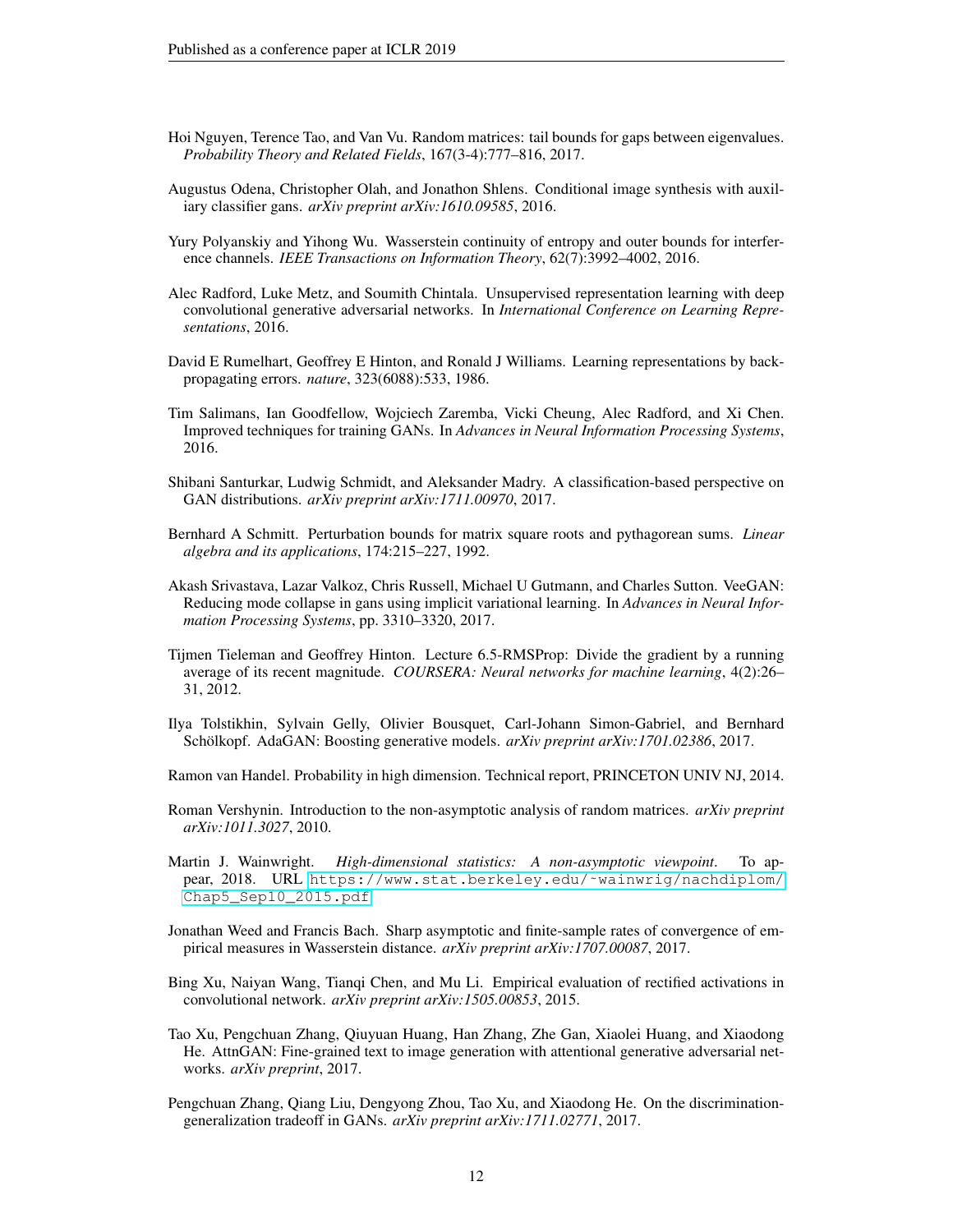Hoi Nguyen, Terence Tao, and Van Vu. Random matrices: tail bounds for gaps between eigenvalues. *Probability Theory and Related Fields*, 167(3-4):777–816, 2017.

Augustus Odena, Christopher Olah, and Jonathon Shlens. Conditional image synthesis with auxiliary classifier gans. *arXiv preprint arXiv:1610.09585*, 2016.

Yury Polyanskiy and Yihong Wu. Wasserstein continuity of entropy and outer bounds for interference channels. *IEEE Transactions on Information Theory*, 62(7):3992–4002, 2016.

Alec Radford, Luke Metz, and Soumith Chintala. Unsupervised representation learning with deep convolutional generative adversarial networks. In *International Conference on Learning Representations*, 2016.

David E Rumelhart, Geoffrey E Hinton, and Ronald J Williams. Learning representations by back-propagating errors. *nature*, 323(6088):533, 1986.

Tim Salimans, Ian Goodfellow, Wojciech Zaremba, Vicki Cheung, Alec Radford, and Xi Chen. Improved techniques for training GANs. In *Advances in Neural Information Processing Systems*, 2016.

Shibani Santurkar, Ludwig Schmidt, and Aleksander Madry. A classification-based perspective on GAN distributions. *arXiv preprint arXiv:1711.00970*, 2017.

Bernhard A Schmitt. Perturbation bounds for matrix square roots and pythagorean sums. *Linear algebra and its applications*, 174:215–227, 1992.

Akash Srivastava, Lazar Valkoz, Chris Russell, Michael U Gutmann, and Charles Sutton. VeeGAN: Reducing mode collapse in gans using implicit variational learning. In *Advances in Neural Information Processing Systems*, pp. 3310–3320, 2017.

Tijmen Tieleman and Geoffrey Hinton. Lecture 6.5-RMSProp: Divide the gradient by a running average of its recent magnitude. *COURSERA: Neural networks for machine learning*, 4(2):26–31, 2012.

Ilya Tolstikhin, Sylvain Gelly, Olivier Bousquet, Carl-Johann Simon-Gabriel, and Bernhard Schölkopf. AdaGAN: Boosting generative models. *arXiv preprint arXiv:1701.02386*, 2017.

Ramon van Handel. Probability in high dimension. Technical report, PRINCETON UNIV NJ, 2014.

Roman Vershynin. Introduction to the non-asymptotic analysis of random matrices. *arXiv preprint arXiv:1011.3027*, 2010.

Martin J. Wainwright. *High-dimensional statistics: A non-asymptotic viewpoint*. To appear, 2018. URL https://www.stat.berkeley.edu/~wainwrig/nachdiplom/Chap5_Sep10_2015.pdf.

Jonathan Weed and Francis Bach. Sharp asymptotic and finite-sample rates of convergence of empirical measures in Wasserstein distance. *arXiv preprint arXiv:1707.00087*, 2017.

Bing Xu, Naiyan Wang, Tianqi Chen, and Mu Li. Empirical evaluation of rectified activations in convolutional network. *arXiv preprint arXiv:1505.00853*, 2015.

Tao Xu, Pengchuan Zhang, Qiuyuan Huang, Han Zhang, Zhe Gan, Xiaolei Huang, and Xiaodong He. AttnGAN: Fine-grained text to image generation with attentional generative adversarial networks. *arXiv preprint*, 2017.

Pengchuan Zhang, Qiang Liu, Dengyong Zhou, Tao Xu, and Xiaodong He. On the discrimination-generalization tradeoff in GANs. *arXiv preprint arXiv:1711.02771*, 2017.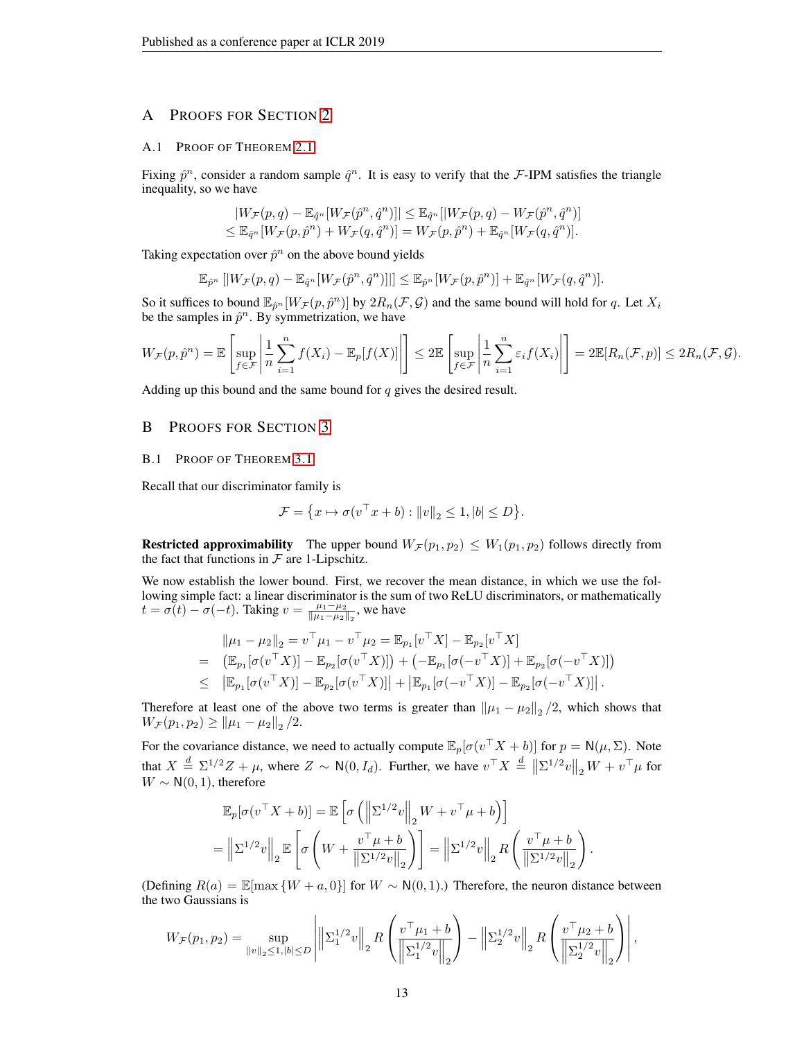# A Proofs for Section 2

## A.1 Proof of Theorem 2.1

Fixing $\hat{p}^n$, consider a random sample $\hat{q}^n$. It is easy to verify that the $\mathcal{F}$-IPM satisfies the triangle inequality, so we have

$$
\begin{aligned}
&|W_{\mathcal{F}}(p,q) - \mathbb{E}_{\hat{q}^n}[W_{\mathcal{F}}(\hat{p}^n, \hat{q}^n)]| \le \mathbb{E}_{\hat{q}^n}[|W_{\mathcal{F}}(p,q) - W_{\mathcal{F}}(\hat{p}^n, \hat{q}^n)]\\
&\le \mathbb{E}_{\hat{q}^n}[W_{\mathcal{F}}(p, \hat{p}^n) + W_{\mathcal{F}}(q, \hat{q}^n)] = W_{\mathcal{F}}(p, \hat{p}^n) + \mathbb{E}_{\hat{q}^n}[W_{\mathcal{F}}(q, \hat{q}^n)].
\end{aligned}
$$

Taking expectation over $\hat{p}^n$ on the above bound yields

$$
\mathbb{E}_{\hat{p}^n}\left[|W_{\mathcal{F}}(p,q) - \mathbb{E}_{\hat{q}^n}[W_{\mathcal{F}}(\hat{p}^n, \hat{q}^n)]|\right] \le \mathbb{E}_{\hat{p}^n}[W_{\mathcal{F}}(p, \hat{p}^n)] + \mathbb{E}_{\hat{q}^n}[W_{\mathcal{F}}(q, \hat{q}^n)].
$$

So it suffices to bound $\mathbb{E}_{\hat{p}^n}[W_{\mathcal{F}}(p, \hat{p}^n)]$ by $2R_n(\mathcal{F}, \mathcal{G})$ and the same bound will hold for $q$. Let $X_i$ be the samples in $\hat{p}^n$. By symmetrization, we have

$$
W_{\mathcal{F}}(p, \hat{p}^n) = \mathbb{E}\left[\sup_{f\in\mathcal{F}}\left|\frac{1}{n}\sum_{i=1}^n f(X_i) - \mathbb{E}_p[f(X)]\right|\right] \le 2\mathbb{E}\left[\sup_{f\in\mathcal{F}}\left|\frac{1}{n}\sum_{i=1}^n \varepsilon_i f(X_i)\right|\right] = 2\mathbb{E}[R_n(\mathcal{F}, p)] \le 2R_n(\mathcal{F}, \mathcal{G}).
$$

Adding up this bound and the same bound for $q$ gives the desired result.

# B Proofs for Section 3

## B.1 Proof of Theorem 3.1

Recall that our discriminator family is

$$
\mathcal{F} = \left\{x \mapsto \sigma(v^\top x + b) : \|v\|_2 \le 1, |b| \le D\right\}.
$$

**Restricted approximability** The upper bound $W_{\mathcal{F}}(p_1, p_2) \le W_1(p_1, p_2)$ follows directly from the fact that functions in $\mathcal{F}$ are 1-Lipschitz.

We now establish the lower bound. First, we recover the mean distance, in which we use the following simple fact: a linear discriminator is the sum of two ReLU discriminators, or mathematically $t = \sigma(t) - \sigma(-t)$. Taking $v = \frac{\mu_1 - \mu_2}{\|\mu_1 - \mu_2\|_2}$, we have

$$
\begin{aligned}
&\|\mu_1 - \mu_2\|_2 = v^\top \mu_1 - v^\top \mu_2 = \mathbb{E}_{p_1}[v^\top X] - \mathbb{E}_{p_2}[v^\top X]\\
=\ & \left(\mathbb{E}_{p_1}[\sigma(v^\top X)] - \mathbb{E}_{p_2}[\sigma(v^\top X)]\right) + \left(-\mathbb{E}_{p_1}[\sigma(-v^\top X)] + \mathbb{E}_{p_2}[\sigma(-v^\top X)]\right)\\
\le\ & \left|\mathbb{E}_{p_1}[\sigma(v^\top X)] - \mathbb{E}_{p_2}[\sigma(v^\top X)]\right| + \left|\mathbb{E}_{p_1}[\sigma(-v^\top X)] - \mathbb{E}_{p_2}[\sigma(-v^\top X)]\right|.
\end{aligned}
$$

Therefore at least one of the above two terms is greater than $\|\mu_1 - \mu_2\|_2 / 2$, which shows that $W_{\mathcal{F}}(p_1, p_2) \ge \|\mu_1 - \mu_2\|_2 / 2$.

For the covariance distance, we need to actually compute $\mathbb{E}_p[\sigma(v^\top X + b)]$ for $p = \mathsf{N}(\mu, \Sigma)$. Note that $X \overset{d}{=} \Sigma^{1/2} Z + \mu$, where $Z \sim \mathsf{N}(0, I_d)$. Further, we have $v^\top X \overset{d}{=} \left\|\Sigma^{1/2} v\right\|_2 W + v^\top \mu$ for $W \sim \mathsf{N}(0,1)$, therefore

$$
\begin{aligned}
&\mathbb{E}_p[\sigma(v^\top X + b)] = \mathbb{E}\left[\sigma\left(\left\|\Sigma^{1/2} v\right\|_2 W + v^\top \mu + b\right)\right]\\
&= \left\|\Sigma^{1/2} v\right\|_2 \mathbb{E}\left[\sigma\left(W + \frac{v^\top \mu + b}{\left\|\Sigma^{1/2} v\right\|_2}\right)\right] = \left\|\Sigma^{1/2} v\right\|_2 R\left(\frac{v^\top \mu + b}{\left\|\Sigma^{1/2} v\right\|_2}\right).
\end{aligned}
$$

(Defining $R(a) = \mathbb{E}[\max\{W + a, 0\}]$ for $W \sim \mathsf{N}(0,1)$.) Therefore, the neuron distance between the two Gaussians is

$$
W_{\mathcal{F}}(p_1, p_2) = \sup_{\|v\|_2 \le 1, |b| \le D}\left|\left\|\Sigma_1^{1/2} v\right\|_2 R\left(\frac{v^\top \mu_1 + b}{\left\|\Sigma_1^{1/2} v\right\|_2}\right) - \left\|\Sigma_2^{1/2} v\right\|_2 R\left(\frac{v^\top \mu_2 + b}{\left\|\Sigma_2^{1/2} v\right\|_2}\right)\right|,
$$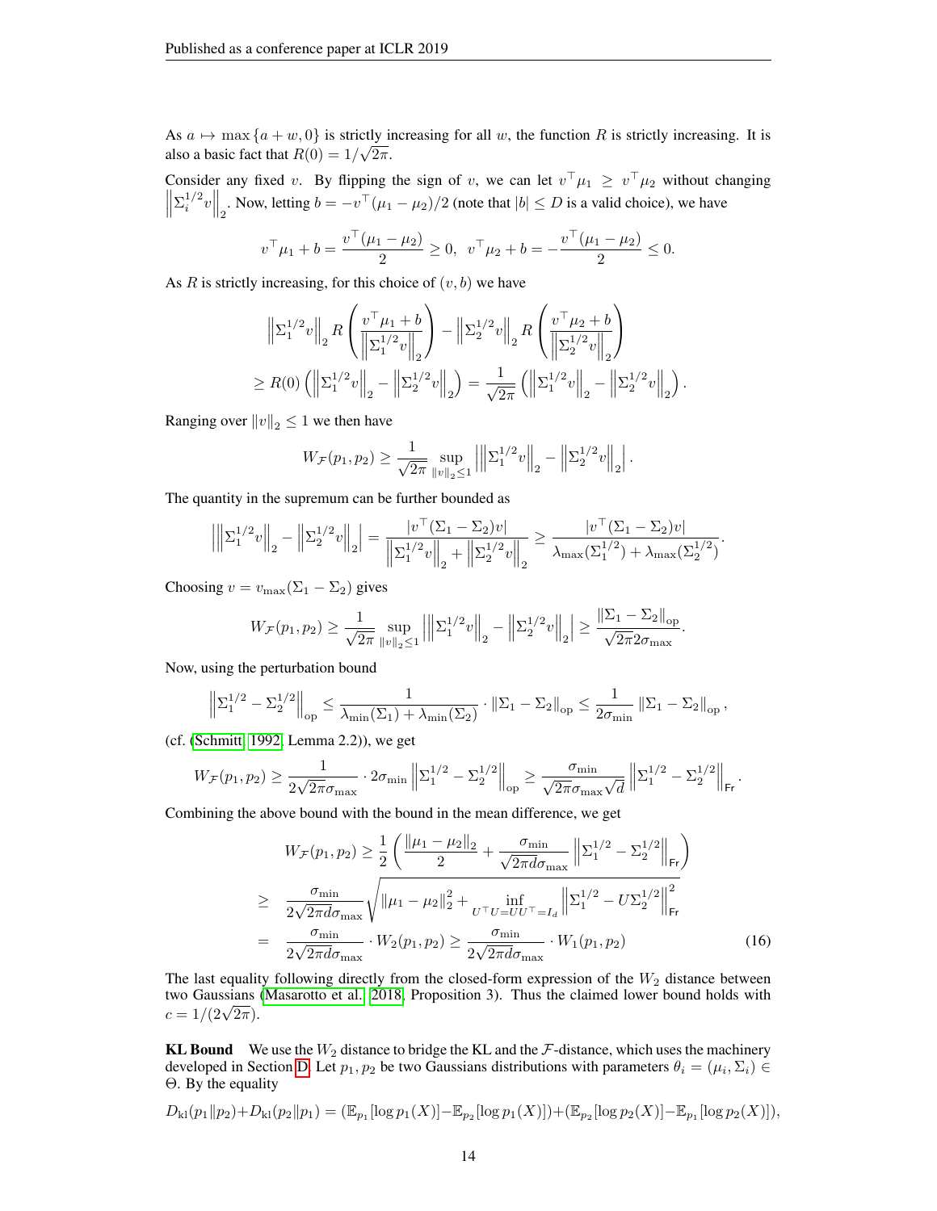As $a \mapsto \max\{a + w, 0\}$ is strictly increasing for all $w$, the function $R$ is strictly increasing. It is also a basic fact that $R(0) = 1/\sqrt{2\pi}$.

Consider any fixed $v$. By flipping the sign of $v$, we can let $v^\top \mu_1 \geq v^\top \mu_2$ without changing $\left\|\Sigma_i^{1/2} v\right\|_2$. Now, letting $b = -v^\top(\mu_1 - \mu_2)/2$ (note that $|b| \leq D$ is a valid choice), we have

$$
v^\top \mu_1 + b = \frac{v^\top(\mu_1 - \mu_2)}{2} \geq 0, \quad v^\top \mu_2 + b = -\frac{v^\top(\mu_1 - \mu_2)}{2} \leq 0.
$$

As $R$ is strictly increasing, for this choice of $(v, b)$ we have

$$
\begin{aligned}
&\left\|\Sigma_1^{1/2} v\right\|_2 R\left(\frac{v^\top \mu_1 + b}{\left\|\Sigma_1^{1/2} v\right\|_2}\right) - \left\|\Sigma_2^{1/2} v\right\|_2 R\left(\frac{v^\top \mu_2 + b}{\left\|\Sigma_2^{1/2} v\right\|_2}\right) \\
&\geq R(0)\left(\left\|\Sigma_1^{1/2} v\right\|_2 - \left\|\Sigma_2^{1/2} v\right\|_2\right) = \frac{1}{\sqrt{2\pi}}\left(\left\|\Sigma_1^{1/2} v\right\|_2 - \left\|\Sigma_2^{1/2} v\right\|_2\right).
\end{aligned}
$$

Ranging over $\|v\|_2 \leq 1$ we then have

$$
W_{\mathcal{F}}(p_1, p_2) \geq \frac{1}{\sqrt{2\pi}} \sup_{\|v\|_2 \leq 1} \left|\left\|\Sigma_1^{1/2} v\right\|_2 - \left\|\Sigma_2^{1/2} v\right\|_2\right|.
$$

The quantity in the supremum can be further bounded as

$$
\left|\left\|\Sigma_1^{1/2} v\right\|_2 - \left\|\Sigma_2^{1/2} v\right\|_2\right| = \frac{|v^\top(\Sigma_1 - \Sigma_2)v|}{\left\|\Sigma_1^{1/2} v\right\|_2 + \left\|\Sigma_2^{1/2} v\right\|_2} \geq \frac{|v^\top(\Sigma_1 - \Sigma_2)v|}{\lambda_{\max}(\Sigma_1^{1/2}) + \lambda_{\max}(\Sigma_2^{1/2})}.
$$

Choosing $v = v_{\max}(\Sigma_1 - \Sigma_2)$ gives

$$
W_{\mathcal{F}}(p_1, p_2) \geq \frac{1}{\sqrt{2\pi}} \sup_{\|v\|_2 \leq 1} \left|\left\|\Sigma_1^{1/2} v\right\|_2 - \left\|\Sigma_2^{1/2} v\right\|_2\right| \geq \frac{\|\Sigma_1 - \Sigma_2\|_{\rm op}}{\sqrt{2\pi} 2\sigma_{\max}}.
$$

Now, using the perturbation bound

$$
\left\|\Sigma_1^{1/2} - \Sigma_2^{1/2}\right\|_{\rm op} \leq \frac{1}{\lambda_{\min}(\Sigma_1) + \lambda_{\min}(\Sigma_2)} \cdot \|\Sigma_1 - \Sigma_2\|_{\rm op} \leq \frac{1}{2\sigma_{\min}} \|\Sigma_1 - \Sigma_2\|_{\rm op},
$$

(cf. (Schmitt, 1992, Lemma 2.2)), we get

$$
W_{\mathcal{F}}(p_1, p_2) \geq \frac{1}{2\sqrt{2\pi}\sigma_{\max}} \cdot 2\sigma_{\min} \left\|\Sigma_1^{1/2} - \Sigma_2^{1/2}\right\|_{\rm op} \geq \frac{\sigma_{\min}}{\sqrt{2\pi}\sigma_{\max}\sqrt{d}} \left\|\Sigma_1^{1/2} - \Sigma_2^{1/2}\right\|_{\sf Fr}.
$$

Combining the above bound with the bound in the mean difference, we get

$$
\begin{aligned}
W_{\mathcal{F}}(p_1, p_2) &\geq \frac{1}{2}\left(\frac{\|\mu_1 - \mu_2\|_2}{2} + \frac{\sigma_{\min}}{\sqrt{2\pi d}\sigma_{\max}} \left\|\Sigma_1^{1/2} - \Sigma_2^{1/2}\right\|_{\sf Fr}\right) \\
&\geq \frac{\sigma_{\min}}{2\sqrt{2\pi d}\sigma_{\max}} \sqrt{\|\mu_1 - \mu_2\|_2^2 + \inf_{U^\top U = UU^\top = I_d} \left\|\Sigma_1^{1/2} - U\Sigma_2^{1/2}\right\|_{\sf Fr}^2} \\
&= \frac{\sigma_{\min}}{2\sqrt{2\pi d}\sigma_{\max}} \cdot W_2(p_1, p_2) \geq \frac{\sigma_{\min}}{2\sqrt{2\pi d}\sigma_{\max}} \cdot W_1(p_1, p_2)
\end{aligned} \tag{16}
$$

The last equality following directly from the closed-form expression of the $W_2$ distance between two Gaussians (Masarotto et al., 2018, Proposition 3). Thus the claimed lower bound holds with $c = 1/(2\sqrt{2\pi})$.

**KL Bound** We use the $W_2$ distance to bridge the KL and the $\mathcal{F}$-distance, which uses the machinery developed in Section D. Let $p_1, p_2$ be two Gaussians distributions with parameters $\theta_i = (\mu_i, \Sigma_i) \in \Theta$. By the equality

$$
D_{\rm kl}(p_1 \| p_2) + D_{\rm kl}(p_2 \| p_1) = (\mathbb{E}_{p_1}[\log p_1(X)] - \mathbb{E}_{p_2}[\log p_1(X)]) + (\mathbb{E}_{p_2}[\log p_2(X)] - \mathbb{E}_{p_1}[\log p_2(X)]),
$$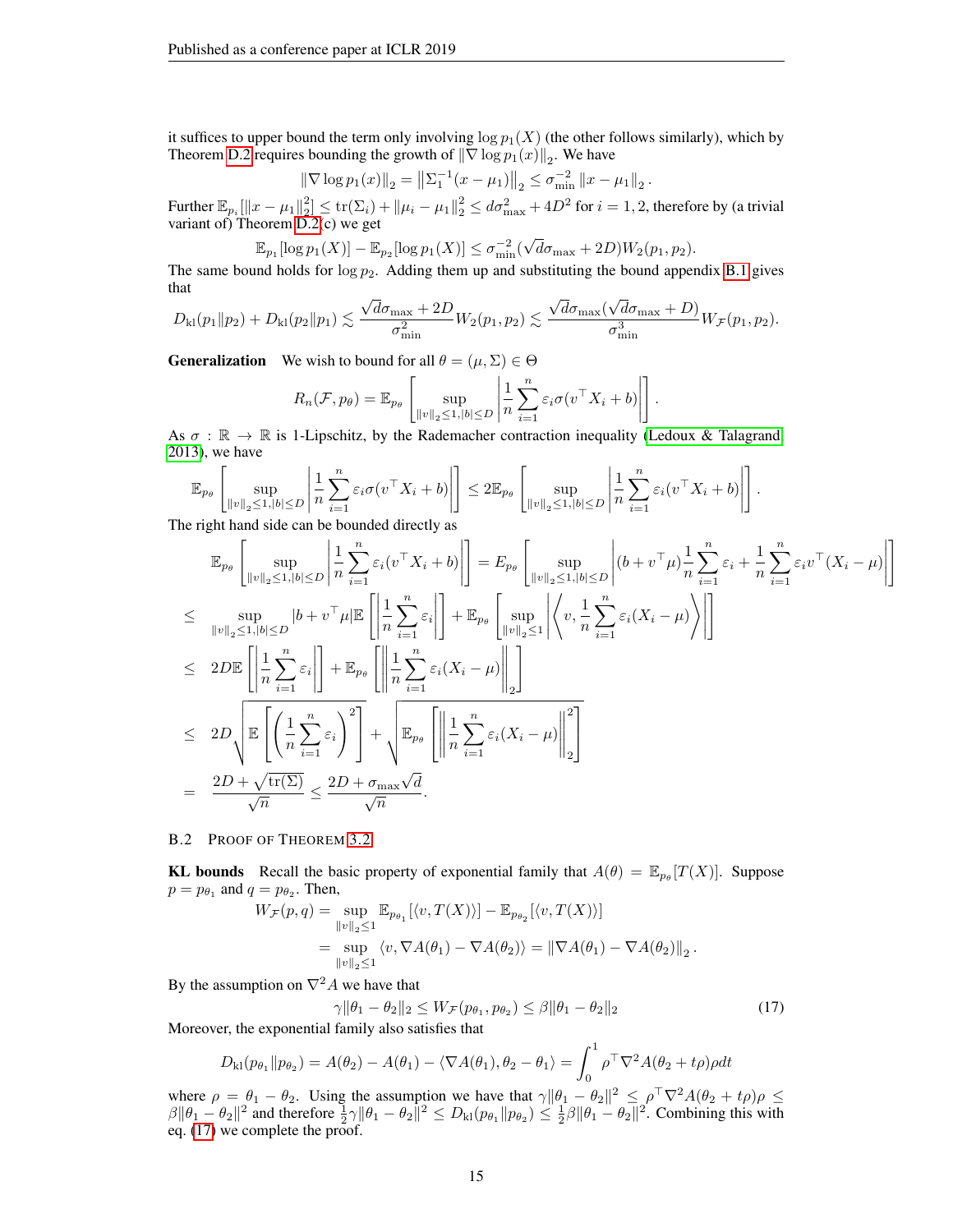it suffices to upper bound the term only involving $\log p_1(X)$ (the other follows similarly), which by Theorem D.2 requires bounding the growth of $\left\|\nabla \log p_1(x)\right\|_2$. We have

$$\left\|\nabla \log p_1(x)\right\|_2 = \left\|\Sigma_1^{-1}(x-\mu_1)\right\|_2 \le \sigma_{\min}^{-2}\left\|x-\mu_1\right\|_2.$$

Further $\mathbb{E}_{p_i}[\|x-\mu_1\|_2^2] \le \mathrm{tr}(\Sigma_i) + \|\mu_i - \mu_1\|_2^2 \le d\sigma_{\max}^2 + 4D^2$ for $i=1,2$, therefore by (a trivial variant of) Theorem D.2(c) we get

$$\mathbb{E}_{p_1}[\log p_1(X)] - \mathbb{E}_{p_2}[\log p_1(X)] \le \sigma_{\min}^{-2}(\sqrt{d}\sigma_{\max} + 2D)W_2(p_1,p_2).$$

The same bound holds for $\log p_2$. Adding them up and substituting the bound appendix B.1 gives that

$$D_{\rm kl}(p_1\|p_2) + D_{\rm kl}(p_2\|p_1) \lesssim \frac{\sqrt{d}\sigma_{\max}+2D}{\sigma_{\min}^2}W_2(p_1,p_2) \lesssim \frac{\sqrt{d}\sigma_{\max}(\sqrt{d}\sigma_{\max}+D)}{\sigma_{\min}^3}W_{\mathcal{F}}(p_1,p_2).$$

**Generalization** We wish to bound for all $\theta = (\mu,\Sigma)\in\Theta$

$$R_n(\mathcal{F},p_\theta) = \mathbb{E}_{p_\theta}\left[\sup_{\|v\|_2\le 1, |b|\le D}\left|\frac{1}{n}\sum_{i=1}^n \varepsilon_i\sigma(v^\top X_i + b)\right|\right].$$

As $\sigma:\mathbb{R}\to\mathbb{R}$ is 1-Lipschitz, by the Rademacher contraction inequality (Ledoux & Talagrand 2013), we have

$$\mathbb{E}_{p_\theta}\left[\sup_{\|v\|_2\le 1, |b|\le D}\left|\frac{1}{n}\sum_{i=1}^n \varepsilon_i\sigma(v^\top X_i + b)\right|\right] \le 2\mathbb{E}_{p_\theta}\left[\sup_{\|v\|_2\le 1, |b|\le D}\left|\frac{1}{n}\sum_{i=1}^n \varepsilon_i(v^\top X_i + b)\right|\right].$$

The right hand side can be bounded directly as

$$\begin{aligned}
&\mathbb{E}_{p_\theta}\left[\sup_{\|v\|_2\le 1, |b|\le D}\left|\frac{1}{n}\sum_{i=1}^n \varepsilon_i(v^\top X_i + b)\right|\right] = E_{p_\theta}\left[\sup_{\|v\|_2\le 1, |b|\le D}\left|(b+v^\top\mu)\frac{1}{n}\sum_{i=1}^n\varepsilon_i + \frac{1}{n}\sum_{i=1}^n \varepsilon_i v^\top(X_i-\mu)\right|\right] \\
\le\ & \sup_{\|v\|_2\le 1,|b|\le D}|b+v^\top\mu|\mathbb{E}\left[\left|\frac{1}{n}\sum_{i=1}^n\varepsilon_i\right|\right] + \mathbb{E}_{p_\theta}\left[\sup_{\|v\|_2\le 1}\left|\left\langle v, \frac{1}{n}\sum_{i=1}^n \varepsilon_i(X_i-\mu)\right\rangle\right|\right] \\
\le\ & 2D\mathbb{E}\left[\left|\frac{1}{n}\sum_{i=1}^n\varepsilon_i\right|\right] + \mathbb{E}_{p_\theta}\left[\left\|\frac{1}{n}\sum_{i=1}^n\varepsilon_i(X_i-\mu)\right\|_2\right] \\
\le\ & 2D\sqrt{\mathbb{E}\left[\left(\frac{1}{n}\sum_{i=1}^n\varepsilon_i\right)^2\right]} + \sqrt{\mathbb{E}_{p_\theta}\left[\left\|\frac{1}{n}\sum_{i=1}^n\varepsilon_i(X_i-\mu)\right\|_2^2\right]} \\
=\ & \frac{2D+\sqrt{\mathrm{tr}(\Sigma)}}{\sqrt{n}} \le \frac{2D+\sigma_{\max}\sqrt{d}}{\sqrt{n}}.
\end{aligned}$$

### B.2 Proof of Theorem 3.2

**KL bounds** Recall the basic property of exponential family that $A(\theta) = \mathbb{E}_{p_\theta}[T(X)]$. Suppose $p = p_{\theta_1}$ and $q = p_{\theta_2}$. Then,

$$\begin{aligned}
W_{\mathcal{F}}(p,q) &= \sup_{\|v\|_2\le 1}\mathbb{E}_{p_{\theta_1}}[\langle v, T(X)\rangle] - \mathbb{E}_{p_{\theta_2}}[\langle v, T(X)\rangle] \\
&= \sup_{\|v\|_2\le 1}\langle v, \nabla A(\theta_1) - \nabla A(\theta_2)\rangle = \left\|\nabla A(\theta_1) - \nabla A(\theta_2)\right\|_2.
\end{aligned}$$

By the assumption on $\nabla^2 A$ we have that

$$\gamma\|\theta_1-\theta_2\|_2 \le W_{\mathcal{F}}(p_{\theta_1},p_{\theta_2}) \le \beta\|\theta_1-\theta_2\|_2 \tag{17}$$

Moreover, the exponential family also satisfies that

$$D_{\rm kl}(p_{\theta_1}\|p_{\theta_2}) = A(\theta_2) - A(\theta_1) - \langle\nabla A(\theta_1), \theta_2-\theta_1\rangle = \int_0^1 \rho^\top\nabla^2 A(\theta_2+t\rho)\rho dt$$

where $\rho = \theta_1-\theta_2$. Using the assumption we have that $\gamma\|\theta_1-\theta_2\|^2 \le \rho^\top\nabla^2 A(\theta_2+t\rho)\rho \le \beta\|\theta_1-\theta_2\|^2$ and therefore $\frac{1}{2}\gamma\|\theta_1-\theta_2\|^2 \le D_{\rm kl}(p_{\theta_1}\|p_{\theta_2}) \le \frac{1}{2}\beta\|\theta_1-\theta_2\|^2$. Combining this with eq. (17) we complete the proof.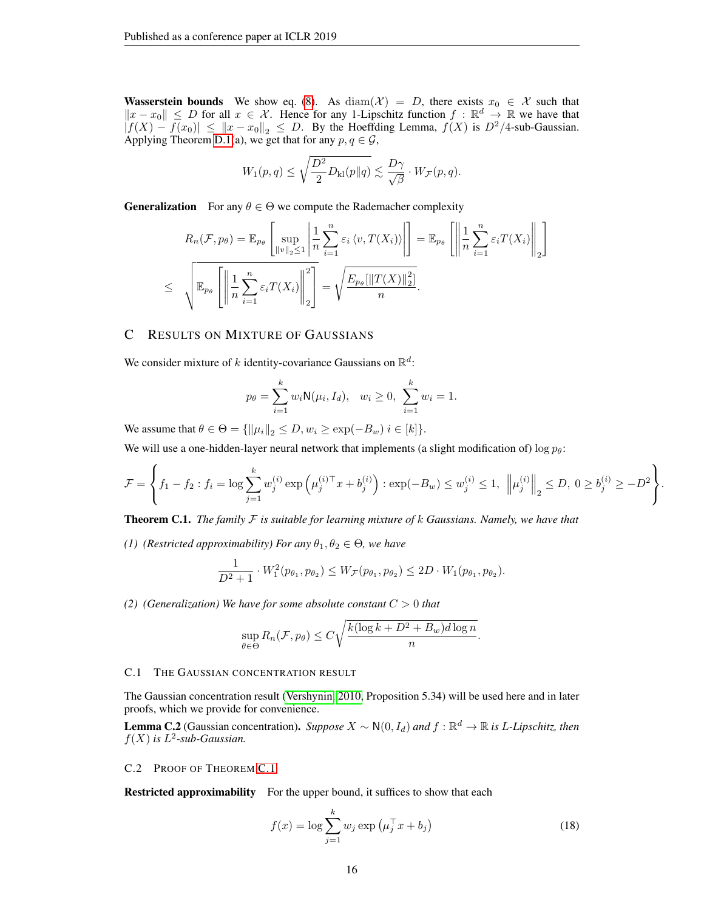**Wasserstein bounds** We show eq. (8). As $\mathrm{diam}(\mathcal{X}) = D$, there exists $x_0 \in \mathcal{X}$ such that $\|x - x_0\| \le D$ for all $x \in \mathcal{X}$. Hence for any 1-Lipschitz function $f : \mathbb{R}^d \to \mathbb{R}$ we have that $|f(X) - f(x_0)| \le \|x - x_0\|_2 \le D$. By the Hoeffding Lemma, $f(X)$ is $D^2/4$-sub-Gaussian. Applying Theorem D.1(a), we get that for any $p, q \in \mathcal{G}$,

$$W_1(p, q) \le \sqrt{\frac{D^2}{2} D_{\mathrm{kl}}(p\|q)} \lesssim \frac{D\gamma}{\sqrt{\beta}} \cdot W_{\mathcal{F}}(p, q).$$

**Generalization** For any $\theta \in \Theta$ we compute the Rademacher complexity

$$R_n(\mathcal{F}, p_\theta) = \mathbb{E}_{p_\theta}\left[\sup_{\|v\|_2 \le 1}\left|\frac{1}{n}\sum_{i=1}^n \varepsilon_i \langle v, T(X_i)\rangle\right|\right] = \mathbb{E}_{p_\theta}\left[\left\|\frac{1}{n}\sum_{i=1}^n \varepsilon_i T(X_i)\right\|_2\right]$$

$$\le \sqrt{\mathbb{E}_{p_\theta}\left[\left\|\frac{1}{n}\sum_{i=1}^n \varepsilon_i T(X_i)\right\|_2^2\right]} = \sqrt{\frac{E_{p_\theta}[\|T(X)\|_2^2]}{n}}.$$

# C Results on Mixture of Gaussians

We consider mixture of $k$ identity-covariance Gaussians on $\mathbb{R}^d$:

$$p_\theta = \sum_{i=1}^k w_i \mathsf{N}(\mu_i, I_d), \quad w_i \ge 0, \ \sum_{i=1}^k w_i = 1.$$

We assume that $\theta \in \Theta = \{\|\mu_i\|_2 \le D, w_i \ge \exp(-B_w)\ i \in [k]\}$.

We will use a one-hidden-layer neural network that implements (a slight modification of) $\log p_\theta$:

$$\mathcal{F} = \left\{ f_1 - f_2 : f_i = \log \sum_{j=1}^k w_j^{(i)} \exp\left(\mu_j^{(i)\top} x + b_j^{(i)}\right) : \exp(-B_w) \le w_j^{(i)} \le 1,\ \left\|\mu_j^{(i)}\right\|_2 \le D,\ 0 \ge b_j^{(i)} \ge -D^2 \right\}.$$

**Theorem C.1.** *The family $\mathcal{F}$ is suitable for learning mixture of $k$ Gaussians. Namely, we have that*

*(1) (Restricted approximability) For any $\theta_1, \theta_2 \in \Theta$, we have*

$$\frac{1}{D^2+1} \cdot W_1^2(p_{\theta_1}, p_{\theta_2}) \le W_{\mathcal{F}}(p_{\theta_1}, p_{\theta_2}) \le 2D \cdot W_1(p_{\theta_1}, p_{\theta_2}).$$

*(2) (Generalization) We have for some absolute constant $C > 0$ that*

$$\sup_{\theta \in \Theta} R_n(\mathcal{F}, p_\theta) \le C\sqrt{\frac{k(\log k + D^2 + B_w) d \log n}{n}}.$$

## C.1 The Gaussian concentration result

The Gaussian concentration result (Vershynin, 2010, Proposition 5.34) will be used here and in later proofs, which we provide for convenience.

**Lemma C.2** (Gaussian concentration). *Suppose $X \sim \mathsf{N}(0, I_d)$ and $f : \mathbb{R}^d \to \mathbb{R}$ is $L$-Lipschitz, then $f(X)$ is $L^2$-sub-Gaussian.*

## C.2 Proof of Theorem C.1

**Restricted approximability** For the upper bound, it suffices to show that each

$$f(x) = \log \sum_{j=1}^k w_j \exp\left(\mu_j^\top x + b_j\right) \tag{18}$$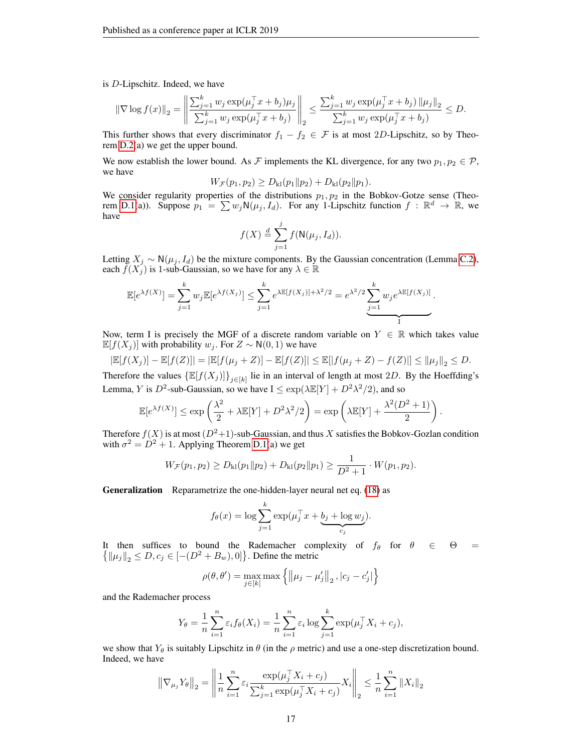is $D$-Lipschitz. Indeed, we have

$$\|\nabla \log f(x)\|_2 = \left\| \frac{\sum_{j=1}^k w_j \exp(\mu_j^\top x + b_j)\mu_j}{\sum_{j=1}^k w_j \exp(\mu_j^\top x + b_j)} \right\|_2 \le \frac{\sum_{j=1}^k w_j \exp(\mu_j^\top x + b_j) \|\mu_j\|_2}{\sum_{j=1}^k w_j \exp(\mu_j^\top x + b_j)} \le D.$$

This further shows that every discriminator $f_1 - f_2 \in \mathcal{F}$ is at most $2D$-Lipschitz, so by Theorem D.2(a) we get the upper bound.

We now establish the lower bound. As $\mathcal{F}$ implements the KL divergence, for any two $p_1, p_2 \in \mathcal{P}$, we have

$$W_{\mathcal{F}}(p_1, p_2) \ge D_{\rm kl}(p_1 \| p_2) + D_{\rm kl}(p_2 \| p_1).$$

We consider regularity properties of the distributions $p_1, p_2$ in the Bobkov-Gotze sense (Theorem D.1(a)). Suppose $p_1 = \sum w_j \mathsf{N}(\mu_j, I_d)$. For any 1-Lipschitz function $f : \mathbb{R}^d \to \mathbb{R}$, we have

$$f(X) \overset{d}{=} \sum_{j=1}^{j} f(\mathsf{N}(\mu_j, I_d)).$$

Letting $X_j \sim \mathsf{N}(\mu_j, I_d)$ be the mixture components. By the Gaussian concentration (Lemma C.2), each $f(X_j)$ is 1-sub-Gaussian, so we have for any $\lambda \in \mathbb{R}$

$$\mathbb{E}[e^{\lambda f(X)}] = \sum_{j=1}^k w_j \mathbb{E}[e^{\lambda f(X_j)}] \le \sum_{j=1}^k e^{\lambda \mathbb{E}[f(X_j)] + \lambda^2/2} = e^{\lambda^2/2} \underbrace{\sum_{j=1}^k w_j e^{\lambda \mathbb{E}[f(X_j)]}}_{\rm I}.$$

Now, term I is precisely the MGF of a discrete random variable on $Y \in \mathbb{R}$ which takes value $\mathbb{E}[f(X_j)]$ with probability $w_j$. For $Z \sim \mathsf{N}(0, 1)$ we have

$$|\mathbb{E}[f(X_j)] - \mathbb{E}[f(Z)]| = |\mathbb{E}[f(\mu_j + Z)] - \mathbb{E}[f(Z)]| \le \mathbb{E}[|f(\mu_j + Z) - f(Z)|] \le \|\mu_j\|_2 \le D.$$

Therefore the values $\{\mathbb{E}[f(X_j)]\}_{j \in [k]}$ lie in an interval of length at most $2D$. By the Hoeffding's Lemma, $Y$ is $D^2$-sub-Gaussian, so we have $\mathrm{I} \le \exp(\lambda \mathbb{E}[Y] + D^2\lambda^2/2)$, and so

$$\mathbb{E}[e^{\lambda f(X)}] \le \exp\left(\frac{\lambda^2}{2} + \lambda \mathbb{E}[Y] + D^2\lambda^2/2\right) = \exp\left(\lambda \mathbb{E}[Y] + \frac{\lambda^2(D^2+1)}{2}\right).$$

Therefore $f(X)$ is at most $(D^2+1)$-sub-Gaussian, and thus $X$ satisfies the Bobkov-Gozlan condition with $\sigma^2 = D^2 + 1$. Applying Theorem D.1(a) we get

$$W_{\mathcal{F}}(p_1, p_2) \ge D_{\rm kl}(p_1 \| p_2) + D_{\rm kl}(p_2 \| p_1) \ge \frac{1}{D^2+1} \cdot W(p_1, p_2).$$

**Generalization** Reparametrize the one-hidden-layer neural net eq. (18) as

$$f_\theta(x) = \log \sum_{j=1}^k \exp(\mu_j^\top x + \underbrace{b_j + \log w_j}_{c_j}).$$

It then suffices to bound the Rademacher complexity of $f_\theta$ for $\theta \in \Theta = \left\{ \|\mu_j\|_2 \le D, c_j \in [-(D^2 + B_w), 0] \right\}$. Define the metric

$$\rho(\theta, \theta') = \max_{j \in [k]} \max\left\{ \left\|\mu_j - \mu_j'\right\|_2, |c_j - c_j'| \right\}$$

and the Rademacher process

$$Y_\theta = \frac{1}{n}\sum_{i=1}^n \varepsilon_i f_\theta(X_i) = \frac{1}{n}\sum_{i=1}^n \varepsilon_i \log \sum_{j=1}^k \exp(\mu_j^\top X_i + c_j),$$

we show that $Y_\theta$ is suitably Lipschitz in $\theta$ (in the $\rho$ metric) and use a one-step discretization bound. Indeed, we have

$$\left\|\nabla_{\mu_j} Y_\theta\right\|_2 = \left\| \frac{1}{n}\sum_{i=1}^n \varepsilon_i \frac{\exp(\mu_j^\top X_i + c_j)}{\sum_{j=1}^k \exp(\mu_j^\top X_i + c_j)} X_i \right\|_2 \le \frac{1}{n}\sum_{i=1}^n \|X_i\|_2$$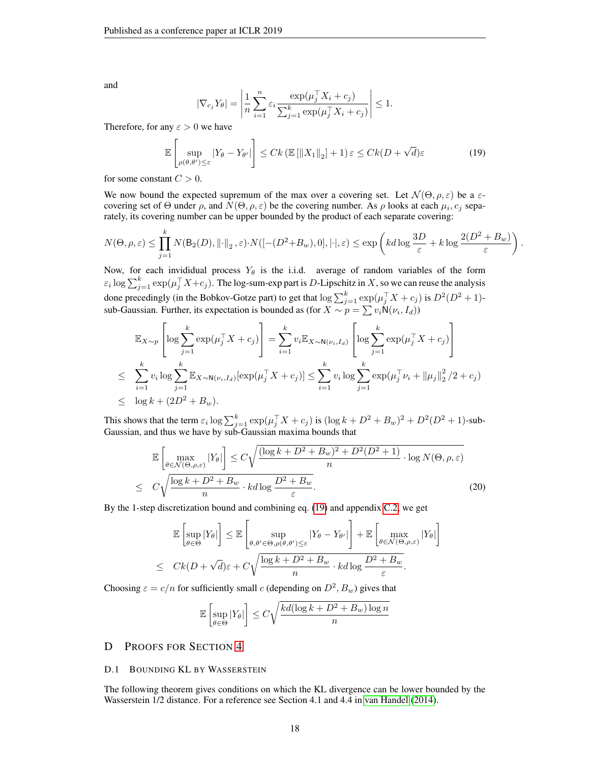and

$$
|\nabla_{c_j} Y_\theta| = \left| \frac{1}{n} \sum_{i=1}^n \varepsilon_i \frac{\exp(\mu_j^\top X_i + c_j)}{\sum_{j=1}^k \exp(\mu_j^\top X_i + c_j)} \right| \le 1.
$$

Therefore, for any $\varepsilon > 0$ we have

$$
\mathbb{E}\left[ \sup_{\rho(\theta,\theta') \le \varepsilon} |Y_\theta - Y_{\theta'}| \right] \le Ck \left( \mathbb{E}\left[ \|X_1\|_2 \right] + 1 \right) \varepsilon \le Ck(D + \sqrt{d})\varepsilon \tag{19}
$$

for some constant $C > 0$.

We now bound the expected supremum of the max over a covering set. Let $\mathcal{N}(\Theta, \rho, \varepsilon)$ be a $\varepsilon$-covering set of $\Theta$ under $\rho$, and $N(\Theta, \rho, \varepsilon)$ be the covering number. As $\rho$ looks at each $\mu_i, c_j$ separately, its covering number can be upper bounded by the product of each separate covering:

$$
N(\Theta, \rho, \varepsilon) \le \prod_{j=1}^k N(\mathsf{B}_2(D), \|\cdot\|_2, \varepsilon) \cdot N([-(D^2 + B_w), 0], |\cdot|, \varepsilon) \le \exp\left( kd \log \frac{3D}{\varepsilon} + k \log \frac{2(D^2 + B_w)}{\varepsilon} \right).
$$

Now, for each invididual process $Y_\theta$ is the i.i.d. average of random variables of the form $\varepsilon_i \log \sum_{j=1}^k \exp(\mu_j^\top X + c_j)$. The log-sum-exp part is $D$-Lipschitz in $X$, so we can reuse the analysis done precedingly (in the Bobkov-Gotze part) to get that $\log \sum_{j=1}^k \exp(\mu_j^\top X + c_j)$ is $D^2(D^2+1)$-sub-Gaussian. Further, its expectation is bounded as (for $X \sim p = \sum v_i \mathsf{N}(\nu_i, I_d)$)

$$
\begin{aligned}
& \mathbb{E}_{X \sim p}\left[ \log \sum_{j=1}^k \exp(\mu_j^\top X + c_j) \right] = \sum_{i=1}^k v_i \mathbb{E}_{X \sim \mathsf{N}(\nu_i, I_d)} \left[ \log \sum_{j=1}^k \exp(\mu_j^\top X + c_j) \right] \\
\le \; & \sum_{i=1}^k v_i \log \sum_{j=1}^k \mathbb{E}_{X \sim \mathsf{N}(\nu_i, I_d)} [\exp(\mu_j^\top X + c_j)] \le \sum_{i=1}^k v_i \log \sum_{j=1}^k \exp(\mu_j^\top \nu_i + \|\mu_j\|_2^2 / 2 + c_j) \\
\le \; & \log k + (2D^2 + B_w).
\end{aligned}
$$

This shows that the term $\varepsilon_i \log \sum_{j=1}^k \exp(\mu_j^\top X + c_j)$ is $(\log k + D^2 + B_w)^2 + D^2(D^2+1)$-sub-Gaussian, and thus we have by sub-Gaussian maxima bounds that

$$
\begin{aligned}
& \mathbb{E}\left[ \max_{\theta \in \mathcal{N}(\Theta, \rho, \varepsilon)} |Y_\theta| \right] \le C \sqrt{ \frac{(\log k + D^2 + B_w)^2 + D^2(D^2+1)}{n} \cdot \log N(\Theta, \rho, \varepsilon) } \\
\le \; & C \sqrt{ \frac{\log k + D^2 + B_w}{n} \cdot kd \log \frac{D^2 + B_w}{\varepsilon} }.
\end{aligned} \tag{20}
$$

By the 1-step discretization bound and combining eq. (19) and appendix C.2, we get

$$
\begin{aligned}
& \mathbb{E}\left[ \sup_{\theta \in \Theta} |Y_\theta| \right] \le \mathbb{E}\left[ \sup_{\theta, \theta' \in \Theta, \rho(\theta, \theta') \le \varepsilon} |Y_\theta - Y_{\theta'}| \right] + \mathbb{E}\left[ \max_{\theta \in \mathcal{N}(\Theta, \rho, \varepsilon)} |Y_\theta| \right] \\
\le \; & Ck(D + \sqrt{d})\varepsilon + C \sqrt{ \frac{\log k + D^2 + B_w}{n} \cdot kd \log \frac{D^2 + B_w}{\varepsilon} }.
\end{aligned}
$$

Choosing $\varepsilon = c/n$ for sufficiently small $c$ (depending on $D^2, B_w$) gives that

$$
\mathbb{E}\left[ \sup_{\theta \in \Theta} |Y_\theta| \right] \le C \sqrt{ \frac{kd(\log k + D^2 + B_w) \log n}{n} }
$$

# D Proofs for Section 4

## D.1 Bounding KL by Wasserstein

The following theorem gives conditions on which the KL divergence can be lower bounded by the Wasserstein 1/2 distance. For a reference see Section 4.1 and 4.4 in van Handel (2014).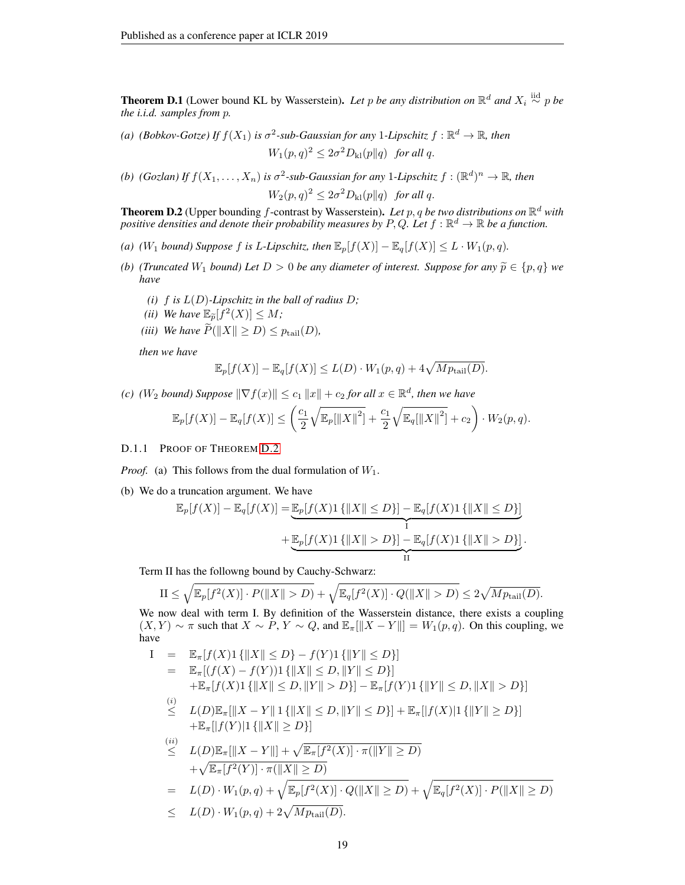**Theorem D.1** (Lower bound KL by Wasserstein). *Let $p$ be any distribution on $\mathbb{R}^d$ and $X_i \overset{\text{iid}}{\sim} p$ be the i.i.d. samples from $p$.*

*(a) (Bobkov-Gotze) If $f(X_1)$ is $\sigma^2$-sub-Gaussian for any 1-Lipschitz $f : \mathbb{R}^d \to \mathbb{R}$, then*

$$W_1(p, q)^2 \leq 2\sigma^2 D_{\text{kl}}(p \| q) \quad \textit{for all } q.$$

*(b) (Gozlan) If $f(X_1, \ldots, X_n)$ is $\sigma^2$-sub-Gaussian for any 1-Lipschitz $f : (\mathbb{R}^d)^n \to \mathbb{R}$, then*

$$W_2(p, q)^2 \leq 2\sigma^2 D_{\text{kl}}(p \| q) \quad \textit{for all } q.$$

**Theorem D.2** (Upper bounding $f$-contrast by Wasserstein). *Let $p, q$ be two distributions on $\mathbb{R}^d$ with positive densities and denote their probability measures by $P, Q$. Let $f : \mathbb{R}^d \to \mathbb{R}$ be a function.*

*(a) ($W_1$ bound) Suppose $f$ is $L$-Lipschitz, then $\mathbb{E}_p[f(X)] - \mathbb{E}_q[f(X)] \leq L \cdot W_1(p, q)$.*

*(b) (Truncated $W_1$ bound) Let $D > 0$ be any diameter of interest. Suppose for any $\widetilde{p} \in \{p, q\}$ we have*

*(i) $f$ is $L(D)$-Lipschitz in the ball of radius $D$;*

*(ii) We have $\mathbb{E}_{\widetilde{p}}[f^2(X)] \leq M$;*

*(iii) We have $\widetilde{P}(\|X\| \geq D) \leq p_{\text{tail}}(D)$,*

*then we have*

$$\mathbb{E}_p[f(X)] - \mathbb{E}_q[f(X)] \leq L(D) \cdot W_1(p, q) + 4\sqrt{M p_{\text{tail}}(D)}.$$

*(c) ($W_2$ bound) Suppose $\|\nabla f(x)\| \leq c_1 \|x\| + c_2$ for all $x \in \mathbb{R}^d$, then we have*

$$\mathbb{E}_p[f(X)] - \mathbb{E}_q[f(X)] \leq \left( \frac{c_1}{2}\sqrt{\mathbb{E}_p[\|X\|^2]} + \frac{c_1}{2}\sqrt{\mathbb{E}_q[\|X\|^2]} + c_2 \right) \cdot W_2(p, q).$$

### D.1.1 Proof of Theorem D.2

*Proof.* (a) This follows from the dual formulation of $W_1$.

(b) We do a truncation argument. We have

$$\mathbb{E}_p[f(X)] - \mathbb{E}_q[f(X)] = \underbrace{\mathbb{E}_p[f(X)1\{\|X\| \leq D\}] - \mathbb{E}_q[f(X)1\{\|X\| \leq D\}]}_{\text{I}} + \underbrace{\mathbb{E}_p[f(X)1\{\|X\| > D\}] - \mathbb{E}_q[f(X)1\{\|X\| > D\}]}_{\text{II}}.$$

Term II has the followng bound by Cauchy-Schwarz:

$$\text{II} \leq \sqrt{\mathbb{E}_p[f^2(X)] \cdot P(\|X\| > D)} + \sqrt{\mathbb{E}_q[f^2(X)] \cdot Q(\|X\| > D)} \leq 2\sqrt{M p_{\text{tail}}(D)}.$$

We now deal with term I. By definition of the Wasserstein distance, there exists a coupling $(X, Y) \sim \pi$ such that $X \sim P$, $Y \sim Q$, and $\mathbb{E}_\pi[\|X - Y\|] = W_1(p, q)$. On this coupling, we have

$$\begin{aligned}
\text{I} &= \mathbb{E}_\pi[f(X)1\{\|X\| \leq D\} - f(Y)1\{\|Y\| \leq D\}] \\
&= \mathbb{E}_\pi[(f(X) - f(Y))1\{\|X\| \leq D, \|Y\| \leq D\}] \\
&\quad + \mathbb{E}_\pi[f(X)1\{\|X\| \leq D, \|Y\| > D\}] - \mathbb{E}_\pi[f(Y)1\{\|Y\| \leq D, \|X\| > D\}] \\
&\overset{(i)}{\leq} L(D)\mathbb{E}_\pi[\|X - Y\|1\{\|X\| \leq D, \|Y\| \leq D\}] + \mathbb{E}_\pi[|f(X)|1\{\|Y\| \geq D\}] \\
&\quad + \mathbb{E}_\pi[|f(Y)|1\{\|X\| \geq D\}] \\
&\overset{(ii)}{\leq} L(D)\mathbb{E}_\pi[\|X - Y\|] + \sqrt{\mathbb{E}_\pi[f^2(X)] \cdot \pi(\|Y\| \geq D)} \\
&\quad + \sqrt{\mathbb{E}_\pi[f^2(Y)] \cdot \pi(\|X\| \geq D)} \\
&= L(D) \cdot W_1(p, q) + \sqrt{\mathbb{E}_p[f^2(X)] \cdot Q(\|X\| \geq D)} + \sqrt{\mathbb{E}_q[f^2(X)] \cdot P(\|X\| \geq D)} \\
&\leq L(D) \cdot W_1(p, q) + 2\sqrt{M p_{\text{tail}}(D)}.
\end{aligned}$$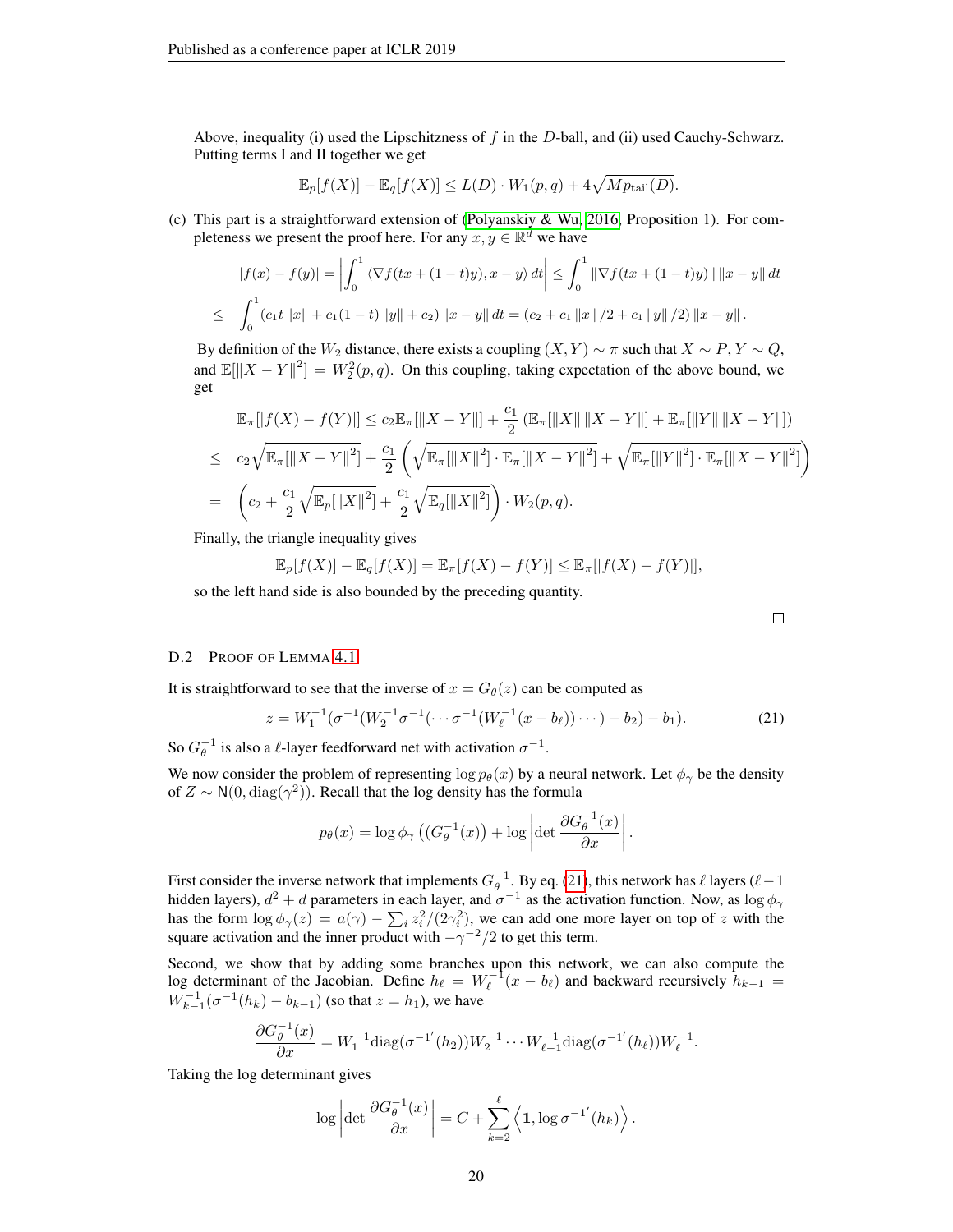Above, inequality (i) used the Lipschitzness of $f$ in the $D$-ball, and (ii) used Cauchy-Schwarz. Putting terms I and II together we get

$$\mathbb{E}_p[f(X)] - \mathbb{E}_q[f(X)] \le L(D) \cdot W_1(p, q) + 4\sqrt{M p_{\rm tail}(D)}.$$

(c) This part is a straightforward extension of (Polyanskiy & Wu, 2016, Proposition 1). For completeness we present the proof here. For any $x, y \in \mathbb{R}^d$ we have

$$|f(x) - f(y)| = \left| \int_0^1 \langle \nabla f(tx + (1-t)y), x - y \rangle \, dt \right| \le \int_0^1 \|\nabla f(tx + (1-t)y)\| \, \|x - y\| \, dt$$

$$\le \int_0^1 (c_1 t \|x\| + c_1 (1-t) \|y\| + c_2) \|x - y\| \, dt = (c_2 + c_1 \|x\|/2 + c_1 \|y\|/2) \|x - y\|.$$

By definition of the $W_2$ distance, there exists a coupling $(X, Y) \sim \pi$ such that $X \sim P$, $Y \sim Q$, and $\mathbb{E}[\|X - Y\|^2] = W_2^2(p, q)$. On this coupling, taking expectation of the above bound, we get

$$\mathbb{E}_\pi[|f(X) - f(Y)|] \le c_2 \mathbb{E}_\pi[\|X - Y\|] + \frac{c_1}{2}\left(\mathbb{E}_\pi[\|X\| \|X - Y\|] + \mathbb{E}_\pi[\|Y\| \|X - Y\|]\right)$$

$$\le c_2 \sqrt{\mathbb{E}_\pi[\|X - Y\|^2]} + \frac{c_1}{2}\left(\sqrt{\mathbb{E}_\pi[\|X\|^2] \cdot \mathbb{E}_\pi[\|X - Y\|^2]} + \sqrt{\mathbb{E}_\pi[\|Y\|^2] \cdot \mathbb{E}_\pi[\|X - Y\|^2]}\right)$$

$$= \left(c_2 + \frac{c_1}{2}\sqrt{\mathbb{E}_p[\|X\|^2]} + \frac{c_1}{2}\sqrt{\mathbb{E}_q[\|X\|^2]}\right) \cdot W_2(p, q).$$

Finally, the triangle inequality gives

$$\mathbb{E}_p[f(X)] - \mathbb{E}_q[f(X)] = \mathbb{E}_\pi[f(X) - f(Y)] \le \mathbb{E}_\pi[|f(X) - f(Y)|],$$

so the left hand side is also bounded by the preceding quantity.

□

### D.2 Proof of Lemma 4.1

It is straightforward to see that the inverse of $x = G_\theta(z)$ can be computed as

$$z = W_1^{-1}(\sigma^{-1}(W_2^{-1}\sigma^{-1}(\cdots \sigma^{-1}(W_\ell^{-1}(x - b_\ell)) \cdots) - b_2) - b_1). \tag{21}$$

So $G_\theta^{-1}$ is also a $\ell$-layer feedforward net with activation $\sigma^{-1}$.

We now consider the problem of representing $\log p_\theta(x)$ by a neural network. Let $\phi_\gamma$ be the density of $Z \sim \mathsf{N}(0, \mathrm{diag}(\gamma^2))$. Recall that the log density has the formula

$$p_\theta(x) = \log \phi_\gamma\left((G_\theta^{-1}(x)\right) + \log \left| \det \frac{\partial G_\theta^{-1}(x)}{\partial x} \right|.$$

First consider the inverse network that implements $G_\theta^{-1}$. By eq. (21), this network has $\ell$ layers ($\ell - 1$ hidden layers), $d^2 + d$ parameters in each layer, and $\sigma^{-1}$ as the activation function. Now, as $\log \phi_\gamma$ has the form $\log \phi_\gamma(z) = a(\gamma) - \sum_i z_i^2/(2\gamma_i^2)$, we can add one more layer on top of $z$ with the square activation and the inner product with $-\gamma^{-2}/2$ to get this term.

Second, we show that by adding some branches upon this network, we can also compute the log determinant of the Jacobian. Define $h_\ell = W_\ell^{-1}(x - b_\ell)$ and backward recursively $h_{k-1} = W_{k-1}^{-1}(\sigma^{-1}(h_k) - b_{k-1})$ (so that $z = h_1$), we have

$$\frac{\partial G_\theta^{-1}(x)}{\partial x} = W_1^{-1}\mathrm{diag}(\sigma^{-1'}(h_2))W_2^{-1} \cdots W_{\ell-1}^{-1}\mathrm{diag}(\sigma^{-1'}(h_\ell))W_\ell^{-1}.$$

Taking the log determinant gives

$$\log \left| \det \frac{\partial G_\theta^{-1}(x)}{\partial x} \right| = C + \sum_{k=2}^{\ell} \left\langle \mathbf{1}, \log \sigma^{-1'}(h_k) \right\rangle.$$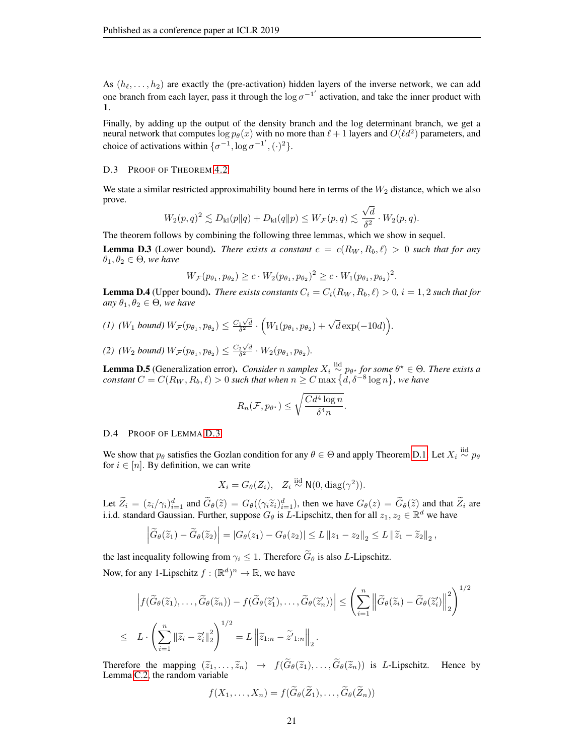As $(h_\ell, \dots, h_2)$ are exactly the (pre-activation) hidden layers of the inverse network, we can add one branch from each layer, pass it through the $\log \sigma^{-1'}$ activation, and take the inner product with $\mathbf{1}$.

Finally, by adding up the output of the density branch and the log determinant branch, we get a neural network that computes $\log p_\theta(x)$ with no more than $\ell + 1$ layers and $O(\ell d^2)$ parameters, and choice of activations within $\{\sigma^{-1}, \log \sigma^{-1'}, (\cdot)^2\}$.

### D.3 Proof of Theorem 4.2

We state a similar restricted approximability bound here in terms of the $W_2$ distance, which we also prove.

$$W_2(p, q)^2 \lesssim D_{\rm kl}(p\|q) + D_{\rm kl}(q\|p) \le W_{\mathcal{F}}(p, q) \lesssim \frac{\sqrt{d}}{\delta^2} \cdot W_2(p, q).$$

The theorem follows by combining the following three lemmas, which we show in sequel.

**Lemma D.3** (Lower bound). *There exists a constant $c = c(R_W, R_b, \ell) > 0$ such that for any $\theta_1, \theta_2 \in \Theta$, we have*

$$W_{\mathcal{F}}(p_{\theta_1}, p_{\theta_2}) \ge c \cdot W_2(p_{\theta_1}, p_{\theta_2})^2 \ge c \cdot W_1(p_{\theta_1}, p_{\theta_2})^2.$$

**Lemma D.4** (Upper bound). *There exists constants $C_i = C_i(R_W, R_b, \ell) > 0$, $i = 1, 2$ such that for any $\theta_1, \theta_2 \in \Theta$, we have*

*(1) ($W_1$ bound) $W_{\mathcal{F}}(p_{\theta_1}, p_{\theta_2}) \le \frac{C_1\sqrt{d}}{\delta^2} \cdot \Big(W_1(p_{\theta_1}, p_{\theta_2}) + \sqrt{d}\exp(-10d)\Big)$.*

*(2) ($W_2$ bound) $W_{\mathcal{F}}(p_{\theta_1}, p_{\theta_2}) \le \frac{C_2\sqrt{d}}{\delta^2} \cdot W_2(p_{\theta_1}, p_{\theta_2})$.*

**Lemma D.5** (Generalization error). *Consider $n$ samples $X_i \overset{\rm iid}{\sim} p_{\theta^\star}$ for some $\theta^\star \in \Theta$. There exists a constant $C = C(R_W, R_b, \ell) > 0$ such that when $n \ge C \max\{d, \delta^{-8} \log n\}$, we have*

$$R_n(\mathcal{F}, p_{\theta^\star}) \le \sqrt{\frac{Cd^4 \log n}{\delta^4 n}}.$$

### D.4 Proof of Lemma D.3

We show that $p_\theta$ satisfies the Gozlan condition for any $\theta \in \Theta$ and apply Theorem D.1. Let $X_i \overset{\rm iid}{\sim} p_\theta$ for $i \in [n]$. By definition, we can write

$$X_i = G_\theta(Z_i), \quad Z_i \overset{\rm iid}{\sim} \mathsf{N}(0, {\rm diag}(\gamma^2)).$$

Let $\widetilde{Z}_i = (z_i/\gamma_i)_{i=1}^d$ and $\widetilde{G}_\theta(\widetilde{z}) = G_\theta((\gamma_i \widetilde{z}_i)_{i=1}^d)$, then we have $G_\theta(z) = \widetilde{G}_\theta(\widetilde{z})$ and that $\widetilde{Z}_i$ are i.i.d. standard Gaussian. Further, suppose $G_\theta$ is $L$-Lipschitz, then for all $z_1, z_2 \in \mathbb{R}^d$ we have

$$\left|\widetilde{G}_\theta(\widetilde{z}_1) - \widetilde{G}_\theta(\widetilde{z}_2)\right| = |G_\theta(z_1) - G_\theta(z_2)| \le L\|z_1 - z_2\|_2 \le L\|\widetilde{z}_1 - \widetilde{z}_2\|_2,$$

the last inequality following from $\gamma_i \le 1$. Therefore $\widetilde{G}_\theta$ is also $L$-Lipschitz.

Now, for any 1-Lipschitz $f : (\mathbb{R}^d)^n \to \mathbb{R}$, we have

$$\begin{aligned}
\left|f(\widetilde{G}_\theta(\widetilde{z}_1), \dots, \widetilde{G}_\theta(\widetilde{z}_n)) - f(\widetilde{G}_\theta(\widetilde{z}'_1), \dots, \widetilde{G}_\theta(\widetilde{z}'_n))\right| &\le \left(\sum_{i=1}^n \left\|\widetilde{G}_\theta(\widetilde{z}_i) - \widetilde{G}_\theta(\widetilde{z}'_i)\right\|_2^2\right)^{1/2} \\
\le \quad L \cdot \left(\sum_{i=1}^n \|\widetilde{z}_i - \widetilde{z}'_i\|_2^2\right)^{1/2} = L\left\|\widetilde{z}_{1:n} - \widetilde{z}'_{1:n}\right\|_2.
\end{aligned}$$

Therefore the mapping $(\widetilde{z}_1, \dots, \widetilde{z}_n) \to f(\widetilde{G}_\theta(\widetilde{z}_1), \dots, \widetilde{G}_\theta(\widetilde{z}_n))$ is $L$-Lipschitz. Hence by Lemma C.2, the random variable

$$f(X_1, \dots, X_n) = f(\widetilde{G}_\theta(\widetilde{Z}_1), \dots, \widetilde{G}_\theta(\widetilde{Z}_n))$$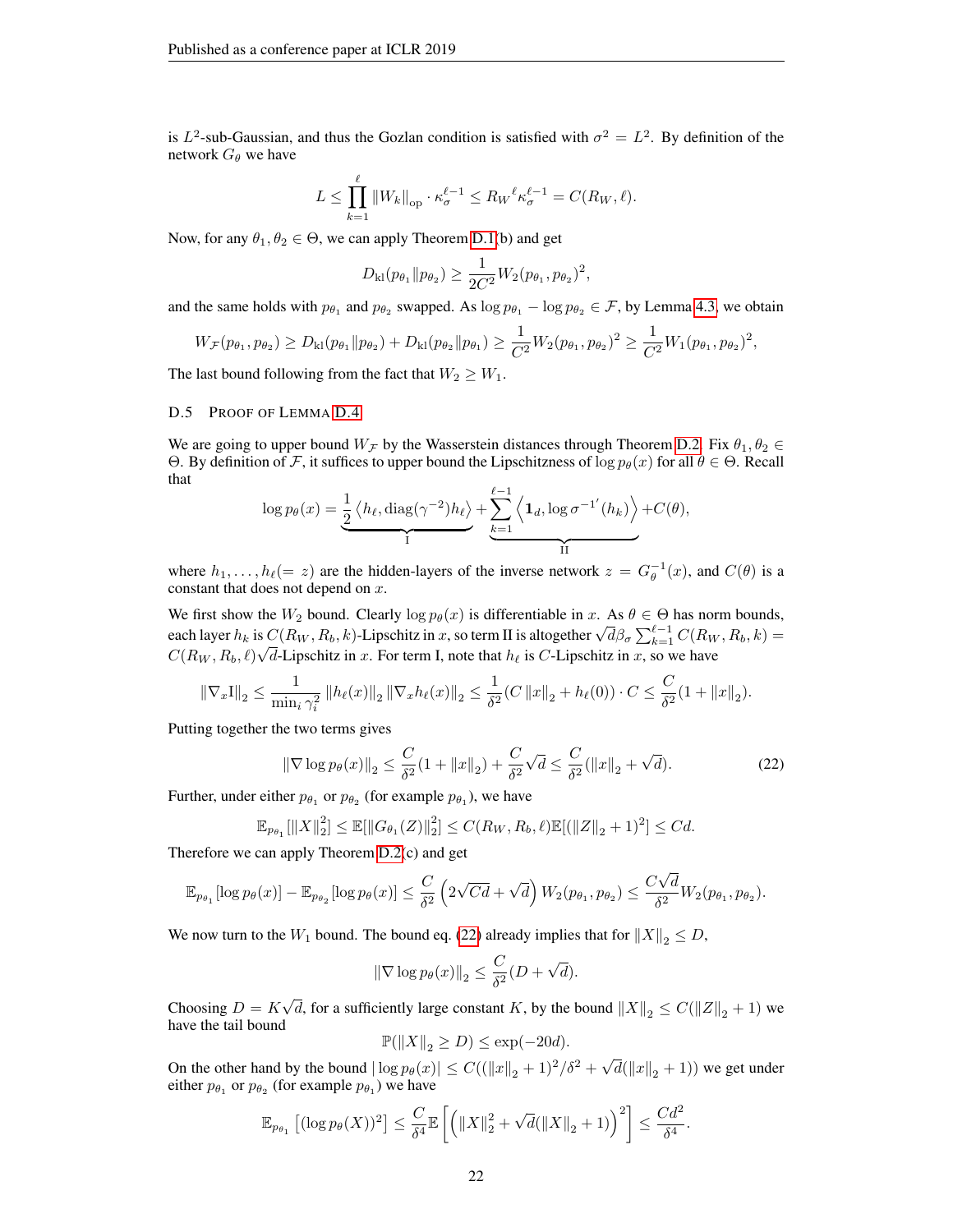is $L^2$-sub-Gaussian, and thus the Gozlan condition is satisfied with $\sigma^2 = L^2$. By definition of the network $G_\theta$ we have

$$L \le \prod_{k=1}^{\ell} \|W_k\|_{\rm op} \cdot \kappa_\sigma^{\ell-1} \le {R_W}^{\ell} \kappa_\sigma^{\ell-1} = C(R_W, \ell).$$

Now, for any $\theta_1, \theta_2 \in \Theta$, we can apply Theorem D.1(b) and get

$$D_{\rm kl}(p_{\theta_1} \| p_{\theta_2}) \ge \frac{1}{2C^2} W_2(p_{\theta_1}, p_{\theta_2})^2,$$

and the same holds with $p_{\theta_1}$ and $p_{\theta_2}$ swapped. As $\log p_{\theta_1} - \log p_{\theta_2} \in \mathcal{F}$, by Lemma 4.3, we obtain

$$W_{\mathcal{F}}(p_{\theta_1}, p_{\theta_2}) \ge D_{\rm kl}(p_{\theta_1} \| p_{\theta_2}) + D_{\rm kl}(p_{\theta_2} \| p_{\theta_1}) \ge \frac{1}{C^2} W_2(p_{\theta_1}, p_{\theta_2})^2 \ge \frac{1}{C^2} W_1(p_{\theta_1}, p_{\theta_2})^2,$$

The last bound following from the fact that $W_2 \ge W_1$.

### D.5 Proof of Lemma D.4

We are going to upper bound $W_{\mathcal{F}}$ by the Wasserstein distances through Theorem D.2. Fix $\theta_1, \theta_2 \in \Theta$. By definition of $\mathcal{F}$, it suffices to upper bound the Lipschitzness of $\log p_\theta(x)$ for all $\theta \in \Theta$. Recall that

$$\log p_\theta(x) = \underbrace{\frac{1}{2}\left\langle h_\ell, \operatorname{diag}(\gamma^{-2}) h_\ell \right\rangle}_{\rm I} + \underbrace{\sum_{k=1}^{\ell-1} \left\langle \mathbf{1}_d, \log {\sigma^{-1}}'(h_k) \right\rangle}_{\rm II} + C(\theta),$$

where $h_1, \dots, h_\ell (= z)$ are the hidden-layers of the inverse network $z = G_\theta^{-1}(x)$, and $C(\theta)$ is a constant that does not depend on $x$.

We first show the $W_2$ bound. Clearly $\log p_\theta(x)$ is differentiable in $x$. As $\theta \in \Theta$ has norm bounds, each layer $h_k$ is $C(R_W, R_b, k)$-Lipschitz in $x$, so term II is altogether $\sqrt{d}\beta_\sigma \sum_{k=1}^{\ell-1} C(R_W, R_b, k) = C(R_W, R_b, \ell)\sqrt{d}$-Lipschitz in $x$. For term I, note that $h_\ell$ is $C$-Lipschitz in $x$, so we have

$$\|\nabla_x {\rm I}\|_2 \le \frac{1}{\min_i \gamma_i^2} \|h_\ell(x)\|_2 \|\nabla_x h_\ell(x)\|_2 \le \frac{1}{\delta^2}(C\|x\|_2 + h_\ell(0)) \cdot C \le \frac{C}{\delta^2}(1 + \|x\|_2).$$

Putting together the two terms gives

$$\|\nabla \log p_\theta(x)\|_2 \le \frac{C}{\delta^2}(1 + \|x\|_2) + \frac{C}{\delta^2}\sqrt{d} \le \frac{C}{\delta^2}(\|x\|_2 + \sqrt{d}). \tag{22}$$

Further, under either $p_{\theta_1}$ or $p_{\theta_2}$ (for example $p_{\theta_1}$), we have

$$\mathbb{E}_{p_{\theta_1}}[\|X\|_2^2] \le \mathbb{E}[\|G_{\theta_1}(Z)\|_2^2] \le C(R_W, R_b, \ell)\mathbb{E}[(\|Z\|_2 + 1)^2] \le Cd.$$

Therefore we can apply Theorem D.2(c) and get

$$\mathbb{E}_{p_{\theta_1}}[\log p_\theta(x)] - \mathbb{E}_{p_{\theta_2}}[\log p_\theta(x)] \le \frac{C}{\delta^2}\left(2\sqrt{Cd} + \sqrt{d}\right) W_2(p_{\theta_1}, p_{\theta_2}) \le \frac{C\sqrt{d}}{\delta^2} W_2(p_{\theta_1}, p_{\theta_2}).$$

We now turn to the $W_1$ bound. The bound eq. (22) already implies that for $\|X\|_2 \le D$,

$$\|\nabla \log p_\theta(x)\|_2 \le \frac{C}{\delta^2}(D + \sqrt{d}).$$

Choosing $D = K\sqrt{d}$, for a sufficiently large constant $K$, by the bound $\|X\|_2 \le C(\|Z\|_2 + 1)$ we have the tail bound

$$\mathbb{P}(\|X\|_2 \ge D) \le \exp(-20d).$$

On the other hand by the bound $|\log p_\theta(x)| \le C((\|x\|_2 + 1)^2/\delta^2 + \sqrt{d}(\|x\|_2 + 1))$ we get under either $p_{\theta_1}$ or $p_{\theta_2}$ (for example $p_{\theta_1}$) we have

$$\mathbb{E}_{p_{\theta_1}}\left[(\log p_\theta(X))^2\right] \le \frac{C}{\delta^4}\mathbb{E}\left[\left(\|X\|_2^2 + \sqrt{d}(\|X\|_2 + 1)\right)^2\right] \le \frac{Cd^2}{\delta^4}.$$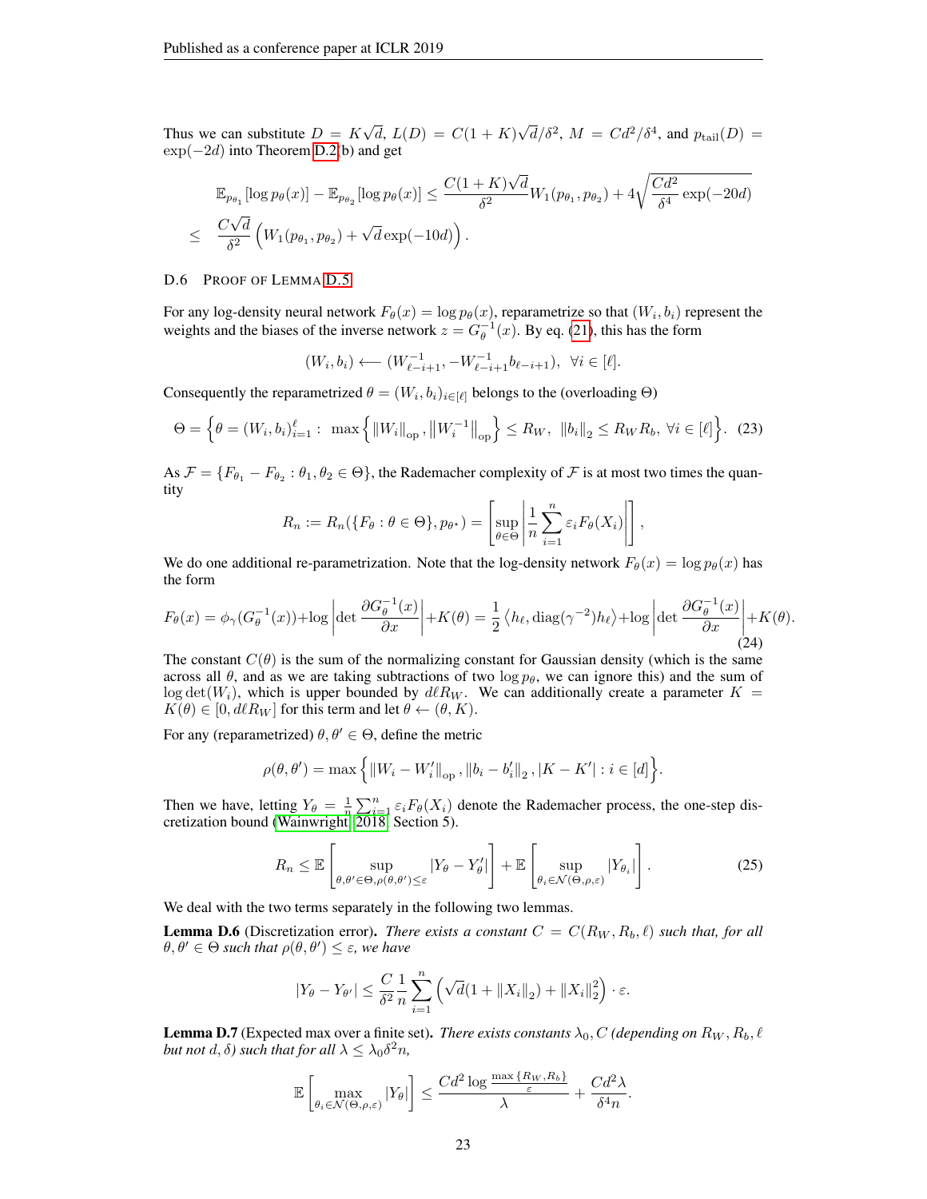Thus we can substitute $D = K\sqrt{d}$, $L(D) = C(1+K)\sqrt{d}/\delta^2$, $M = Cd^2/\delta^4$, and $p_{\rm tail}(D) = \exp(-2d)$ into Theorem D.2(b) and get

$$
\begin{aligned}
&\mathbb{E}_{p_{\theta_1}}[\log p_\theta(x)] - \mathbb{E}_{p_{\theta_2}}[\log p_\theta(x)] \le \frac{C(1+K)\sqrt{d}}{\delta^2} W_1(p_{\theta_1}, p_{\theta_2}) + 4\sqrt{\frac{Cd^2}{\delta^4}\exp(-20d)} \\
\le\;& \frac{C\sqrt{d}}{\delta^2}\left(W_1(p_{\theta_1}, p_{\theta_2}) + \sqrt{d}\exp(-10d)\right).
\end{aligned}
$$

### D.6 Proof of Lemma D.5

For any log-density neural network $F_\theta(x) = \log p_\theta(x)$, reparametrize so that $(W_i, b_i)$ represent the weights and the biases of the inverse network $z = G_\theta^{-1}(x)$. By eq. (21), this has the form

$$
(W_i, b_i) \longleftarrow (W_{\ell-i+1}^{-1}, -W_{\ell-i+1}^{-1} b_{\ell-i+1}), \ \ \forall i \in [\ell].
$$

Consequently the reparametrized $\theta = (W_i, b_i)_{i\in[\ell]}$ belongs to the (overloading $\Theta$)

$$
\Theta = \left\{\theta = (W_i, b_i)_{i=1}^{\ell} : \ \max\left\{\|W_i\|_{\rm op}, \left\|W_i^{-1}\right\|_{\rm op}\right\} \le R_W, \ \ \|b_i\|_2 \le R_W R_b, \ \forall i \in [\ell]\right\}. \tag{23}
$$

As $\mathcal{F} = \{F_{\theta_1} - F_{\theta_2} : \theta_1, \theta_2 \in \Theta\}$, the Rademacher complexity of $\mathcal{F}$ is at most two times the quantity

$$
R_n := R_n(\{F_\theta : \theta \in \Theta\}, p_{\theta^\star}) = \left[\sup_{\theta\in\Theta}\left|\frac{1}{n}\sum_{i=1}^n \varepsilon_i F_\theta(X_i)\right|\right],
$$

We do one additional re-parametrization. Note that the log-density network $F_\theta(x) = \log p_\theta(x)$ has the form

$$
F_\theta(x) = \phi_\gamma(G_\theta^{-1}(x)) + \log\left|\det\frac{\partial G_\theta^{-1}(x)}{\partial x}\right| + K(\theta) = \frac{1}{2}\left\langle h_\ell, \operatorname{diag}(\gamma^{-2})h_\ell\right\rangle + \log\left|\det\frac{\partial G_\theta^{-1}(x)}{\partial x}\right| + K(\theta). \tag{24}
$$

The constant $C(\theta)$ is the sum of the normalizing constant for Gaussian density (which is the same across all $\theta$, and as we are taking subtractions of two $\log p_\theta$, we can ignore this) and the sum of $\log\det(W_i)$, which is upper bounded by $d\ell R_W$. We can additionally create a parameter $K = K(\theta) \in [0, d\ell R_W]$ for this term and let $\theta \leftarrow (\theta, K)$.

For any (reparametrized) $\theta, \theta' \in \Theta$, define the metric

$$
\rho(\theta, \theta') = \max\left\{\|W_i - W_i'\|_{\rm op}, \|b_i - b_i'\|_2, |K - K'| : i \in [d]\right\}.
$$

Then we have, letting $Y_\theta = \frac{1}{n}\sum_{i=1}^n \varepsilon_i F_\theta(X_i)$ denote the Rademacher process, the one-step discretization bound (Wainwright, 2018, Section 5).

$$
R_n \le \mathbb{E}\left[\sup_{\theta,\theta'\in\Theta, \rho(\theta,\theta')\le\varepsilon} |Y_\theta - Y_\theta'|\right] + \mathbb{E}\left[\sup_{\theta_i\in\mathcal{N}(\Theta,\rho,\varepsilon)} |Y_{\theta_i}|\right]. \tag{25}
$$

We deal with the two terms separately in the following two lemmas.

**Lemma D.6** (Discretization error). *There exists a constant $C = C(R_W, R_b, \ell)$ such that, for all $\theta, \theta' \in \Theta$ such that $\rho(\theta, \theta') \le \varepsilon$, we have*

$$
|Y_\theta - Y_{\theta'}| \le \frac{C}{\delta^2}\frac{1}{n}\sum_{i=1}^n\left(\sqrt{d}(1 + \|X_i\|_2) + \|X_i\|_2^2\right)\cdot\varepsilon.
$$

**Lemma D.7** (Expected max over a finite set). *There exists constants $\lambda_0, C$ (depending on $R_W, R_b, \ell$ but not $d, \delta$) such that for all $\lambda \le \lambda_0\delta^2 n$,*

$$
\mathbb{E}\left[\max_{\theta_i\in\mathcal{N}(\Theta,\rho,\varepsilon)} |Y_\theta|\right] \le \frac{Cd^2\log\frac{\max\{R_W, R_b\}}{\varepsilon}}{\lambda} + \frac{Cd^2\lambda}{\delta^4 n}.
$$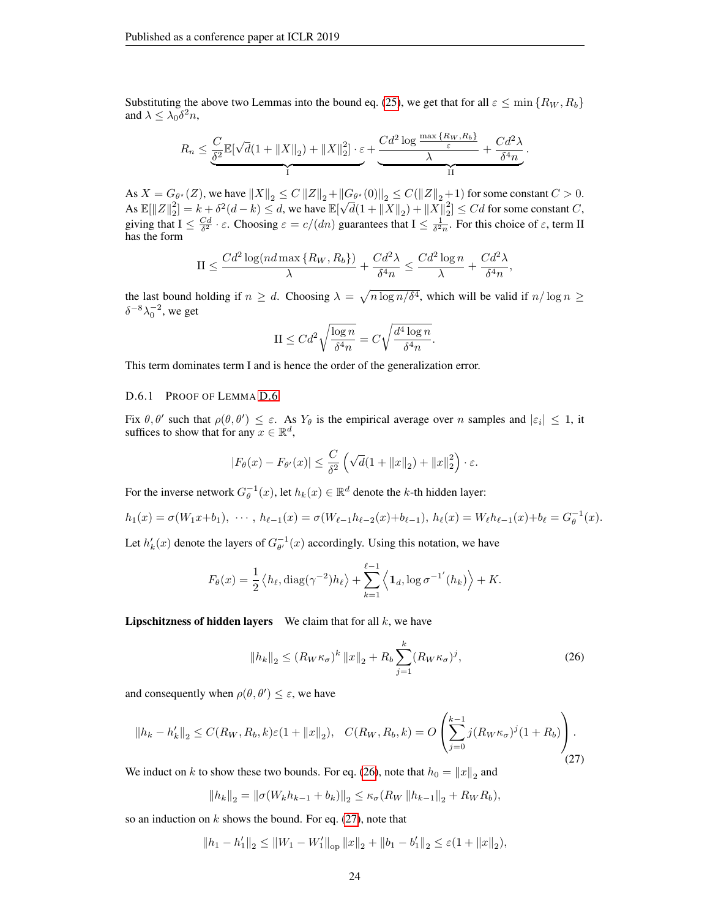Substituting the above two Lemmas into the bound eq. (25), we get that for all $\varepsilon \le \min\{R_W, R_b\}$ and $\lambda \le \lambda_0 \delta^2 n$,

$$R_n \le \underbrace{\frac{C}{\delta^2}\mathbb{E}[\sqrt{d}(1 + \|X\|_2) + \|X\|_2^2] \cdot \varepsilon}_{\text{I}} + \underbrace{\frac{Cd^2 \log \frac{\max\{R_W, R_b\}}{\varepsilon}}{\lambda} + \frac{Cd^2\lambda}{\delta^4 n}}_{\text{II}}.$$

As $X = G_{\theta^\star}(Z)$, we have $\|X\|_2 \le C\|Z\|_2 + \|G_{\theta^\star}(0)\|_2 \le C(\|Z\|_2 + 1)$ for some constant $C > 0$. As $\mathbb{E}[\|Z\|_2^2] = k + \delta^2(d - k) \le d$, we have $\mathbb{E}[\sqrt{d}(1 + \|X\|_2) + \|X\|_2^2] \le Cd$ for some constant $C$, giving that $\text{I} \le \frac{Cd}{\delta^2} \cdot \varepsilon$. Choosing $\varepsilon = c/(dn)$ guarantees that $\text{I} \le \frac{1}{\delta^2 n}$. For this choice of $\varepsilon$, term II has the form

$$\text{II} \le \frac{Cd^2 \log(nd\max\{R_W, R_b\})}{\lambda} + \frac{Cd^2\lambda}{\delta^4 n} \le \frac{Cd^2 \log n}{\lambda} + \frac{Cd^2\lambda}{\delta^4 n},$$

the last bound holding if $n \ge d$. Choosing $\lambda = \sqrt{n \log n/\delta^4}$, which will be valid if $n/\log n \ge \delta^{-8}\lambda_0^{-2}$, we get

$$\text{II} \le Cd^2\sqrt{\frac{\log n}{\delta^4 n}} = C\sqrt{\frac{d^4 \log n}{\delta^4 n}}.$$

This term dominates term I and is hence the order of the generalization error.

#### D.6.1 Proof of Lemma D.6

Fix $\theta, \theta'$ such that $\rho(\theta, \theta') \le \varepsilon$. As $Y_\theta$ is the empirical average over $n$ samples and $|\varepsilon_i| \le 1$, it suffices to show that for any $x \in \mathbb{R}^d$,

$$|F_\theta(x) - F_{\theta'}(x)| \le \frac{C}{\delta^2}\left(\sqrt{d}(1 + \|x\|_2) + \|x\|_2^2\right) \cdot \varepsilon.$$

For the inverse network $G_\theta^{-1}(x)$, let $h_k(x) \in \mathbb{R}^d$ denote the $k$-th hidden layer:

$$h_1(x) = \sigma(W_1 x + b_1),\ \cdots,\ h_{\ell-1}(x) = \sigma(W_{\ell-1}h_{\ell-2}(x) + b_{\ell-1}),\ h_\ell(x) = W_\ell h_{\ell-1}(x) + b_\ell = G_\theta^{-1}(x).$$

Let $h'_k(x)$ denote the layers of $G_{\theta'}^{-1}(x)$ accordingly. Using this notation, we have

$$F_\theta(x) = \frac{1}{2}\left\langle h_\ell, \operatorname{diag}(\gamma^{-2})h_\ell\right\rangle + \sum_{k=1}^{\ell-1}\left\langle \mathbf{1}_d, \log {\sigma^{-1}}'(h_k)\right\rangle + K.$$

**Lipschitzness of hidden layers** We claim that for all $k$, we have

$$\|h_k\|_2 \le (R_W\kappa_\sigma)^k \|x\|_2 + R_b\sum_{j=1}^{k}(R_W\kappa_\sigma)^j, \tag{26}$$

and consequently when $\rho(\theta, \theta') \le \varepsilon$, we have

$$\|h_k - h'_k\|_2 \le C(R_W, R_b, k)\varepsilon(1 + \|x\|_2), \quad C(R_W, R_b, k) = O\left(\sum_{j=0}^{k-1} j(R_W\kappa_\sigma)^j(1 + R_b)\right). \tag{27}$$

We induct on $k$ to show these two bounds. For eq. (26), note that $h_0 = \|x\|_2$ and

$$\|h_k\|_2 = \|\sigma(W_k h_{k-1} + b_k)\|_2 \le \kappa_\sigma(R_W\|h_{k-1}\|_2 + R_W R_b),$$

so an induction on $k$ shows the bound. For eq. (27), note that

$$\|h_1 - h'_1\|_2 \le \|W_1 - W'_1\|_{\text{op}}\|x\|_2 + \|b_1 - b'_1\|_2 \le \varepsilon(1 + \|x\|_2),$$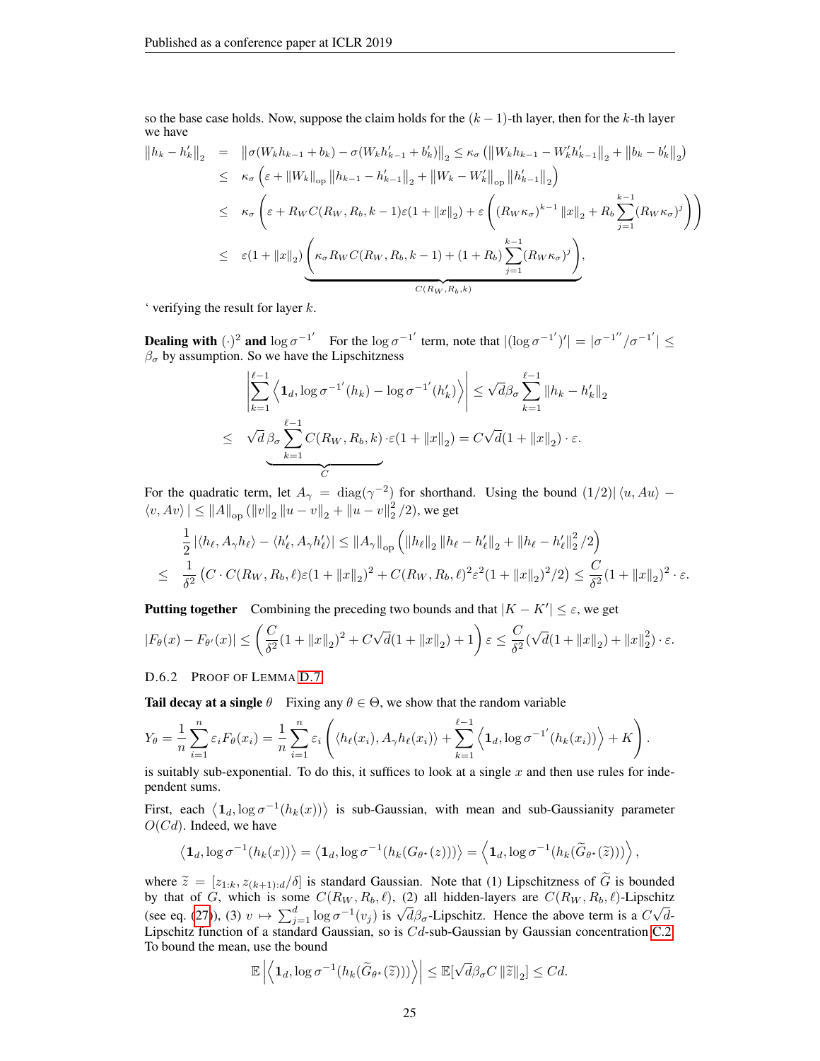so the base case holds. Now, suppose the claim holds for the $(k-1)$-th layer, then for the $k$-th layer we have

$$
\begin{aligned}
\left\|h_k - h'_k\right\|_2 &= \left\|\sigma(W_k h_{k-1} + b_k) - \sigma(W_k h'_{k-1} + b'_k)\right\|_2 \le \kappa_\sigma\left(\left\|W_k h_{k-1} - W'_k h'_{k-1}\right\|_2 + \left\|b_k - b'_k\right\|_2\right) \\
&\le \kappa_\sigma\left(\varepsilon + \left\|W_k\right\|_{\rm op}\left\|h_{k-1} - h'_{k-1}\right\|_2 + \left\|W_k - W'_k\right\|_{\rm op}\left\|h'_{k-1}\right\|_2\right) \\
&\le \kappa_\sigma\left(\varepsilon + R_W C(R_W, R_b, k-1)\varepsilon(1 + \|x\|_2) + \varepsilon\left((R_W\kappa_\sigma)^{k-1}\|x\|_2 + R_b\sum_{j=1}^{k-1}(R_W\kappa_\sigma)^j\right)\right) \\
&\le \varepsilon(1 + \|x\|_2)\underbrace{\left(\kappa_\sigma R_W C(R_W, R_b, k-1) + (1 + R_b)\sum_{j=1}^{k-1}(R_W\kappa_\sigma)^j\right)}_{C(R_W, R_b, k)},
\end{aligned}
$$

' verifying the result for layer $k$.

**Dealing with $(\cdot)^2$ and $\log \sigma^{-1'}$** For the $\log \sigma^{-1'}$ term, note that $|(\log \sigma^{-1'})'| = |\sigma^{-1''}/\sigma^{-1'}| \le \beta_\sigma$ by assumption. So we have the Lipschitzness

$$
\begin{aligned}
&\left|\sum_{k=1}^{\ell-1}\left\langle \mathbf{1}_d, \log \sigma^{-1'}(h_k) - \log \sigma^{-1'}(h'_k)\right\rangle\right| \le \sqrt{d}\beta_\sigma \sum_{k=1}^{\ell-1}\left\|h_k - h'_k\right\|_2 \\
\le\ &\sqrt{d}\underbrace{\beta_\sigma\sum_{k=1}^{\ell-1}C(R_W, R_b, k)}_{C}\cdot\varepsilon(1 + \|x\|_2) = C\sqrt{d}(1 + \|x\|_2)\cdot\varepsilon.
\end{aligned}
$$

For the quadratic term, let $A_\gamma = {\rm diag}(\gamma^{-2})$ for shorthand. Using the bound $(1/2)|\langle u, Au\rangle - \langle v, Av\rangle| \le \|A\|_{\rm op}(\|v\|_2\|u - v\|_2 + \|u - v\|_2^2/2)$, we get

$$
\begin{aligned}
&\frac{1}{2}\left|\langle h_\ell, A_\gamma h_\ell\rangle - \langle h'_\ell, A_\gamma h'_\ell\rangle\right| \le \|A_\gamma\|_{\rm op}\left(\|h_\ell\|_2\left\|h_\ell - h'_\ell\right\|_2 + \left\|h_\ell - h'_\ell\right\|_2^2/2\right) \\
\le\ &\frac{1}{\delta^2}\left(C\cdot C(R_W, R_b, \ell)\varepsilon(1 + \|x\|_2)^2 + C(R_W, R_b, \ell)^2\varepsilon^2(1 + \|x\|_2)^2/2\right) \le \frac{C}{\delta^2}(1 + \|x\|_2)^2\cdot\varepsilon.
\end{aligned}
$$

**Putting together** Combining the preceding two bounds and that $|K - K'| \le \varepsilon$, we get

$$
|F_\theta(x) - F_{\theta'}(x)| \le \left(\frac{C}{\delta^2}(1 + \|x\|_2)^2 + C\sqrt{d}(1 + \|x\|_2) + 1\right)\varepsilon \le \frac{C}{\delta^2}(\sqrt{d}(1 + \|x\|_2) + \|x\|_2^2)\cdot\varepsilon.
$$

### D.6.2 Proof of Lemma D.7

**Tail decay at a single $\theta$** Fixing any $\theta \in \Theta$, we show that the random variable

$$
Y_\theta = \frac{1}{n}\sum_{i=1}^n \varepsilon_i F_\theta(x_i) = \frac{1}{n}\sum_{i=1}^n \varepsilon_i\left(\langle h_\ell(x_i), A_\gamma h_\ell(x_i)\rangle + \sum_{k=1}^{\ell-1}\left\langle \mathbf{1}_d, \log \sigma^{-1'}(h_k(x_i))\right\rangle + K\right).
$$

is suitably sub-exponential. To do this, it suffices to look at a single $x$ and then use rules for independent sums.

First, each $\left\langle \mathbf{1}_d, \log \sigma^{-1}(h_k(x))\right\rangle$ is sub-Gaussian, with mean and sub-Gaussianity parameter $O(Cd)$. Indeed, we have

$$
\left\langle \mathbf{1}_d, \log \sigma^{-1}(h_k(x))\right\rangle = \left\langle \mathbf{1}_d, \log \sigma^{-1}(h_k(G_{\theta^\star}(z)))\right\rangle = \left\langle \mathbf{1}_d, \log \sigma^{-1}(h_k(\widetilde{G}_{\theta^\star}(\widetilde{z})))\right\rangle,
$$

where $\widetilde{z} = [z_{1:k}, z_{(k+1):d}/\delta]$ is standard Gaussian. Note that (1) Lipschitzness of $\widetilde{G}$ is bounded by that of $G$, which is some $C(R_W, R_b, \ell)$, (2) all hidden-layers are $C(R_W, R_b, \ell)$-Lipschitz (see eq. (27)), (3) $v \mapsto \sum_{j=1}^d \log \sigma^{-1}(v_j)$ is $\sqrt{d}\beta_\sigma$-Lipschitz. Hence the above term is a $C\sqrt{d}$-Lipschitz function of a standard Gaussian, so is $Cd$-sub-Gaussian by Gaussian concentration C.2. To bound the mean, use the bound

$$
\mathbb{E}\left|\left\langle \mathbf{1}_d, \log \sigma^{-1}(h_k(\widetilde{G}_{\theta^\star}(\widetilde{z})))\right\rangle\right| \le \mathbb{E}[\sqrt{d}\beta_\sigma C\|\widetilde{z}\|_2] \le Cd.
$$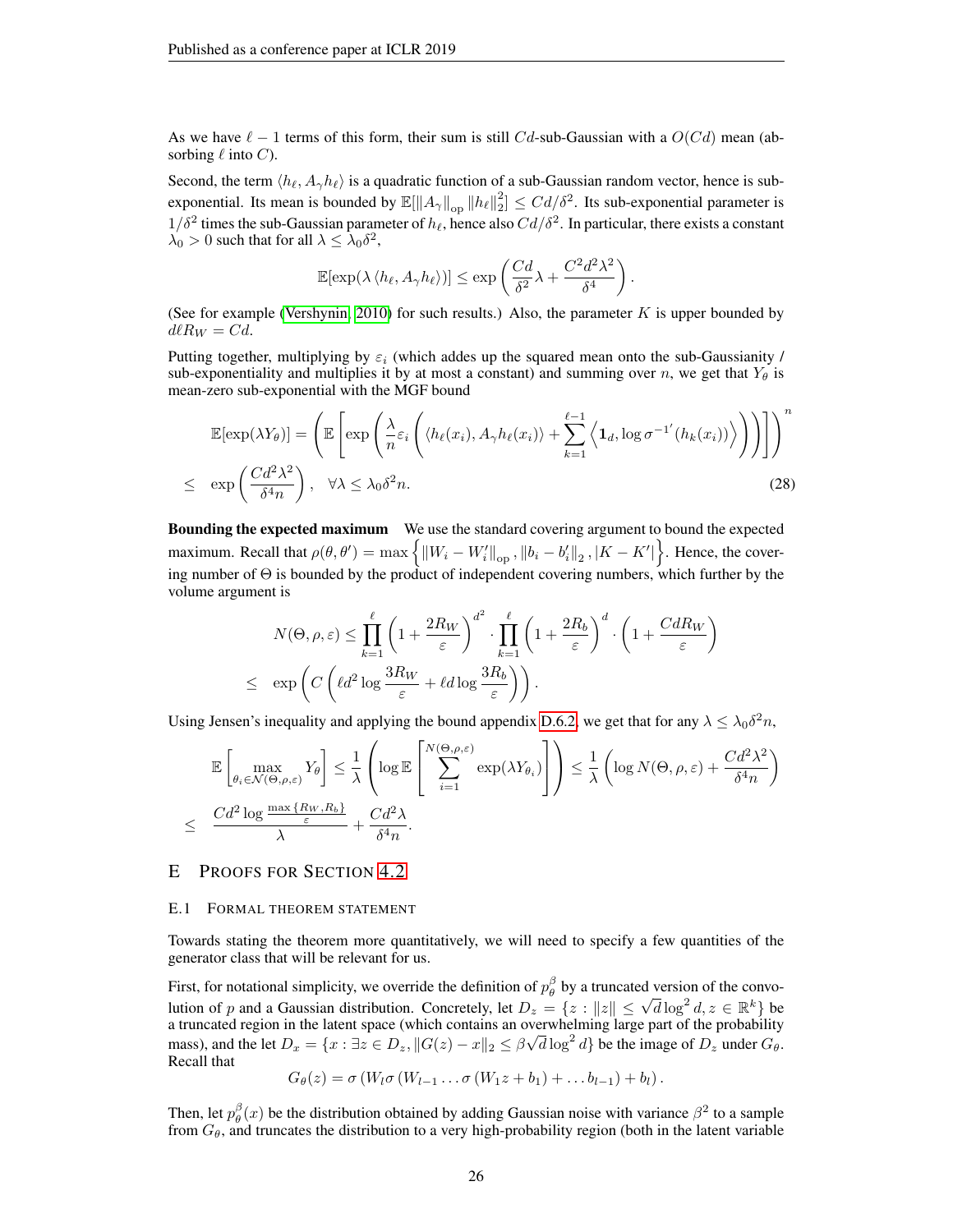As we have $\ell - 1$ terms of this form, their sum is still $Cd$-sub-Gaussian with a $O(Cd)$ mean (absorbing $\ell$ into $C$).

Second, the term $\langle h_\ell, A_\gamma h_\ell \rangle$ is a quadratic function of a sub-Gaussian random vector, hence is sub-exponential. Its mean is bounded by $\mathbb{E}[\|A_\gamma\|_{\rm op} \|h_\ell\|_2^2] \le Cd/\delta^2$. Its sub-exponential parameter is $1/\delta^2$ times the sub-Gaussian parameter of $h_\ell$, hence also $Cd/\delta^2$. In particular, there exists a constant $\lambda_0 > 0$ such that for all $\lambda \le \lambda_0 \delta^2$,

$$
\mathbb{E}[\exp(\lambda \langle h_\ell, A_\gamma h_\ell \rangle)] \le \exp\left( \frac{Cd}{\delta^2}\lambda + \frac{C^2 d^2 \lambda^2}{\delta^4} \right).
$$

(See for example (Vershynin, 2010) for such results.) Also, the parameter $K$ is upper bounded by $d\ell R_W = Cd$.

Putting together, multiplying by $\varepsilon_i$ (which addes up the squared mean onto the sub-Gaussianity / sub-exponentiality and multiplies it by at most a constant) and summing over $n$, we get that $Y_\theta$ is mean-zero sub-exponential with the MGF bound

$$
\begin{aligned}
&\mathbb{E}[\exp(\lambda Y_\theta)] = \left( \mathbb{E}\left[ \exp\left( \frac{\lambda}{n} \varepsilon_i \left( \langle h_\ell(x_i), A_\gamma h_\ell(x_i) \rangle + \sum_{k=1}^{\ell-1} \left\langle \mathbf{1}_d, \log \sigma^{-1'}(h_k(x_i)) \right\rangle \right) \right) \right] \right)^n \\
\le\ & \exp\left( \frac{Cd^2\lambda^2}{\delta^4 n} \right), \quad \forall \lambda \le \lambda_0 \delta^2 n. \qquad (28)
\end{aligned}
$$

**Bounding the expected maximum** We use the standard covering argument to bound the expected maximum. Recall that $\rho(\theta, \theta') = \max\left\{ \|W_i - W_i'\|_{\rm op}, \|b_i - b_i'\|_2, |K - K'| \right\}$. Hence, the covering number of $\Theta$ is bounded by the product of independent covering numbers, which further by the volume argument is

$$
\begin{aligned}
&N(\Theta, \rho, \varepsilon) \le \prod_{k=1}^{\ell} \left(1 + \frac{2R_W}{\varepsilon}\right)^{d^2} \cdot \prod_{k=1}^{\ell} \left(1 + \frac{2R_b}{\varepsilon}\right)^{d} \cdot \left(1 + \frac{CdR_W}{\varepsilon}\right) \\
\le\ & \exp\left( C\left( \ell d^2 \log \frac{3R_W}{\varepsilon} + \ell d \log \frac{3R_b}{\varepsilon} \right) \right).
\end{aligned}
$$

Using Jensen's inequality and applying the bound appendix D.6.2, we get that for any $\lambda \le \lambda_0 \delta^2 n$,

$$
\begin{aligned}
&\mathbb{E}\left[ \max_{\theta_i \in \mathcal{N}(\Theta, \rho, \varepsilon)} Y_\theta \right] \le \frac{1}{\lambda}\left( \log \mathbb{E}\left[ \sum_{i=1}^{N(\Theta,\rho,\varepsilon)} \exp(\lambda Y_{\theta_i}) \right] \right) \le \frac{1}{\lambda}\left( \log N(\Theta, \rho, \varepsilon) + \frac{Cd^2\lambda^2}{\delta^4 n} \right) \\
\le\ & \frac{Cd^2 \log \frac{\max\{R_W, R_b\}}{\varepsilon}}{\lambda} + \frac{Cd^2\lambda}{\delta^4 n}.
\end{aligned}
$$

# E Proofs for Section 4.2

## E.1 Formal theorem statement

Towards stating the theorem more quantitatively, we will need to specify a few quantities of the generator class that will be relevant for us.

First, for notational simplicity, we override the definition of $p_\theta^\beta$ by a truncated version of the convolution of $p$ and a Gaussian distribution. Concretely, let $D_z = \{z : \|z\| \le \sqrt{d}\log^2 d, z \in \mathbb{R}^k\}$ be a truncated region in the latent space (which contains an overwhelming large part of the probability mass), and the let $D_x = \{x : \exists z \in D_z, \|G(z) - x\|_2 \le \beta\sqrt{d}\log^2 d\}$ be the image of $D_z$ under $G_\theta$. Recall that

$$
G_\theta(z) = \sigma\left(W_l \sigma\left(W_{l-1} \ldots \sigma\left(W_1 z + b_1\right) + \ldots b_{l-1}\right) + b_l\right).
$$

Then, let $p_\theta^\beta(x)$ be the distribution obtained by adding Gaussian noise with variance $\beta^2$ to a sample from $G_\theta$, and truncates the distribution to a very high-probability region (both in the latent variable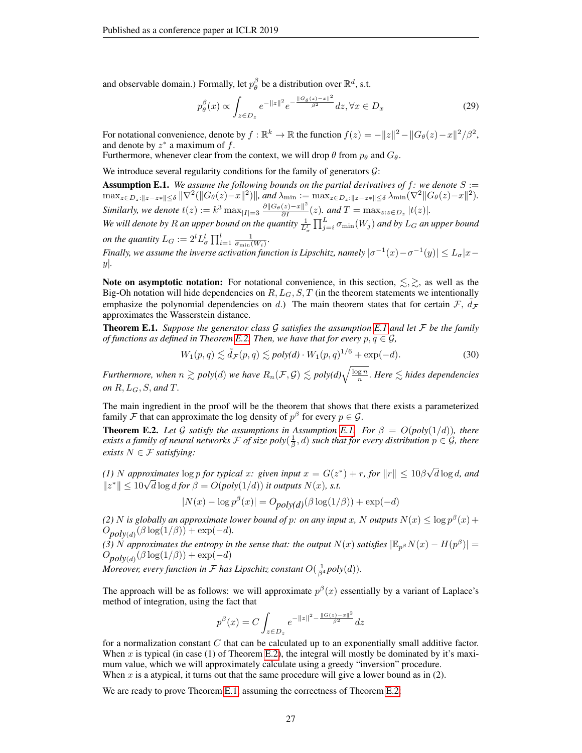and observable domain.) Formally, let $p_\theta^\beta$ be a distribution over $\mathbb{R}^d$, s.t.

$$p_\theta^\beta(x) \propto \int_{z \in D_z} e^{-\|z\|^2} e^{-\frac{\|G_\theta(z)-x\|^2}{\beta^2}} dz, \forall x \in D_x \tag{29}$$

For notational convenience, denote by $f : \mathbb{R}^k \to \mathbb{R}$ the function $f(z) = -\|z\|^2 - \|G_\theta(z) - x\|^2/\beta^2$, and denote by $z^*$ a maximum of $f$.
Furthermore, whenever clear from the context, we will drop $\theta$ from $p_\theta$ and $G_\theta$.

We introduce several regularity conditions for the family of generators $\mathcal{G}$:

**Assumption E.1.** *We assume the following bounds on the partial derivatives of $f$: we denote $S := \max_{z \in D_z : \|z - z*\| \le \delta} \|\nabla^2(\|G_\theta(z) - x\|^2)\|$, and $\lambda_{\min} := \max_{z \in D_z : \|z - z*\| \le \delta} \lambda_{\min}(\nabla^2 \|G_\theta(z) - x\|^2)$. Similarly, we denote $t(z) := k^3 \max_{|I|=3} \frac{\partial \|G_\theta(z) - x\|^2}{\partial I}(z)$. and $T = \max_{z : z \in D_z} |t(z)|$.*
*We will denote by $R$ an upper bound on the quantity $\frac{1}{L_\sigma^l} \prod_{j=i}^{L} \sigma_{\min}(W_j)$ and by $L_G$ an upper bound on the quantity $L_G := 2^l L_\sigma^l \prod_{i=1}^{l} \frac{1}{\sigma_{\min}(W_i)}$.*
*Finally, we assume the inverse activation function is Lipschitz, namely $|\sigma^{-1}(x) - \sigma^{-1}(y)| \le L_\sigma |x - y|$.*

**Note on asymptotic notation:** For notational convenience, in this section, $\lesssim, \gtrsim$, as well as the Big-Oh notation will hide dependencies on $R, L_G, S, T$ (in the theorem statements we intentionally emphasize the polynomial dependencies on $d$.) The main theorem states that for certain $\mathcal{F}$, $\tilde{d}_{\mathcal{F}}$ approximates the Wasserstein distance.

**Theorem E.1.** *Suppose the generator class $\mathcal{G}$ satisfies the assumption E.1 and let $\mathcal{F}$ be the family of functions as defined in Theorem E.2. Then, we have that for every $p, q \in \mathcal{G}$,*

$$W_1(p, q) \lesssim \tilde{d}_{\mathcal{F}}(p, q) \lesssim \textit{poly}(d) \cdot W_1(p, q)^{1/6} + \exp(-d). \tag{30}$$

*Furthermore, when $n \gtrsim \textit{poly}(d)$ we have $R_n(\mathcal{F}, \mathcal{G}) \lesssim \textit{poly}(d)\sqrt{\frac{\log n}{n}}$. Here $\lesssim$ hides dependencies on $R, L_G, S,$ and $T$.*

The main ingredient in the proof will be the theorem that shows that there exists a parameterized family $\mathcal{F}$ that can approximate the log density of $p^\beta$ for every $p \in \mathcal{G}$.

**Theorem E.2.** *Let $\mathcal{G}$ satisfy the assumptions in Assumption E.1. For $\beta = O(\textit{poly}(1/d))$, there exists a family of neural networks $\mathcal{F}$ of size $\textit{poly}(\frac{1}{\beta}, d)$ such that for every distribution $p \in \mathcal{G}$, there exists $N \in \mathcal{F}$ satisfying:*

*(1) $N$ approximates $\log p$ for typical $x$: given input $x = G(z^*) + r$, for $\|r\| \le 10\beta\sqrt{d}\log d$, and $\|z^*\| \le 10\sqrt{d}\log d$ for $\beta = O(\textit{poly}(1/d))$ it outputs $N(x)$, s.t.*

$$|N(x) - \log p^\beta(x)| = O_{\textit{poly}(d)}(\beta \log(1/\beta)) + \exp(-d)$$

*(2) $N$ is globally an approximate lower bound of $p$: on any input $x$, $N$ outputs $N(x) \le \log p^\beta(x) + O_{\textit{poly}(d)}(\beta \log(1/\beta)) + \exp(-d)$.*
*(3) $N$ approximates the entropy in the sense that: the output $N(x)$ satisfies $|\mathbb{E}_{p^\beta} N(x) - H(p^\beta)| = O_{\textit{poly}(d)}(\beta \log(1/\beta)) + \exp(-d)$*
*Moreover, every function in $\mathcal{F}$ has Lipschitz constant $O(\frac{1}{\beta^4}\textit{poly}(d))$.*

The approach will be as follows: we will approximate $p^\beta(x)$ essentially by a variant of Laplace's method of integration, using the fact that

$$p^\beta(x) = C \int_{z \in D_z} e^{-\|z\|^2 - \frac{\|G(z)-x\|^2}{\beta^2}} dz$$

for a normalization constant $C$ that can be calculated up to an exponentially small additive factor. When $x$ is typical (in case (1) of Theorem E.2), the integral will mostly be dominated by it's maximum value, which we will approximately calculate using a greedy "inversion" procedure.
When $x$ is a atypical, it turns out that the same procedure will give a lower bound as in (2).

We are ready to prove Theorem E.1, assuming the correctness of Theorem E.2: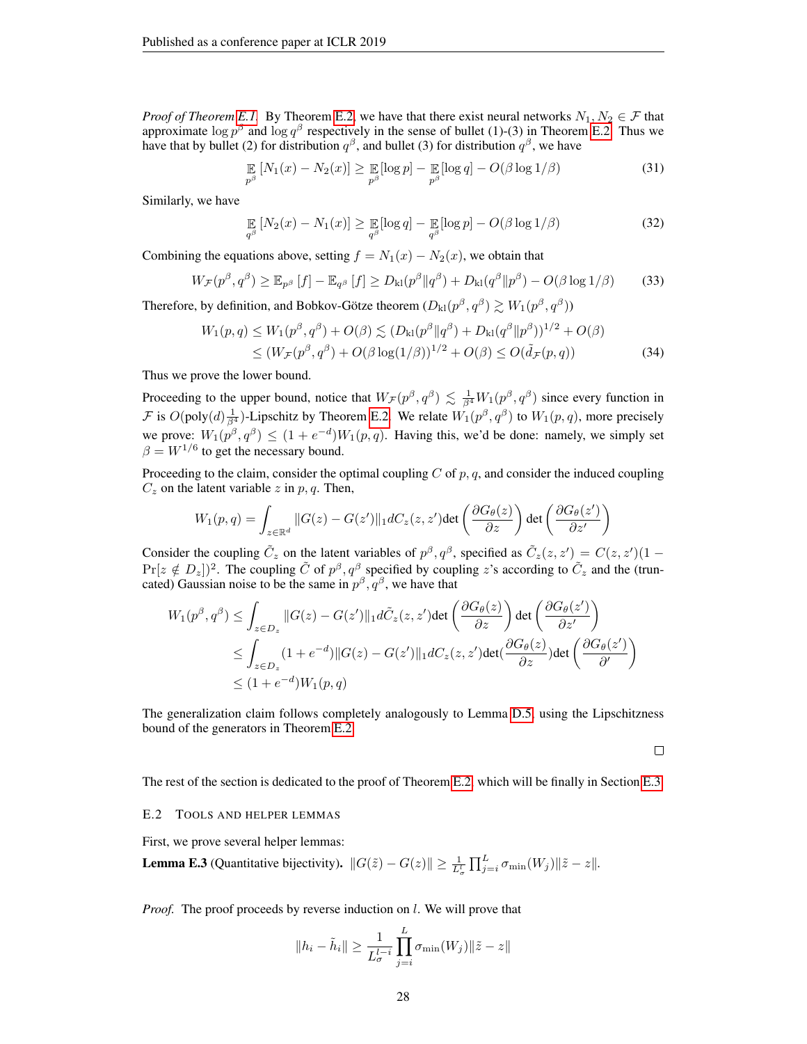*Proof of Theorem E.1.* By Theorem E.2, we have that there exist neural networks $N_1, N_2 \in \mathcal{F}$ that approximate $\log p^\beta$ and $\log q^\beta$ respectively in the sense of bullet (1)-(3) in Theorem E.2. Thus we have that by bullet (2) for distribution $q^\beta$, and bullet (3) for distribution $q^\beta$, we have

$$\mathop{\mathbb{E}}_{p^\beta}[N_1(x) - N_2(x)] \geq \mathop{\mathbb{E}}_{p^\beta}[\log p] - \mathop{\mathbb{E}}_{p^\beta}[\log q] - O(\beta \log 1/\beta) \tag{31}$$

Similarly, we have

$$\mathop{\mathbb{E}}_{q^\beta}[N_2(x) - N_1(x)] \geq \mathop{\mathbb{E}}_{q^\beta}[\log q] - \mathop{\mathbb{E}}_{q^\beta}[\log p] - O(\beta \log 1/\beta) \tag{32}$$

Combining the equations above, setting $f = N_1(x) - N_2(x)$, we obtain that

$$W_{\mathcal{F}}(p^\beta, q^\beta) \geq \mathbb{E}_{p^\beta}[f] - \mathbb{E}_{q^\beta}[f] \geq D_{\mathrm{kl}}(p^\beta \| q^\beta) + D_{\mathrm{kl}}(q^\beta \| p^\beta) - O(\beta \log 1/\beta) \tag{33}$$

Therefore, by definition, and Bobkov-Götze theorem ($D_{\mathrm{kl}}(p^\beta, q^\beta) \gtrsim W_1(p^\beta, q^\beta)$)

$$\begin{aligned} W_1(p, q) &\leq W_1(p^\beta, q^\beta) + O(\beta) \lesssim (D_{\mathrm{kl}}(p^\beta \| q^\beta) + D_{\mathrm{kl}}(q^\beta \| p^\beta))^{1/2} + O(\beta) \\ &\leq (W_{\mathcal{F}}(p^\beta, q^\beta) + O(\beta \log(1/\beta))^{1/2} + O(\beta) \leq O(\tilde{d}_{\mathcal{F}}(p, q)) \end{aligned} \tag{34}$$

Thus we prove the lower bound.

Proceeding to the upper bound, notice that $W_{\mathcal{F}}(p^\beta, q^\beta) \lesssim \frac{1}{\beta^4} W_1(p^\beta, q^\beta)$ since every function in $\mathcal{F}$ is $O(\mathrm{poly}(d)\frac{1}{\beta^4})$-Lipschitz by Theorem E.2. We relate $W_1(p^\beta, q^\beta)$ to $W_1(p, q)$, more precisely we prove: $W_1(p^\beta, q^\beta) \leq (1 + e^{-d}) W_1(p, q)$. Having this, we'd be done: namely, we simply set $\beta = W^{1/6}$ to get the necessary bound.

Proceeding to the claim, consider the optimal coupling $C$ of $p, q$, and consider the induced coupling $C_z$ on the latent variable $z$ in $p, q$. Then,

$$W_1(p, q) = \int_{z \in \mathbb{R}^d} \|G(z) - G(z')\|_1 dC_z(z, z') \det\left(\frac{\partial G_\theta(z)}{\partial z}\right) \det\left(\frac{\partial G_\theta(z')}{\partial z'}\right)$$

Consider the coupling $\tilde{C}_z$ on the latent variables of $p^\beta, q^\beta$, specified as $\tilde{C}_z(z, z') = C(z, z')(1 - \Pr[z \notin D_z])^2$. The coupling $\tilde{C}$ of $p^\beta, q^\beta$ specified by coupling $z$'s according to $\tilde{C}_z$ and the (truncated) Gaussian noise to be the same in $p^\beta, q^\beta$, we have that

$$\begin{aligned} W_1(p^\beta, q^\beta) &\leq \int_{z \in D_z} \|G(z) - G(z')\|_1 d\tilde{C}_z(z, z') \det\left(\frac{\partial G_\theta(z)}{\partial z}\right) \det\left(\frac{\partial G_\theta(z')}{\partial z'}\right) \\ &\leq \int_{z \in D_z} (1 + e^{-d}) \|G(z) - G(z')\|_1 dC_z(z, z') \det(\frac{\partial G_\theta(z)}{\partial z}) \det\left(\frac{\partial G_\theta(z')}{\partial'}\right) \\ &\leq (1 + e^{-d}) W_1(p, q) \end{aligned}$$

The generalization claim follows completely analogously to Lemma D.5, using the Lipschitzness bound of the generators in Theorem E.2. $\square$

The rest of the section is dedicated to the proof of Theorem E.2, which will be finally in Section E.3.

### E.2 Tools and helper lemmas

First, we prove several helper lemmas:

**Lemma E.3** (Quantitative bijectivity). $\|G(\tilde{z}) - G(z)\| \geq \frac{1}{L_\sigma^l} \prod_{j=i}^{L} \sigma_{\min}(W_j) \|\tilde{z} - z\|$.

*Proof.* The proof proceeds by reverse induction on $l$. We will prove that

$$\|h_i - \tilde{h}_i\| \geq \frac{1}{L_\sigma^{l-i}} \prod_{j=i}^{L} \sigma_{\min}(W_j) \|\tilde{z} - z\|$$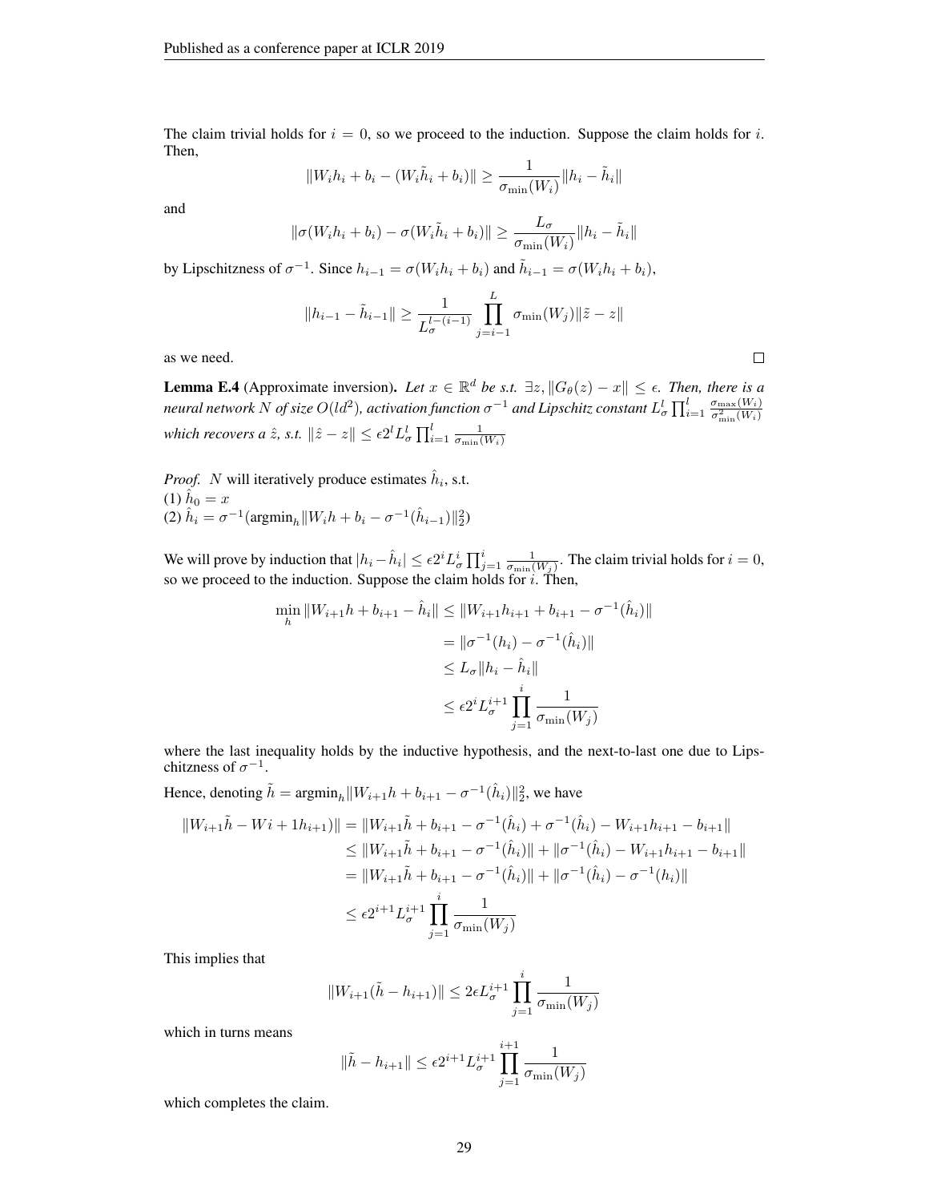The claim trivial holds for $i = 0$, so we proceed to the induction. Suppose the claim holds for $i$. Then,

$$\|W_i h_i + b_i - (W_i \tilde{h}_i + b_i)\| \geq \frac{1}{\sigma_{\min}(W_i)} \|h_i - \tilde{h}_i\|$$

and

$$\|\sigma(W_i h_i + b_i) - \sigma(W_i \tilde{h}_i + b_i)\| \geq \frac{L_\sigma}{\sigma_{\min}(W_i)} \|h_i - \tilde{h}_i\|$$

by Lipschitzness of $\sigma^{-1}$. Since $h_{i-1} = \sigma(W_i h_i + b_i)$ and $\tilde{h}_{i-1} = \sigma(W_i h_i + b_i)$,

$$\|h_{i-1} - \tilde{h}_{i-1}\| \geq \frac{1}{L_\sigma^{l-(i-1)}} \prod_{j=i-1}^{L} \sigma_{\min}(W_j) \|\tilde{z} - z\|$$

as we need. ◻

**Lemma E.4** (Approximate inversion). *Let $x \in \mathbb{R}^d$ be s.t. $\exists z, \|G_\theta(z) - x\| \leq \epsilon$. Then, there is a neural network $N$ of size $O(ld^2)$, activation function $\sigma^{-1}$ and Lipschitz constant $L_\sigma^l \prod_{i=1}^{l} \frac{\sigma_{\max}(W_i)}{\sigma_{\min}^2(W_i)}$ which recovers a $\hat{z}$, s.t. $\|\hat{z} - z\| \leq \epsilon 2^l L_\sigma^l \prod_{i=1}^{l} \frac{1}{\sigma_{\min}(W_i)}$*

*Proof.* $N$ will iteratively produce estimates $\hat{h}_i$, s.t.
(1) $\hat{h}_0 = x$
(2) $\hat{h}_i = \sigma^{-1}(\text{argmin}_h \|W_i h + b_i - \sigma^{-1}(\hat{h}_{i-1})\|_2^2)$

We will prove by induction that $|h_i - \hat{h}_i| \leq \epsilon 2^i L_\sigma^i \prod_{j=1}^{i} \frac{1}{\sigma_{\min}(W_j)}$. The claim trivial holds for $i = 0$, so we proceed to the induction. Suppose the claim holds for $i$. Then,

$$\begin{aligned}
\min_h \|W_{i+1} h + b_{i+1} - \hat{h}_i\| &\leq \|W_{i+1} h_{i+1} + b_{i+1} - \sigma^{-1}(\hat{h}_i)\| \\
&= \|\sigma^{-1}(h_i) - \sigma^{-1}(\hat{h}_i)\| \\
&\leq L_\sigma \|h_i - \hat{h}_i\| \\
&\leq \epsilon 2^i L_\sigma^{i+1} \prod_{j=1}^{i} \frac{1}{\sigma_{\min}(W_j)}
\end{aligned}$$

where the last inequality holds by the inductive hypothesis, and the next-to-last one due to Lipschitzness of $\sigma^{-1}$.

Hence, denoting $\tilde{h} = \text{argmin}_h \|W_{i+1} h + b_{i+1} - \sigma^{-1}(\hat{h}_i)\|_2^2$, we have

$$\begin{aligned}
\|W_{i+1} \tilde{h} - Wi + 1 h_{i+1})\| &= \|W_{i+1} \tilde{h} + b_{i+1} - \sigma^{-1}(\hat{h}_i) + \sigma^{-1}(\hat{h}_i) - W_{i+1} h_{i+1} - b_{i+1}\| \\
&\leq \|W_{i+1} \tilde{h} + b_{i+1} - \sigma^{-1}(\hat{h}_i)\| + \|\sigma^{-1}(\hat{h}_i) - W_{i+1} h_{i+1} - b_{i+1}\| \\
&= \|W_{i+1} \tilde{h} + b_{i+1} - \sigma^{-1}(\hat{h}_i)\| + \|\sigma^{-1}(\hat{h}_i) - \sigma^{-1}(h_i)\| \\
&\leq \epsilon 2^{i+1} L_\sigma^{i+1} \prod_{j=1}^{i} \frac{1}{\sigma_{\min}(W_j)}
\end{aligned}$$

This implies that

$$\|W_{i+1}(\tilde{h} - h_{i+1})\| \leq 2\epsilon L_\sigma^{i+1} \prod_{j=1}^{i} \frac{1}{\sigma_{\min}(W_j)}$$

which in turns means

$$\|\tilde{h} - h_{i+1}\| \leq \epsilon 2^{i+1} L_\sigma^{i+1} \prod_{j=1}^{i+1} \frac{1}{\sigma_{\min}(W_j)}$$

which completes the claim.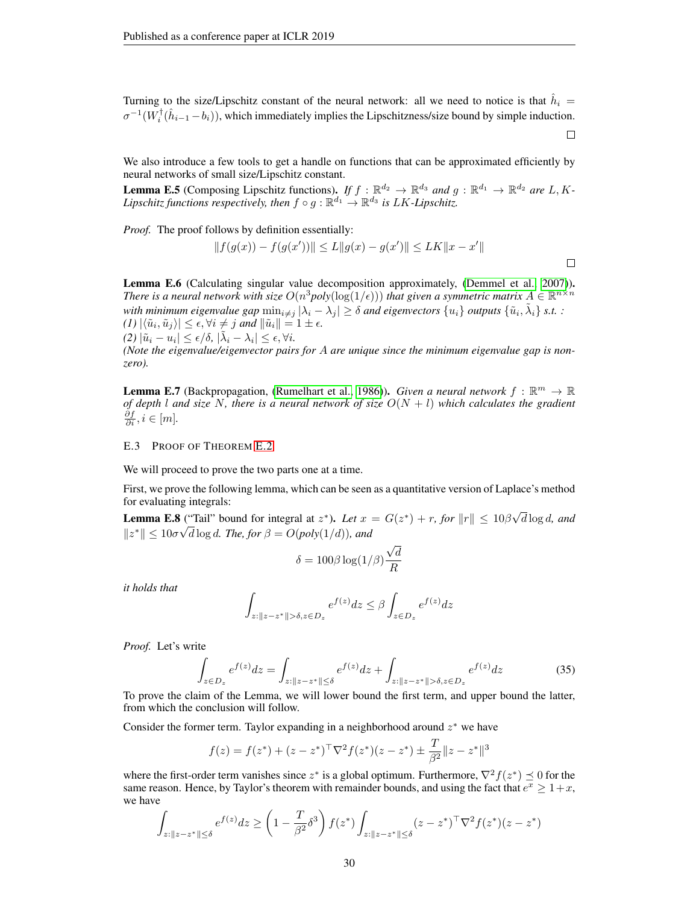Turning to the size/Lipschitz constant of the neural network: all we need to notice is that $\hat{h}_i = \sigma^{-1}(W_i^{\dagger}(\hat{h}_{i-1} - b_i))$, which immediately implies the Lipschitzness/size bound by simple induction. $\square$

We also introduce a few tools to get a handle on functions that can be approximated efficiently by neural networks of small size/Lipschitz constant.

**Lemma E.5** (Composing Lipschitz functions)**.** *If $f : \mathbb{R}^{d_2} \to \mathbb{R}^{d_3}$ and $g : \mathbb{R}^{d_1} \to \mathbb{R}^{d_2}$ are $L, K$-Lipschitz functions respectively, then $f \circ g : \mathbb{R}^{d_1} \to \mathbb{R}^{d_3}$ is $LK$-Lipschitz.*

*Proof.* The proof follows by definition essentially:

$$\|f(g(x)) - f(g(x'))\| \leq L\|g(x) - g(x')\| \leq LK\|x - x'\|$$

$\square$

**Lemma E.6** (Calculating singular value decomposition approximately, (Demmel et al., 2007))**.** *There is a neural network with size $O(n^3 poly(\log(1/\epsilon)))$ that given a symmetric matrix $A \in \mathbb{R}^{n\times n}$ with minimum eigenvalue gap $\min_{i\neq j} |\lambda_i - \lambda_j| \geq \delta$ and eigenvectors $\{u_i\}$ outputs $\{\tilde{u}_i, \tilde{\lambda}_i\}$ s.t. :*
*(1) $|\langle \tilde{u}_i, \tilde{u}_j\rangle| \leq \epsilon, \forall i \neq j$ and $\|\tilde{u}_i\| = 1 \pm \epsilon$.*
*(2) $|\tilde{u}_i - u_i| \leq \epsilon/\delta$, $|\tilde{\lambda}_i - \lambda_i| \leq \epsilon, \forall i$.*
*(Note the eigenvalue/eigenvector pairs for $A$ are unique since the minimum eigenvalue gap is non-zero).*

**Lemma E.7** (Backpropagation, (Rumelhart et al., 1986))**.** *Given a neural network $f : \mathbb{R}^m \to \mathbb{R}$ of depth $l$ and size $N$, there is a neural network of size $O(N + l)$ which calculates the gradient $\frac{\partial f}{\partial i}, i \in [m]$.*

### E.3 Proof of Theorem E.2

We will proceed to prove the two parts one at a time.

First, we prove the following lemma, which can be seen as a quantitative version of Laplace's method for evaluating integrals:

**Lemma E.8** ("Tail" bound for integral at $z^*$)**.** *Let $x = G(z^*) + r$, for $\|r\| \leq 10\beta\sqrt{d}\log d$, and $\|z^*\| \leq 10\sigma\sqrt{d}\log d$. The, for $\beta = O(poly(1/d))$, and*

$$\delta = 100\beta\log(1/\beta)\frac{\sqrt{d}}{R}$$

*it holds that*

$$\int_{z:\|z-z^*\|>\delta, z\in D_z} e^{f(z)}dz \leq \beta \int_{z\in D_z} e^{f(z)}dz$$

*Proof.* Let's write

$$\int_{z\in D_z} e^{f(z)}dz = \int_{z:\|z-z^*\|\leq\delta} e^{f(z)}dz + \int_{z:\|z-z^*\|>\delta, z\in D_z} e^{f(z)}dz \tag{35}$$

To prove the claim of the Lemma, we will lower bound the first term, and upper bound the latter, from which the conclusion will follow.

Consider the former term. Taylor expanding in a neighborhood around $z^*$ we have

$$f(z) = f(z^*) + (z - z^*)^\top \nabla^2 f(z^*)(z - z^*) \pm \frac{T}{\beta^2}\|z - z^*\|^3$$

where the first-order term vanishes since $z^*$ is a global optimum. Furthermore, $\nabla^2 f(z^*) \preceq 0$ for the same reason. Hence, by Taylor's theorem with remainder bounds, and using the fact that $e^x \geq 1 + x$, we have

$$\int_{z:\|z-z^*\|\leq\delta} e^{f(z)}dz \geq \left(1 - \frac{T}{\beta^2}\delta^3\right) f(z^*) \int_{z:\|z-z^*\|\leq\delta} (z - z^*)^\top \nabla^2 f(z^*)(z - z^*)$$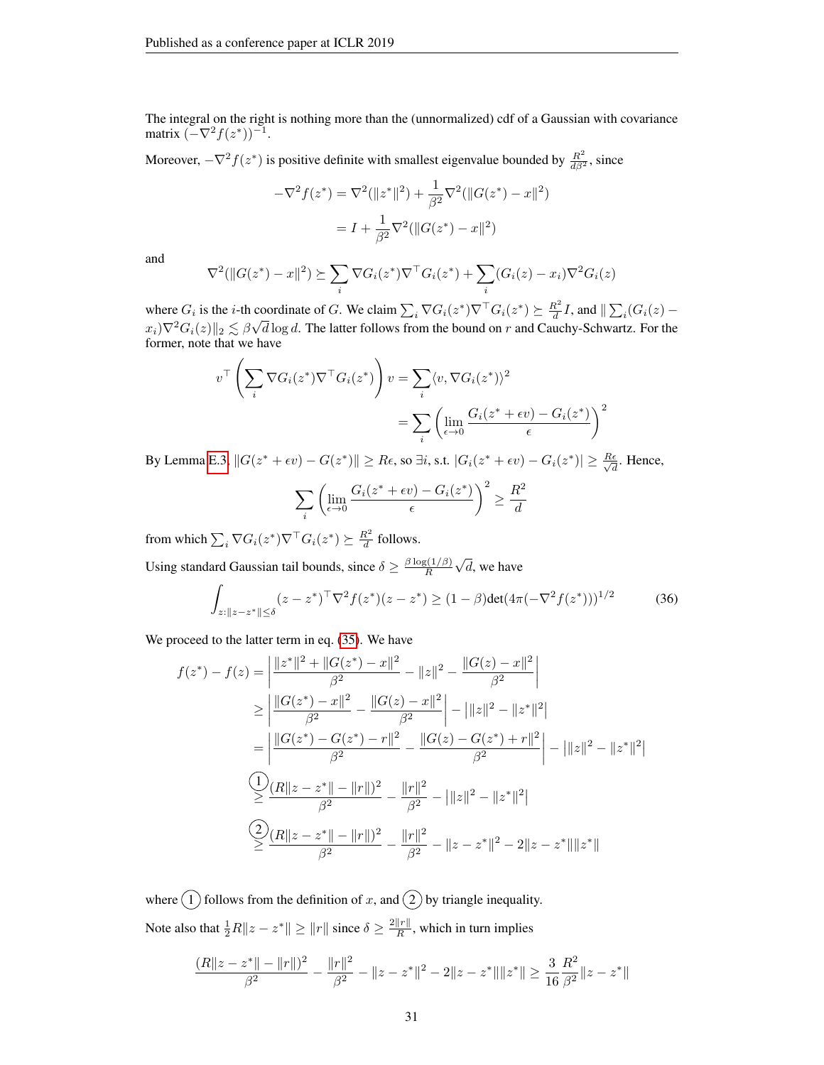The integral on the right is nothing more than the (unnormalized) cdf of a Gaussian with covariance matrix $(-\nabla^2 f(z^*))^{-1}$.

Moreover, $-\nabla^2 f(z^*)$ is positive definite with smallest eigenvalue bounded by $\frac{R^2}{d\beta^2}$, since

$$
\begin{aligned}
-\nabla^2 f(z^*) &= \nabla^2(\|z^*\|^2) + \frac{1}{\beta^2}\nabla^2(\|G(z^*) - x\|^2) \\
&= I + \frac{1}{\beta^2}\nabla^2(\|G(z^*) - x\|^2)
\end{aligned}
$$

and

$$
\nabla^2(\|G(z^*) - x\|^2) \succeq \sum_i \nabla G_i(z^*)\nabla^\top G_i(z^*) + \sum_i (G_i(z) - x_i)\nabla^2 G_i(z)
$$

where $G_i$ is the $i$-th coordinate of $G$. We claim $\sum_i \nabla G_i(z^*)\nabla^\top G_i(z^*) \succeq \frac{R^2}{d} I$, and $\| \sum_i (G_i(z) - x_i)\nabla^2 G_i(z)\|_2 \lesssim \beta\sqrt{d}\log d$. The latter follows from the bound on $r$ and Cauchy-Schwartz. For the former, note that we have

$$
\begin{aligned}
v^\top \left(\sum_i \nabla G_i(z^*)\nabla^\top G_i(z^*)\right) v &= \sum_i \langle v, \nabla G_i(z^*)\rangle^2 \\
&= \sum_i \left(\lim_{\epsilon\to 0} \frac{G_i(z^* + \epsilon v) - G_i(z^*)}{\epsilon}\right)^2
\end{aligned}
$$

By Lemma E.3, $\|G(z^* + \epsilon v) - G(z^*)\| \geq R\epsilon$, so $\exists i$, s.t. $|G_i(z^* + \epsilon v) - G_i(z^*)| \geq \frac{R\epsilon}{\sqrt{d}}$. Hence,

$$
\sum_i \left(\lim_{\epsilon\to 0} \frac{G_i(z^* + \epsilon v) - G_i(z^*)}{\epsilon}\right)^2 \geq \frac{R^2}{d}
$$

from which $\sum_i \nabla G_i(z^*)\nabla^\top G_i(z^*) \succeq \frac{R^2}{d}$ follows.

Using standard Gaussian tail bounds, since $\delta \geq \frac{\beta\log(1/\beta)}{R}\sqrt{d}$, we have

$$
\int_{z:\|z-z^*\|\leq\delta} (z - z^*)^\top \nabla^2 f(z^*)(z - z^*) \geq (1-\beta)\det(4\pi(-\nabla^2 f(z^*)))^{1/2} \tag{36}
$$

We proceed to the latter term in eq. (35). We have

$$
\begin{aligned}
f(z^*) - f(z) &= \left|\frac{\|z^*\|^2 + \|G(z^*) - x\|^2}{\beta^2} - \|z\|^2 - \frac{\|G(z) - x\|^2}{\beta^2}\right| \\
&\geq \left|\frac{\|G(z^*) - x\|^2}{\beta^2} - \frac{\|G(z) - x\|^2}{\beta^2}\right| - \left|\|z\|^2 - \|z^*\|^2\right| \\
&= \left|\frac{\|G(z^*) - G(z^*) - r\|^2}{\beta^2} - \frac{\|G(z) - G(z^*) + r\|^2}{\beta^2}\right| - \left|\|z\|^2 - \|z^*\|^2\right| \\
&\overset{(1)}{\geq} \frac{(R\|z - z^*\| - \|r\|)^2}{\beta^2} - \frac{\|r\|^2}{\beta^2} - \left|\|z\|^2 - \|z^*\|^2\right| \\
&\overset{(2)}{\geq} \frac{(R\|z - z^*\| - \|r\|)^2}{\beta^2} - \frac{\|r\|^2}{\beta^2} - \|z - z^*\|^2 - 2\|z - z^*\|\|z^*\|
\end{aligned}
$$

where (1) follows from the definition of $x$, and (2) by triangle inequality.

Note also that $\frac{1}{2}R\|z - z^*\| \geq \|r\|$ since $\delta \geq \frac{2\|r\|}{R}$, which in turn implies

$$
\frac{(R\|z - z^*\| - \|r\|)^2}{\beta^2} - \frac{\|r\|^2}{\beta^2} - \|z - z^*\|^2 - 2\|z - z^*\|\|z^*\| \geq \frac{3}{16}\frac{R^2}{\beta^2}\|z - z^*\|
$$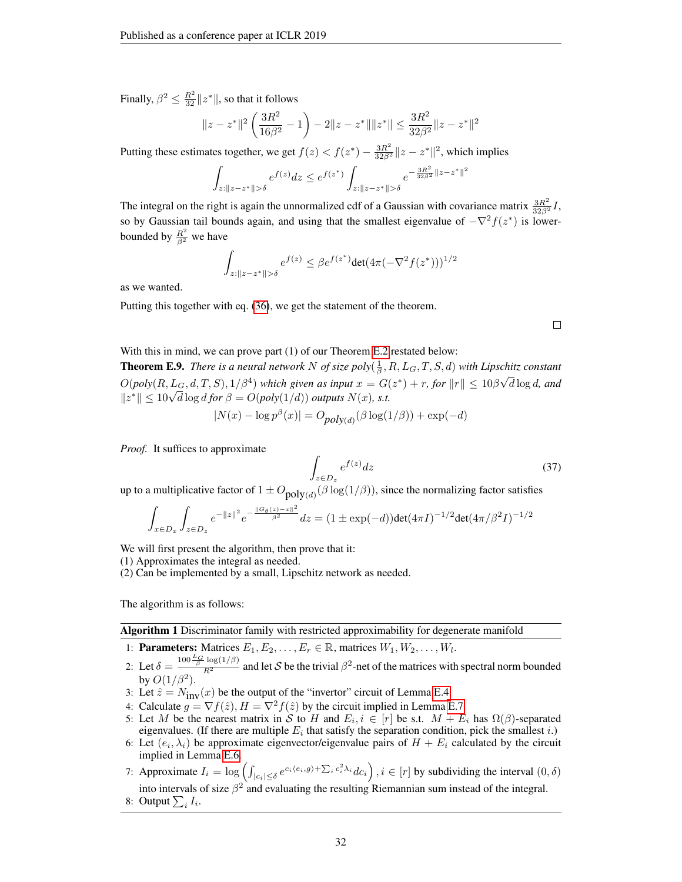Finally, $\beta^2 \leq \frac{R^2}{32}\|z^*\|$, so that it follows

$$\|z - z^*\|^2 \left(\frac{3R^2}{16\beta^2} - 1\right) - 2\|z - z^*\|\|z^*\| \leq \frac{3R^2}{32\beta^2}\|z - z^*\|^2$$

Putting these estimates together, we get $f(z) < f(z^*) - \frac{3R^2}{32\beta^2}\|z - z^*\|^2$, which implies

$$\int_{z:\|z-z^*\|>\delta} e^{f(z)} dz \leq e^{f(z^*)} \int_{z:\|z-z^*\|>\delta} e^{-\frac{3R^2}{32\beta^2}\|z-z^*\|^2}$$

The integral on the right is again the unnormalized cdf of a Gaussian with covariance matrix $\frac{3R^2}{32\beta^2}I$, so by Gaussian tail bounds again, and using that the smallest eigenvalue of $-\nabla^2 f(z^*)$ is lower-bounded by $\frac{R^2}{\beta^2}$ we have

$$\int_{z:\|z-z^*\|>\delta} e^{f(z)} \leq \beta e^{f(z^*)} \text{det}(4\pi(-\nabla^2 f(z^*)))^{1/2}$$

as we wanted.

Putting this together with eq. (36), we get the statement of the theorem.

∎

With this in mind, we can prove part (1) of our Theorem E.2 restated below:

**Theorem E.9.** *There is a neural network $N$ of size $poly(\frac{1}{\beta}, R, L_G, T, S, d)$ with Lipschitz constant $O(poly(R, L_G, d, T, S), 1/\beta^4)$ which given as input $x = G(z^*) + r$, for $\|r\| \leq 10\beta\sqrt{d}\log d$, and $\|z^*\| \leq 10\sqrt{d}\log d$ for $\beta = O(poly(1/d))$ outputs $N(x)$, s.t.*

$$|N(x) - \log p^\beta(x)| = O_{poly(d)}(\beta \log(1/\beta)) + \exp(-d)$$

*Proof.* It suffices to approximate

$$\int_{z \in D_z} e^{f(z)} dz \tag{37}$$

up to a multiplicative factor of $1 \pm O_{\text{poly}(d)}(\beta \log(1/\beta))$, since the normalizing factor satisfies

$$\int_{x \in D_x} \int_{z \in D_z} e^{-\|z\|^2} e^{-\frac{\|G_\theta(z)-x\|^2}{\beta^2}} dz = (1 \pm \exp(-d))\text{det}(4\pi I)^{-1/2}\text{det}(4\pi/\beta^2 I)^{-1/2}$$

We will first present the algorithm, then prove that it:
(1) Approximates the integral as needed.
(2) Can be implemented by a small, Lipschitz network as needed.

The algorithm is as follows:

---

**Algorithm 1** Discriminator family with restricted approximability for degenerate manifold

---

1: **Parameters:** Matrices $E_1, E_2, \ldots, E_r \in \mathbb{R}$, matrices $W_1, W_2, \ldots, W_l$.
2: Let $\delta = \frac{100\frac{L_G}{\beta}\log(1/\beta)}{R^2}$ and let $\mathcal{S}$ be the trivial $\beta^2$-net of the matrices with spectral norm bounded by $O(1/\beta^2)$.
3: Let $\hat{z} = N_{\text{inv}}(x)$ be the output of the "invertor" circuit of Lemma E.4.
4: Calculate $g = \nabla f(\hat{z}), H = \nabla^2 f(\hat{z})$ by the circuit implied in Lemma E.7.
5: Let $M$ be the nearest matrix in $\mathcal{S}$ to $H$ and $E_i, i \in [r]$ be s.t. $M + E_i$ has $\Omega(\beta)$-separated eigenvalues. (If there are multiple $E_i$ that satisfy the separation condition, pick the smallest $i$.)
6: Let $(e_i, \lambda_i)$ be approximate eigenvector/eigenvalue pairs of $H + E_i$ calculated by the circuit implied in Lemma E.6.
7: Approximate $I_i = \log\left(\int_{|c_i|\leq\delta} e^{c_i\langle e_i, g\rangle + \sum_i c_i^2\lambda_i} dc_i\right), i \in [r]$ by subdividing the interval $(0, \delta)$ into intervals of size $\beta^2$ and evaluating the resulting Riemannian sum instead of the integral.
8: Output $\sum_i I_i$.

---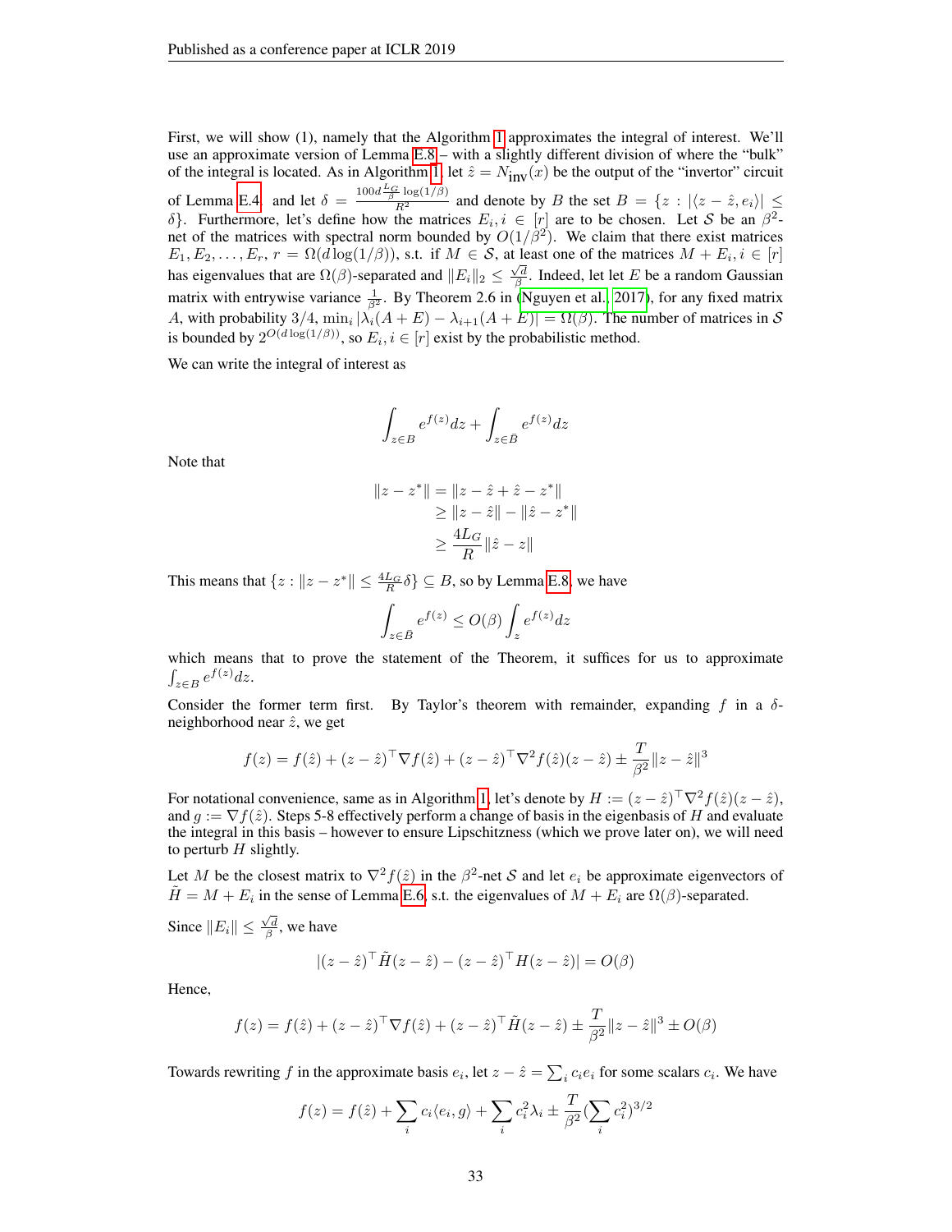First, we will show (1), namely that the Algorithm 1 approximates the integral of interest. We'll use an approximate version of Lemma E.8 – with a slightly different division of where the "bulk" of the integral is located. As in Algorithm 1, let $\hat{z} = N_{\text{inv}}(x)$ be the output of the "invertor" circuit of Lemma E.4, and let $\delta = \frac{100d\frac{L_G}{\beta}\log(1/\beta)}{R^2}$ and denote by $B$ the set $B = \{z : |\langle z - \hat{z}, e_i\rangle| \leq \delta\}$. Furthermore, let's define how the matrices $E_i, i \in [r]$ are to be chosen. Let $\mathcal{S}$ be an $\beta^2$-net of the matrices with spectral norm bounded by $O(1/\beta^2)$. We claim that there exist matrices $E_1, E_2, \dots, E_r$, $r = \Omega(d\log(1/\beta))$, s.t. if $M \in \mathcal{S}$, at least one of the matrices $M + E_i, i \in [r]$ has eigenvalues that are $\Omega(\beta)$-separated and $\|E_i\|_2 \leq \frac{\sqrt{d}}{\beta}$. Indeed, let let $E$ be a random Gaussian matrix with entrywise variance $\frac{1}{\beta^2}$. By Theorem 2.6 in (Nguyen et al., 2017), for any fixed matrix $A$, with probability $3/4$, $\min_i |\lambda_i(A+E) - \lambda_{i+1}(A+E)| = \Omega(\beta)$. The number of matrices in $\mathcal{S}$ is bounded by $2^{O(d\log(1/\beta))}$, so $E_i, i \in [r]$ exist by the probabilistic method.

We can write the integral of interest as

$$\int_{z\in B} e^{f(z)}dz + \int_{z\in\bar{B}} e^{f(z)}dz$$

Note that

$$\begin{aligned}
\|z - z^*\| &= \|z - \hat{z} + \hat{z} - z^*\| \\
&\geq \|z - \hat{z}\| - \|\hat{z} - z^*\| \\
&\geq \frac{4L_G}{R}\|\hat{z} - z\|
\end{aligned}$$

This means that $\{z : \|z - z^*\| \leq \frac{4L_G}{R}\delta\} \subseteq B$, so by Lemma E.8, we have

$$\int_{z\in\bar{B}} e^{f(z)} \leq O(\beta)\int_z e^{f(z)}dz$$

which means that to prove the statement of the Theorem, it suffices for us to approximate $\int_{z\in B} e^{f(z)}dz$.

Consider the former term first. By Taylor's theorem with remainder, expanding $f$ in a $\delta$-neighborhood near $\hat{z}$, we get

$$f(z) = f(\hat{z}) + (z - \hat{z})^\top \nabla f(\hat{z}) + (z - \hat{z})^\top \nabla^2 f(\hat{z})(z - \hat{z}) \pm \frac{T}{\beta^2}\|z - \hat{z}\|^3$$

For notational convenience, same as in Algorithm 1, let's denote by $H := (z - \hat{z})^\top \nabla^2 f(\hat{z})(z - \hat{z})$, and $g := \nabla f(\hat{z})$. Steps 5-8 effectively perform a change of basis in the eigenbasis of $H$ and evaluate the integral in this basis – however to ensure Lipschitzness (which we prove later on), we will need to perturb $H$ slightly.

Let $M$ be the closest matrix to $\nabla^2 f(\hat{z})$ in the $\beta^2$-net $\mathcal{S}$ and let $e_i$ be approximate eigenvectors of $\tilde{H} = M + E_i$ in the sense of Lemma E.6, s.t. the eigenvalues of $M + E_i$ are $\Omega(\beta)$-separated.

Since $\|E_i\| \leq \frac{\sqrt{d}}{\beta}$, we have

$$|(z - \hat{z})^\top \tilde{H}(z - \hat{z}) - (z - \hat{z})^\top H(z - \hat{z})| = O(\beta)$$

Hence,

$$f(z) = f(\hat{z}) + (z - \hat{z})^\top \nabla f(\hat{z}) + (z - \hat{z})^\top \tilde{H}(z - \hat{z}) \pm \frac{T}{\beta^2}\|z - \hat{z}\|^3 \pm O(\beta)$$

Towards rewriting $f$ in the approximate basis $e_i$, let $z - \hat{z} = \sum_i c_i e_i$ for some scalars $c_i$. We have

$$f(z) = f(\hat{z}) + \sum_i c_i\langle e_i, g\rangle + \sum_i c_i^2\lambda_i \pm \frac{T}{\beta^2}(\sum_i c_i^2)^{3/2}$$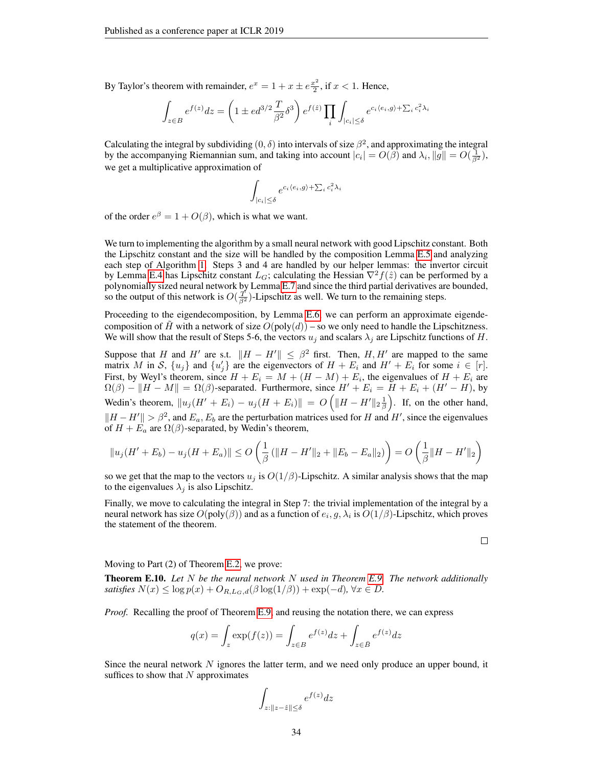By Taylor's theorem with remainder, $e^x = 1 + x \pm e\frac{x^2}{2}$, if $x < 1$. Hence,

$$\int_{z \in B} e^{f(z)} dz = \left(1 \pm e d^{3/2} \frac{T}{\beta^2} \delta^3\right) e^{f(\hat{z})} \prod_i \int_{|c_i| \leq \delta} e^{c_i \langle e_i, g \rangle + \sum_i c_i^2 \lambda_i}$$

Calculating the integral by subdividing $(0, \delta)$ into intervals of size $\beta^2$, and approximating the integral by the accompanying Riemannian sum, and taking into account $|c_i| = O(\beta)$ and $\lambda_i, \|g\| = O(\frac{1}{\beta^2})$, we get a multiplicative approximation of

$$\int_{|c_i| \leq \delta} e^{c_i \langle e_i, g \rangle + \sum_i c_i^2 \lambda_i}$$

of the order $e^\beta = 1 + O(\beta)$, which is what we want.

We turn to implementing the algorithm by a small neural network with good Lipschitz constant. Both the Lipschitz constant and the size will be handled by the composition Lemma E.5 and analyzing each step of Algorithm 1. Steps 3 and 4 are handled by our helper lemmas: the invertor circuit by Lemma E.4 has Lipschitz constant $L_G$; calculating the Hessian $\nabla^2 f(\hat{z})$ can be performed by a polynomially sized neural network by Lemma E.7 and since the third partial derivatives are bounded, so the output of this network is $O(\frac{T}{\beta^2})$-Lipschitz as well. We turn to the remaining steps.

Proceeding to the eigendecomposition, by Lemma E.6, we can perform an approximate eigendecomposition of $\tilde{H}$ with a network of size $O(\text{poly}(d))$ – so we only need to handle the Lipschitzness. We will show that the result of Steps 5-6, the vectors $u_j$ and scalars $\lambda_j$ are Lipschitz functions of $H$.

Suppose that $H$ and $H'$ are s.t. $\|H - H'\| \leq \beta^2$ first. Then, $H, H'$ are mapped to the same matrix $M$ in $\mathcal{S}$, $\{u_j\}$ and $\{u'_j\}$ are the eigenvectors of $H + E_i$ and $H' + E_i$ for some $i \in [r]$. First, by Weyl's theorem, since $H + E_i = M + (H - M) + E_i$, the eigenvalues of $H + E_i$ are $\Omega(\beta) - \|H - M\| = \Omega(\beta)$-separated. Furthermore, since $H' + E_i = H + E_i + (H' - H)$, by Wedin's theorem, $\|u_j(H' + E_i) - u_j(H + E_i)\| = O\left(\|H - H'\|_2 \frac{1}{\beta}\right)$. If, on the other hand, $\|H - H'\| > \beta^2$, and $E_a, E_b$ are the perturbation matrices used for $H$ and $H'$, since the eigenvalues of $H + E_a$ are $\Omega(\beta)$-separated, by Wedin's theorem,

$$\|u_j(H' + E_b) - u_j(H + E_a)\| \leq O\left(\frac{1}{\beta}\left(\|H - H'\|_2 + \|E_b - E_a\|_2\right)\right) = O\left(\frac{1}{\beta}\|H - H'\|_2\right)$$

so we get that the map to the vectors $u_j$ is $O(1/\beta)$-Lipschitz. A similar analysis shows that the map to the eigenvalues $\lambda_j$ is also Lipschitz.

Finally, we move to calculating the integral in Step 7: the trivial implementation of the integral by a neural network has size $O(\text{poly}(\beta))$ and as a function of $e_i, g, \lambda_i$ is $O(1/\beta)$-Lipschitz, which proves the statement of the theorem. □

Moving to Part (2) of Theorem E.2, we prove:

**Theorem E.10.** *Let $N$ be the neural network $N$ used in Theorem E.9. The network additionally satisfies $N(x) \leq \log p(x) + O_{R,L_G,d}(\beta \log(1/\beta)) + \exp(-d)$, $\forall x \in D$.*

*Proof.* Recalling the proof of Theorem E.9, and reusing the notation there, we can express

$$q(x) = \int_z \exp(f(z)) = \int_{z \in B} e^{f(z)} dz + \int_{z \in \bar{B}} e^{f(z)} dz$$

Since the neural network $N$ ignores the latter term, and we need only produce an upper bound, it suffices to show that $N$ approximates

$$\int_{z: \|z - \hat{z}\| \leq \delta} e^{f(z)} dz$$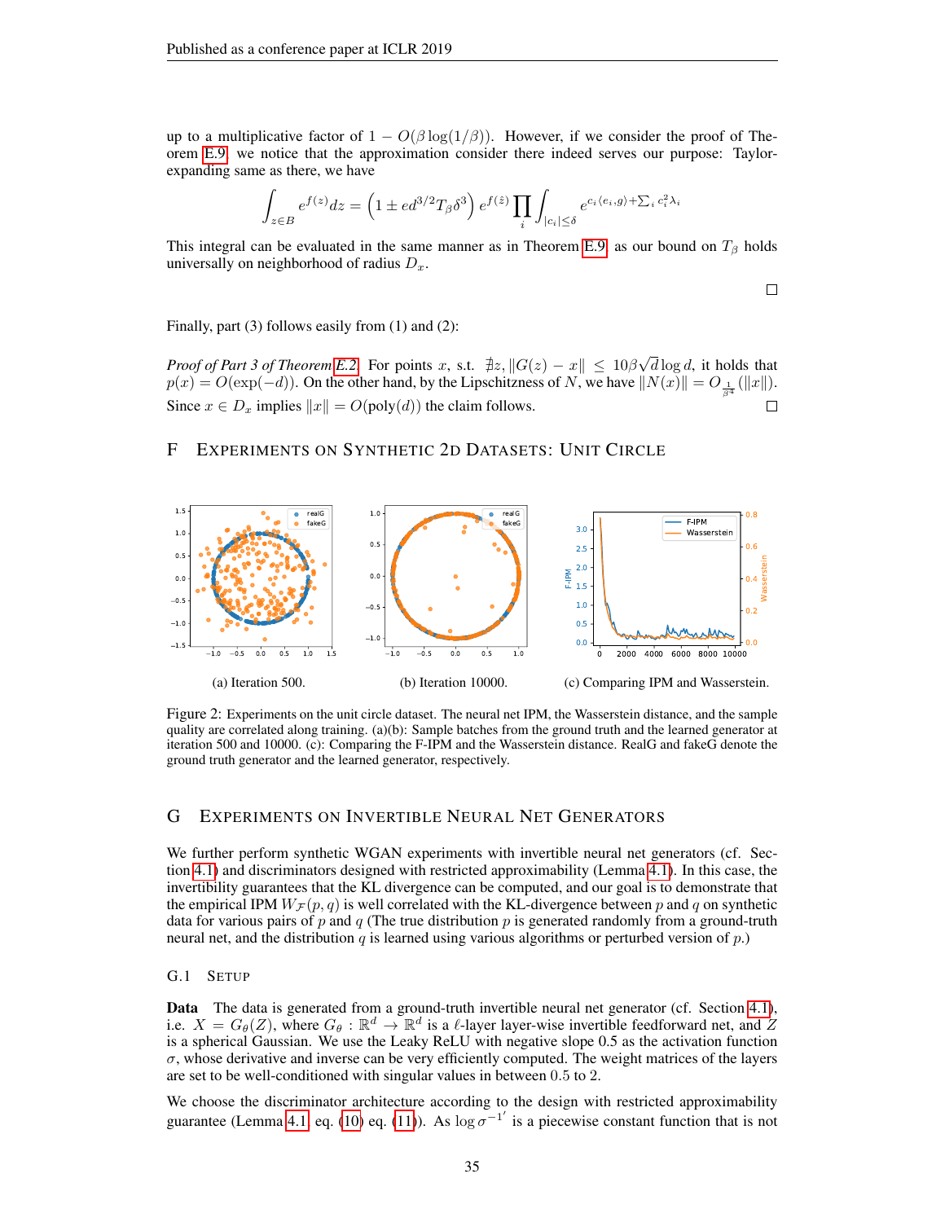up to a multiplicative factor of $1 - O(\beta \log(1/\beta))$. However, if we consider the proof of Theorem E.9 we notice that the approximation consider there indeed serves our purpose: Taylor-expanding same as there, we have

$$\int_{z \in B} e^{f(z)} dz = \left(1 \pm e d^{3/2} T_\beta \delta^3\right) e^{f(\hat{z})} \prod_i \int_{|c_i| \le \delta} e^{c_i \langle e_i, g \rangle + \sum_i c_i^2 \lambda_i}$$

This integral can be evaluated in the same manner as in Theorem E.9 as our bound on $T_\beta$ holds universally on neighborhood of radius $D_x$.

□

Finally, part (3) follows easily from (1) and (2):

*Proof of Part 3 of Theorem E.2.* For points $x$, s.t. $\nexists z, \|G(z) - x\| \le 10\beta\sqrt{d}\log d$, it holds that $p(x) = O(\exp(-d))$. On the other hand, by the Lipschitzness of $N$, we have $\|N(x)\| = O_{\frac{1}{\beta^4}}(\|x\|)$. Since $x \in D_x$ implies $\|x\| = O(\text{poly}(d))$ the claim follows. □

## F Experiments on Synthetic 2D Datasets: Unit Circle

(a) Iteration 500. (b) Iteration 10000. (c) Comparing IPM and Wasserstein.

Figure 2: Experiments on the unit circle dataset. The neural net IPM, the Wasserstein distance, and the sample quality are correlated along training. (a)(b): Sample batches from the ground truth and the learned generator at iteration 500 and 10000. (c): Comparing the F-IPM and the Wasserstein distance. RealG and fakeG denote the ground truth generator and the learned generator, respectively.

## G Experiments on Invertible Neural Net Generators

We further perform synthetic WGAN experiments with invertible neural net generators (cf. Section 4.1) and discriminators designed with restricted approximability (Lemma 4.1). In this case, the invertibility guarantees that the KL divergence can be computed, and our goal is to demonstrate that the empirical IPM $W_{\mathcal{F}}(p, q)$ is well correlated with the KL-divergence between $p$ and $q$ on synthetic data for various pairs of $p$ and $q$ (The true distribution $p$ is generated randomly from a ground-truth neural net, and the distribution $q$ is learned using various algorithms or perturbed version of $p$.)

### G.1 Setup

**Data** The data is generated from a ground-truth invertible neural net generator (cf. Section 4.1), i.e. $X = G_\theta(Z)$, where $G_\theta : \mathbb{R}^d \to \mathbb{R}^d$ is a $\ell$-layer layer-wise invertible feedforward net, and $Z$ is a spherical Gaussian. We use the Leaky ReLU with negative slope 0.5 as the activation function $\sigma$, whose derivative and inverse can be very efficiently computed. The weight matrices of the layers are set to be well-conditioned with singular values in between 0.5 to 2.

We choose the discriminator architecture according to the design with restricted approximability guarantee (Lemma 4.1 eq. (10) eq. (11)). As $\log \sigma^{-1'}$ is a piecewise constant function that is not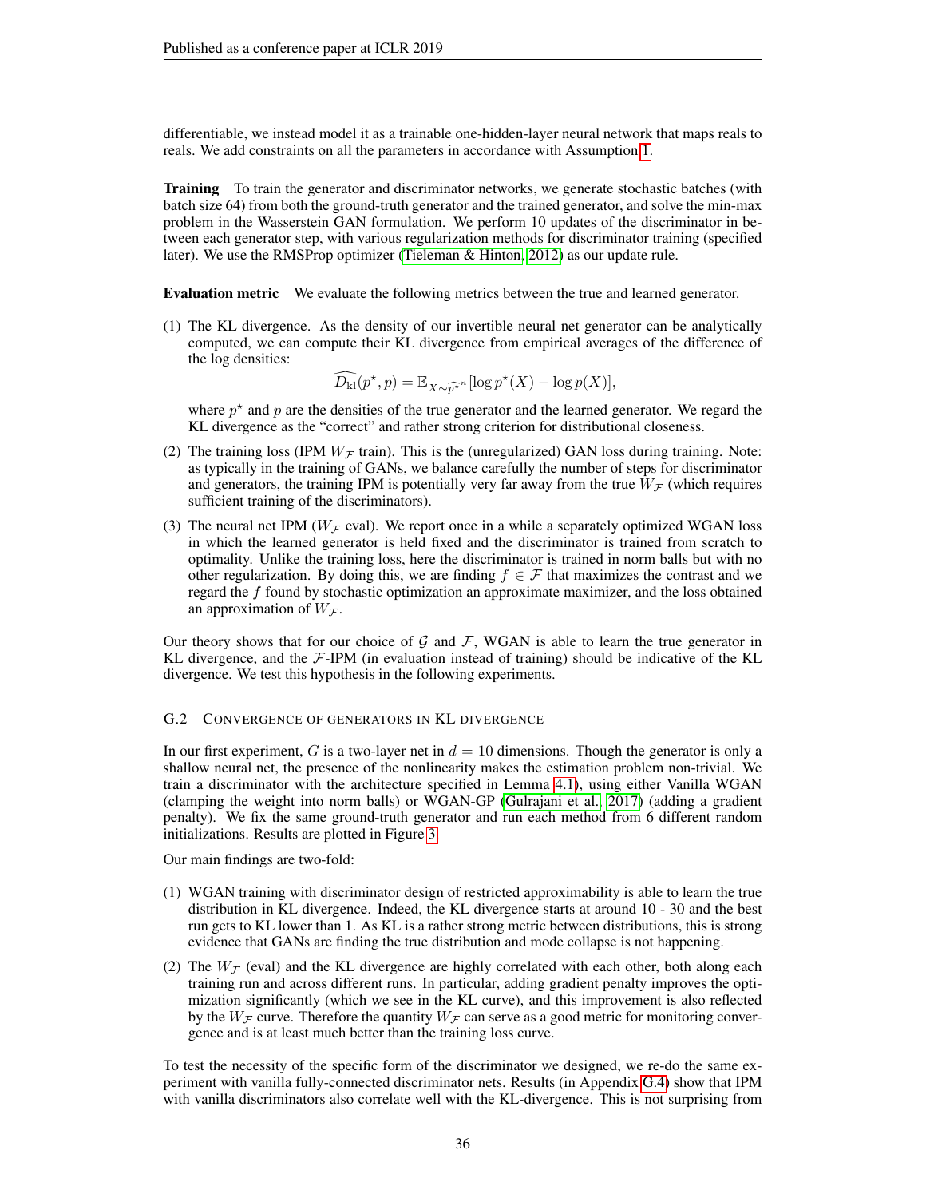differentiable, we instead model it as a trainable one-hidden-layer neural network that maps reals to reals. We add constraints on all the parameters in accordance with Assumption 1.

**Training** To train the generator and discriminator networks, we generate stochastic batches (with batch size 64) from both the ground-truth generator and the trained generator, and solve the min-max problem in the Wasserstein GAN formulation. We perform 10 updates of the discriminator in between each generator step, with various regularization methods for discriminator training (specified later). We use the RMSProp optimizer (Tieleman & Hinton, 2012) as our update rule.

**Evaluation metric** We evaluate the following metrics between the true and learned generator.

(1) The KL divergence. As the density of our invertible neural net generator can be analytically computed, we can compute their KL divergence from empirical averages of the difference of the log densities:
$$\widehat{D_{\rm kl}}(p^\star, p) = \mathbb{E}_{X \sim \widehat{p^\star}^n}[\log p^\star(X) - \log p(X)],$$
where $p^\star$ and $p$ are the densities of the true generator and the learned generator. We regard the KL divergence as the "correct" and rather strong criterion for distributional closeness.

(2) The training loss (IPM $W_\mathcal{F}$ train). This is the (unregularized) GAN loss during training. Note: as typically in the training of GANs, we balance carefully the number of steps for discriminator and generators, the training IPM is potentially very far away from the true $W_\mathcal{F}$ (which requires sufficient training of the discriminators).

(3) The neural net IPM ($W_\mathcal{F}$ eval). We report once in a while a separately optimized WGAN loss in which the learned generator is held fixed and the discriminator is trained from scratch to optimality. Unlike the training loss, here the discriminator is trained in norm balls but with no other regularization. By doing this, we are finding $f \in \mathcal{F}$ that maximizes the contrast and we regard the $f$ found by stochastic optimization an approximate maximizer, and the loss obtained an approximation of $W_\mathcal{F}$.

Our theory shows that for our choice of $\mathcal{G}$ and $\mathcal{F}$, WGAN is able to learn the true generator in KL divergence, and the $\mathcal{F}$-IPM (in evaluation instead of training) should be indicative of the KL divergence. We test this hypothesis in the following experiments.

### G.2 Convergence of generators in KL divergence

In our first experiment, $G$ is a two-layer net in $d = 10$ dimensions. Though the generator is only a shallow neural net, the presence of the nonlinearity makes the estimation problem non-trivial. We train a discriminator with the architecture specified in Lemma 4.1), using either Vanilla WGAN (clamping the weight into norm balls) or WGAN-GP (Gulrajani et al., 2017) (adding a gradient penalty). We fix the same ground-truth generator and run each method from 6 different random initializations. Results are plotted in Figure 3.

Our main findings are two-fold:

(1) WGAN training with discriminator design of restricted approximability is able to learn the true distribution in KL divergence. Indeed, the KL divergence starts at around 10 - 30 and the best run gets to KL lower than 1. As KL is a rather strong metric between distributions, this is strong evidence that GANs are finding the true distribution and mode collapse is not happening.

(2) The $W_\mathcal{F}$ (eval) and the KL divergence are highly correlated with each other, both along each training run and across different runs. In particular, adding gradient penalty improves the optimization significantly (which we see in the KL curve), and this improvement is also reflected by the $W_\mathcal{F}$ curve. Therefore the quantity $W_\mathcal{F}$ can serve as a good metric for monitoring convergence and is at least much better than the training loss curve.

To test the necessity of the specific form of the discriminator we designed, we re-do the same experiment with vanilla fully-connected discriminator nets. Results (in Appendix G.4) show that IPM with vanilla discriminators also correlate well with the KL-divergence. This is not surprising from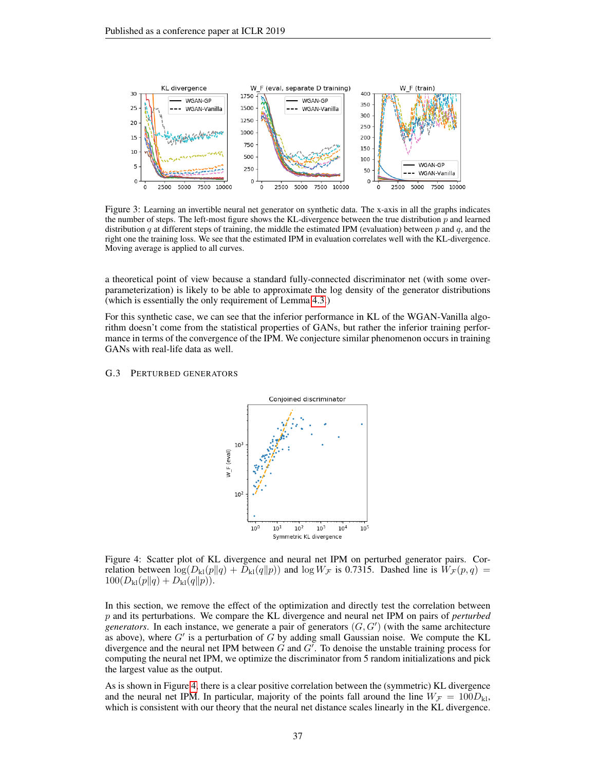Figure 3: Learning an invertible neural net generator on synthetic data. The x-axis in all the graphs indicates the number of steps. The left-most figure shows the KL-divergence between the true distribution $p$ and learned distribution $q$ at different steps of training, the middle the estimated IPM (evaluation) between $p$ and $q$, and the right one the training loss. We see that the estimated IPM in evaluation correlates well with the KL-divergence. Moving average is applied to all curves.

a theoretical point of view because a standard fully-connected discriminator net (with some over-parameterization) is likely to be able to approximate the log density of the generator distributions (which is essentially the only requirement of Lemma 4.3.)

For this synthetic case, we can see that the inferior performance in KL of the WGAN-Vanilla algorithm doesn't come from the statistical properties of GANs, but rather the inferior training performance in terms of the convergence of the IPM. We conjecture similar phenomenon occurs in training GANs with real-life data as well.

### G.3 Perturbed generators

Figure 4: Scatter plot of KL divergence and neural net IPM on perturbed generator pairs. Correlation between $\log(D_{\rm kl}(p\|q) + D_{\rm kl}(q\|p))$ and $\log W_{\mathcal{F}}$ is 0.7315. Dashed line is $W_{\mathcal{F}}(p, q) = 100(D_{\rm kl}(p\|q) + D_{\rm kl}(q\|p))$.

In this section, we remove the effect of the optimization and directly test the correlation between $p$ and its perturbations. We compare the KL divergence and neural net IPM on pairs of *perturbed generators*. In each instance, we generate a pair of generators $(G, G')$ (with the same architecture as above), where $G'$ is a perturbation of $G$ by adding small Gaussian noise. We compute the KL divergence and the neural net IPM between $G$ and $G'$. To denoise the unstable training process for computing the neural net IPM, we optimize the discriminator from 5 random initializations and pick the largest value as the output.

As is shown in Figure 4, there is a clear positive correlation between the (symmetric) KL divergence and the neural net IPM. In particular, majority of the points fall around the line $W_{\mathcal{F}} = 100D_{\rm kl}$, which is consistent with our theory that the neural net distance scales linearly in the KL divergence.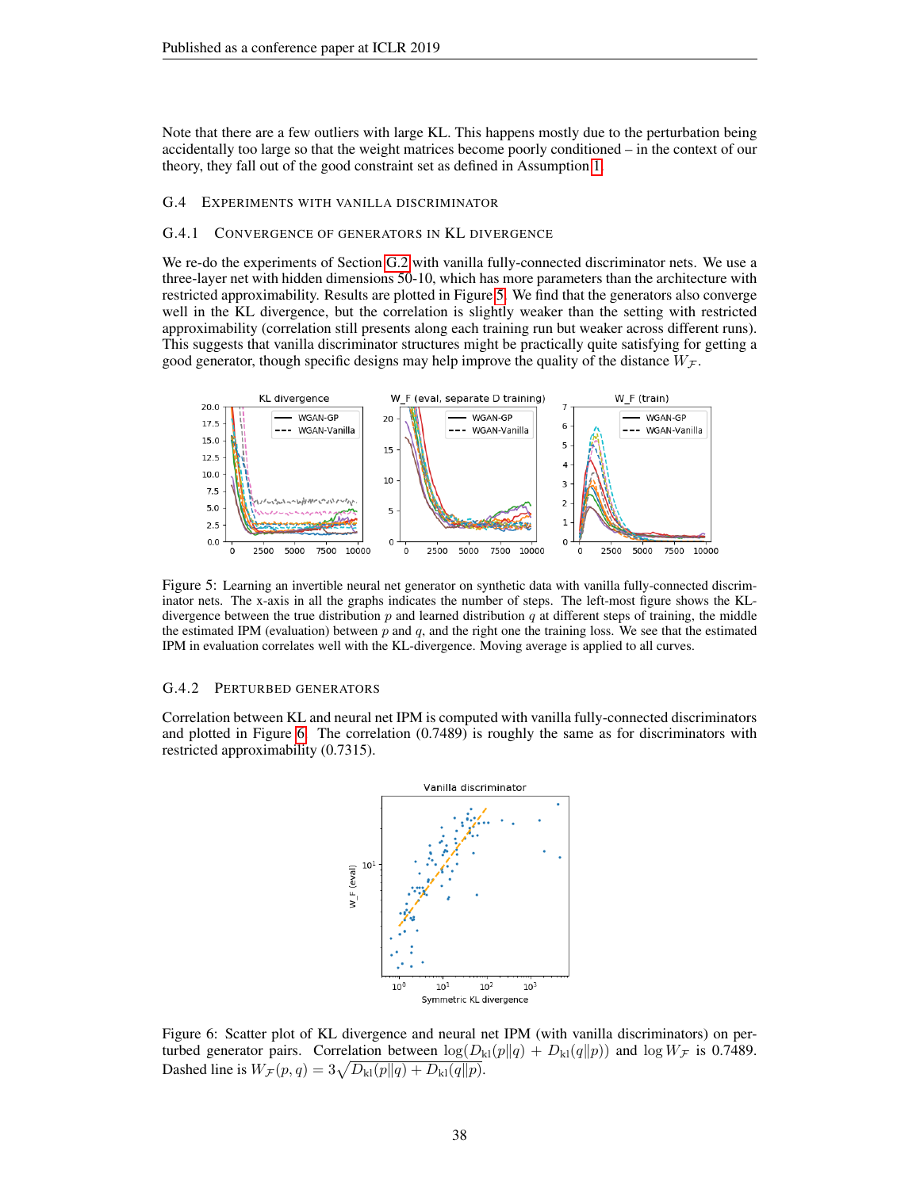Note that there are a few outliers with large KL. This happens mostly due to the perturbation being accidentally too large so that the weight matrices become poorly conditioned – in the context of our theory, they fall out of the good constraint set as defined in Assumption 1.

### G.4 Experiments with vanilla discriminator

#### G.4.1 Convergence of generators in KL divergence

We re-do the experiments of Section G.2 with vanilla fully-connected discriminator nets. We use a three-layer net with hidden dimensions 50-10, which has more parameters than the architecture with restricted approximability. Results are plotted in Figure 5. We find that the generators also converge well in the KL divergence, but the correlation is slightly weaker than the setting with restricted approximability (correlation still presents along each training run but weaker across different runs). This suggests that vanilla discriminator structures might be practically quite satisfying for getting a good generator, though specific designs may help improve the quality of the distance $W_{\mathcal{F}}$.

KL divergence
W_F (eval, separate D training)
W_F (train)
WGAN-GP
WGAN-Vanilla

Figure 5: Learning an invertible neural net generator on synthetic data with vanilla fully-connected discriminator nets. The x-axis in all the graphs indicates the number of steps. The left-most figure shows the KL-divergence between the true distribution $p$ and learned distribution $q$ at different steps of training, the middle the estimated IPM (evaluation) between $p$ and $q$, and the right one the training loss. We see that the estimated IPM in evaluation correlates well with the KL-divergence. Moving average is applied to all curves.

#### G.4.2 Perturbed generators

Correlation between KL and neural net IPM is computed with vanilla fully-connected discriminators and plotted in Figure 6. The correlation (0.7489) is roughly the same as for discriminators with restricted approximability (0.7315).

Vanilla discriminator
W_F (eval)
Symmetric KL divergence

Figure 6: Scatter plot of KL divergence and neural net IPM (with vanilla discriminators) on perturbed generator pairs. Correlation between $\log(D_{\rm kl}(p\|q) + D_{\rm kl}(q\|p))$ and $\log W_{\mathcal{F}}$ is 0.7489. Dashed line is $W_{\mathcal{F}}(p,q) = 3\sqrt{D_{\rm kl}(p\|q) + D_{\rm kl}(q\|p)}$.